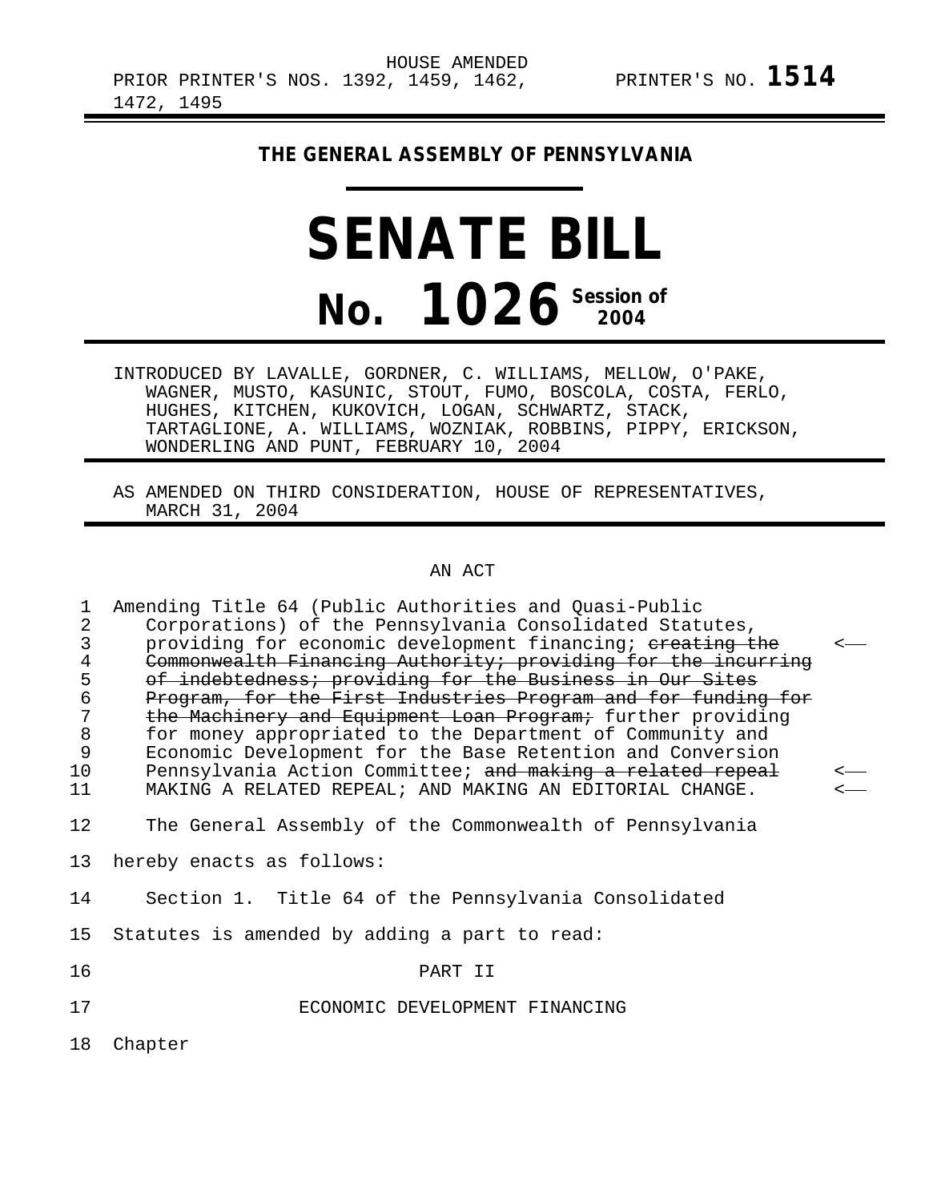HOUSE AMENDED
PRIOR PRINTER'S NOS. 1392, 1459, 1462, 1472, 1495 PRINTER'S NO. **1514**

# THE GENERAL ASSEMBLY OF PENNSYLVANIA

# SENATE BILL

# No. 1026 Session of 2004

INTRODUCED BY LAVALLE, GORDNER, C. WILLIAMS, MELLOW, O'PAKE, WAGNER, MUSTO, KASUNIC, STOUT, FUMO, BOSCOLA, COSTA, FERLO, HUGHES, KITCHEN, KUKOVICH, LOGAN, SCHWARTZ, STACK, TARTAGLIONE, A. WILLIAMS, WOZNIAK, ROBBINS, PIPPY, ERICKSON, WONDERLING AND PUNT, FEBRUARY 10, 2004

AS AMENDED ON THIRD CONSIDERATION, HOUSE OF REPRESENTATIVES, MARCH 31, 2004

AN ACT

1 Amending Title 64 (Public Authorities and Quasi-Public
2 Corporations) of the Pennsylvania Consolidated Statutes,
3 providing for economic development financing; ~~creating the~~ <—
4 ~~Commonwealth Financing Authority; providing for the incurring~~
5 ~~of indebtedness; providing for the Business in Our Sites~~
6 ~~Program, for the First Industries Program and for funding for~~
7 ~~the Machinery and Equipment Loan Program;~~ further providing
8 for money appropriated to the Department of Community and
9 Economic Development for the Base Retention and Conversion
10 Pennsylvania Action Committee; ~~and making a related repeal~~ <—
11 MAKING A RELATED REPEAL; AND MAKING AN EDITORIAL CHANGE. <—

12 The General Assembly of the Commonwealth of Pennsylvania
13 hereby enacts as follows:

14 Section 1. Title 64 of the Pennsylvania Consolidated
15 Statutes is amended by adding a part to read:

16 PART II

17 ECONOMIC DEVELOPMENT FINANCING

18 Chapter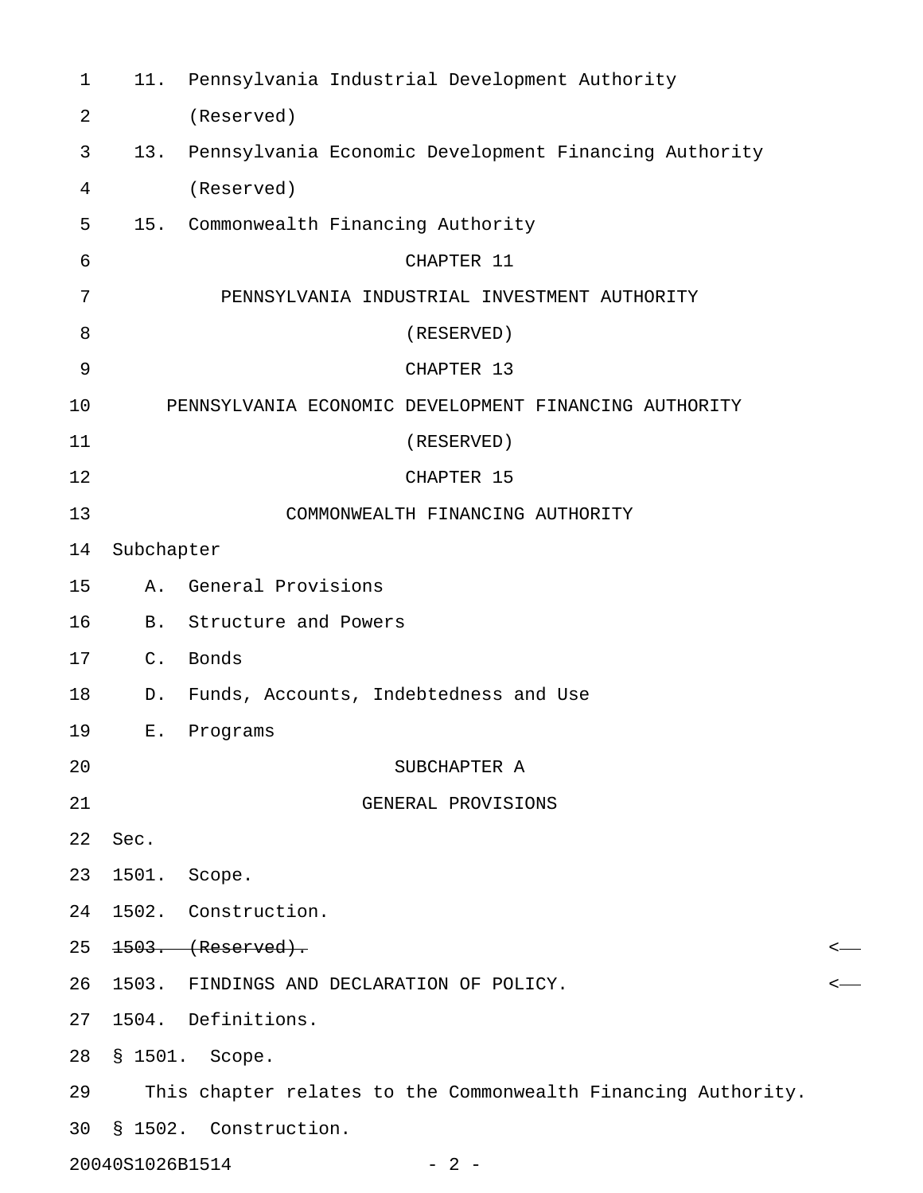11. Pennsylvania Industrial Development Authority (Reserved)
13. Pennsylvania Economic Development Financing Authority (Reserved)
15. Commonwealth Financing Authority

CHAPTER 11

PENNSYLVANIA INDUSTRIAL INVESTMENT AUTHORITY

(RESERVED)

CHAPTER 13

PENNSYLVANIA ECONOMIC DEVELOPMENT FINANCING AUTHORITY

(RESERVED)

CHAPTER 15

COMMONWEALTH FINANCING AUTHORITY

Subchapter

A. General Provisions
B. Structure and Powers
C. Bonds
D. Funds, Accounts, Indebtedness and Use
E. Programs

SUBCHAPTER A

GENERAL PROVISIONS

Sec.

1501. Scope.

1502. Construction.

~~1503. (Reserved).~~

1503. FINDINGS AND DECLARATION OF POLICY.

1504. Definitions.

§ 1501. Scope.

This chapter relates to the Commonwealth Financing Authority.

§ 1502. Construction.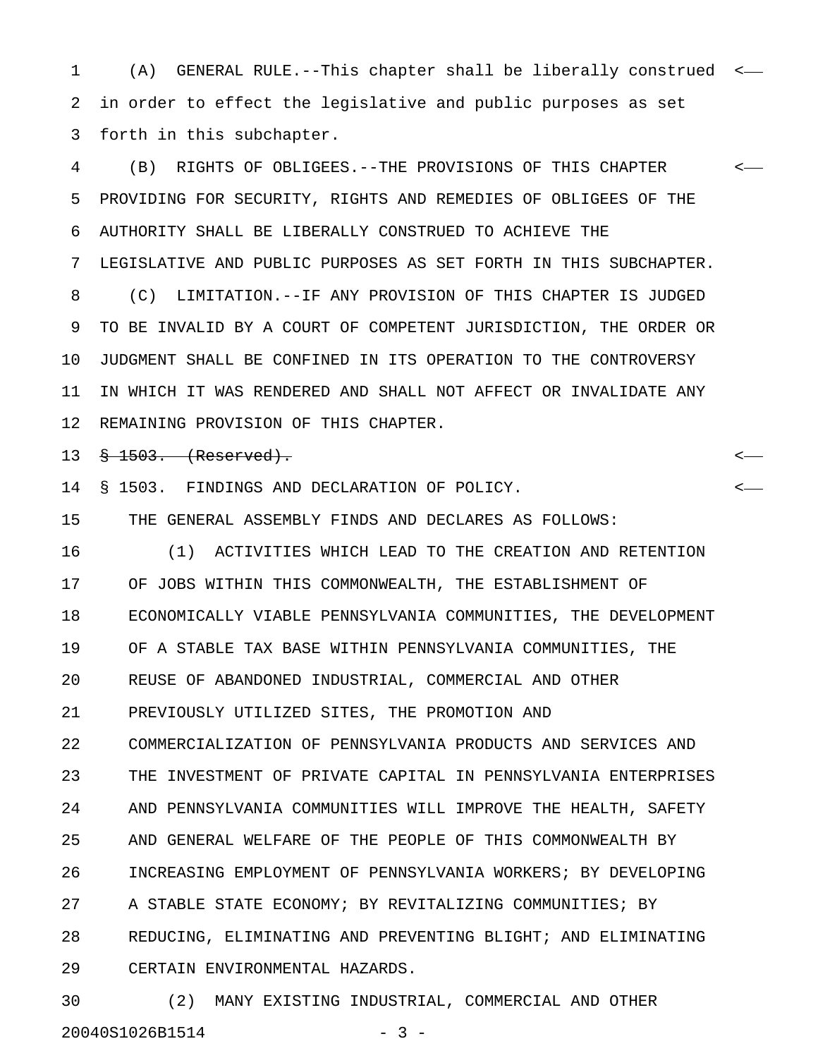(A) GENERAL RULE.--This chapter shall be liberally construed in order to effect the legislative and public purposes as set forth in this subchapter.

(B) RIGHTS OF OBLIGEES.--THE PROVISIONS OF THIS CHAPTER PROVIDING FOR SECURITY, RIGHTS AND REMEDIES OF OBLIGEES OF THE AUTHORITY SHALL BE LIBERALLY CONSTRUED TO ACHIEVE THE LEGISLATIVE AND PUBLIC PURPOSES AS SET FORTH IN THIS SUBCHAPTER.

(C) LIMITATION.--IF ANY PROVISION OF THIS CHAPTER IS JUDGED TO BE INVALID BY A COURT OF COMPETENT JURISDICTION, THE ORDER OR JUDGMENT SHALL BE CONFINED IN ITS OPERATION TO THE CONTROVERSY IN WHICH IT WAS RENDERED AND SHALL NOT AFFECT OR INVALIDATE ANY REMAINING PROVISION OF THIS CHAPTER.

~~§ 1503. (Reserved).~~

§ 1503. FINDINGS AND DECLARATION OF POLICY.

THE GENERAL ASSEMBLY FINDS AND DECLARES AS FOLLOWS:

(1) ACTIVITIES WHICH LEAD TO THE CREATION AND RETENTION OF JOBS WITHIN THIS COMMONWEALTH, THE ESTABLISHMENT OF ECONOMICALLY VIABLE PENNSYLVANIA COMMUNITIES, THE DEVELOPMENT OF A STABLE TAX BASE WITHIN PENNSYLVANIA COMMUNITIES, THE REUSE OF ABANDONED INDUSTRIAL, COMMERCIAL AND OTHER PREVIOUSLY UTILIZED SITES, THE PROMOTION AND COMMERCIALIZATION OF PENNSYLVANIA PRODUCTS AND SERVICES AND THE INVESTMENT OF PRIVATE CAPITAL IN PENNSYLVANIA ENTERPRISES AND PENNSYLVANIA COMMUNITIES WILL IMPROVE THE HEALTH, SAFETY AND GENERAL WELFARE OF THE PEOPLE OF THIS COMMONWEALTH BY INCREASING EMPLOYMENT OF PENNSYLVANIA WORKERS; BY DEVELOPING A STABLE STATE ECONOMY; BY REVITALIZING COMMUNITIES; BY REDUCING, ELIMINATING AND PREVENTING BLIGHT; AND ELIMINATING CERTAIN ENVIRONMENTAL HAZARDS.

(2) MANY EXISTING INDUSTRIAL, COMMERCIAL AND OTHER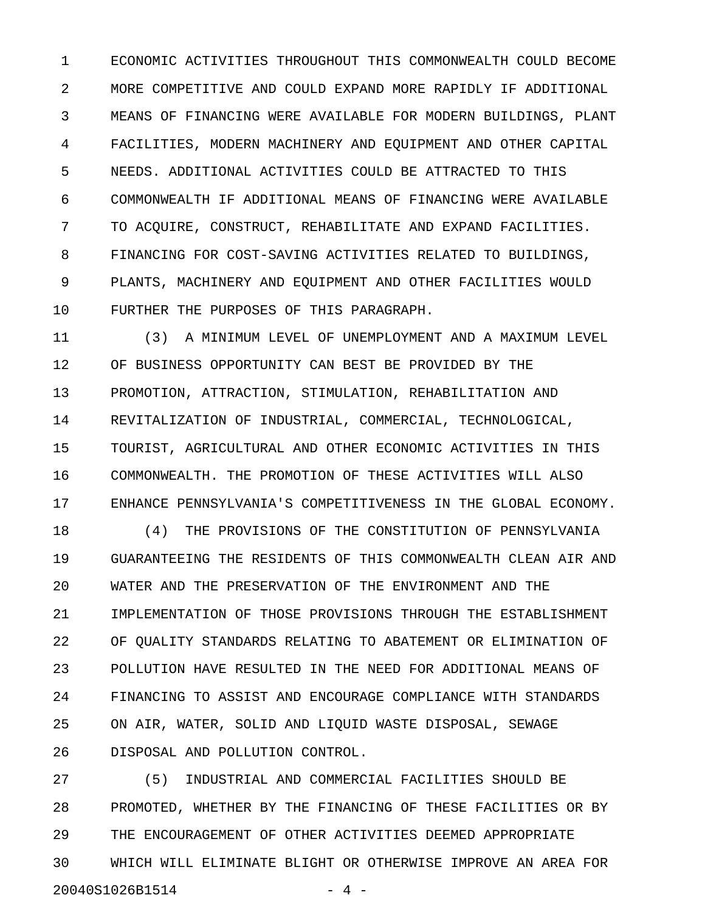ECONOMIC ACTIVITIES THROUGHOUT THIS COMMONWEALTH COULD BECOME MORE COMPETITIVE AND COULD EXPAND MORE RAPIDLY IF ADDITIONAL MEANS OF FINANCING WERE AVAILABLE FOR MODERN BUILDINGS, PLANT FACILITIES, MODERN MACHINERY AND EQUIPMENT AND OTHER CAPITAL NEEDS. ADDITIONAL ACTIVITIES COULD BE ATTRACTED TO THIS COMMONWEALTH IF ADDITIONAL MEANS OF FINANCING WERE AVAILABLE TO ACQUIRE, CONSTRUCT, REHABILITATE AND EXPAND FACILITIES. FINANCING FOR COST-SAVING ACTIVITIES RELATED TO BUILDINGS, PLANTS, MACHINERY AND EQUIPMENT AND OTHER FACILITIES WOULD FURTHER THE PURPOSES OF THIS PARAGRAPH.

(3) A MINIMUM LEVEL OF UNEMPLOYMENT AND A MAXIMUM LEVEL OF BUSINESS OPPORTUNITY CAN BEST BE PROVIDED BY THE PROMOTION, ATTRACTION, STIMULATION, REHABILITATION AND REVITALIZATION OF INDUSTRIAL, COMMERCIAL, TECHNOLOGICAL, TOURIST, AGRICULTURAL AND OTHER ECONOMIC ACTIVITIES IN THIS COMMONWEALTH. THE PROMOTION OF THESE ACTIVITIES WILL ALSO ENHANCE PENNSYLVANIA'S COMPETITIVENESS IN THE GLOBAL ECONOMY.

(4) THE PROVISIONS OF THE CONSTITUTION OF PENNSYLVANIA GUARANTEEING THE RESIDENTS OF THIS COMMONWEALTH CLEAN AIR AND WATER AND THE PRESERVATION OF THE ENVIRONMENT AND THE IMPLEMENTATION OF THOSE PROVISIONS THROUGH THE ESTABLISHMENT OF QUALITY STANDARDS RELATING TO ABATEMENT OR ELIMINATION OF POLLUTION HAVE RESULTED IN THE NEED FOR ADDITIONAL MEANS OF FINANCING TO ASSIST AND ENCOURAGE COMPLIANCE WITH STANDARDS ON AIR, WATER, SOLID AND LIQUID WASTE DISPOSAL, SEWAGE DISPOSAL AND POLLUTION CONTROL.

(5) INDUSTRIAL AND COMMERCIAL FACILITIES SHOULD BE PROMOTED, WHETHER BY THE FINANCING OF THESE FACILITIES OR BY THE ENCOURAGEMENT OF OTHER ACTIVITIES DEEMED APPROPRIATE WHICH WILL ELIMINATE BLIGHT OR OTHERWISE IMPROVE AN AREA FOR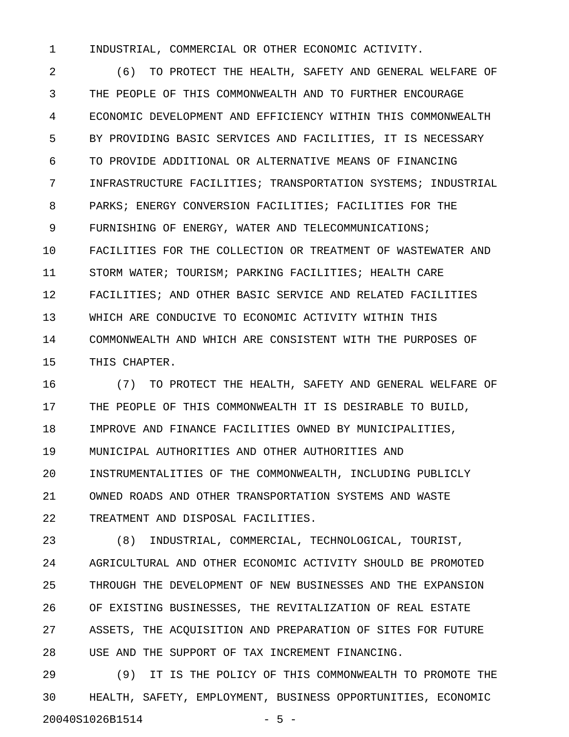INDUSTRIAL, COMMERCIAL OR OTHER ECONOMIC ACTIVITY.

(6) TO PROTECT THE HEALTH, SAFETY AND GENERAL WELFARE OF THE PEOPLE OF THIS COMMONWEALTH AND TO FURTHER ENCOURAGE ECONOMIC DEVELOPMENT AND EFFICIENCY WITHIN THIS COMMONWEALTH BY PROVIDING BASIC SERVICES AND FACILITIES, IT IS NECESSARY TO PROVIDE ADDITIONAL OR ALTERNATIVE MEANS OF FINANCING INFRASTRUCTURE FACILITIES; TRANSPORTATION SYSTEMS; INDUSTRIAL PARKS; ENERGY CONVERSION FACILITIES; FACILITIES FOR THE FURNISHING OF ENERGY, WATER AND TELECOMMUNICATIONS; FACILITIES FOR THE COLLECTION OR TREATMENT OF WASTEWATER AND STORM WATER; TOURISM; PARKING FACILITIES; HEALTH CARE FACILITIES; AND OTHER BASIC SERVICE AND RELATED FACILITIES WHICH ARE CONDUCIVE TO ECONOMIC ACTIVITY WITHIN THIS COMMONWEALTH AND WHICH ARE CONSISTENT WITH THE PURPOSES OF THIS CHAPTER.

(7) TO PROTECT THE HEALTH, SAFETY AND GENERAL WELFARE OF THE PEOPLE OF THIS COMMONWEALTH IT IS DESIRABLE TO BUILD, IMPROVE AND FINANCE FACILITIES OWNED BY MUNICIPALITIES, MUNICIPAL AUTHORITIES AND OTHER AUTHORITIES AND INSTRUMENTALITIES OF THE COMMONWEALTH, INCLUDING PUBLICLY OWNED ROADS AND OTHER TRANSPORTATION SYSTEMS AND WASTE TREATMENT AND DISPOSAL FACILITIES.

(8) INDUSTRIAL, COMMERCIAL, TECHNOLOGICAL, TOURIST, AGRICULTURAL AND OTHER ECONOMIC ACTIVITY SHOULD BE PROMOTED THROUGH THE DEVELOPMENT OF NEW BUSINESSES AND THE EXPANSION OF EXISTING BUSINESSES, THE REVITALIZATION OF REAL ESTATE ASSETS, THE ACQUISITION AND PREPARATION OF SITES FOR FUTURE USE AND THE SUPPORT OF TAX INCREMENT FINANCING.

(9) IT IS THE POLICY OF THIS COMMONWEALTH TO PROMOTE THE HEALTH, SAFETY, EMPLOYMENT, BUSINESS OPPORTUNITIES, ECONOMIC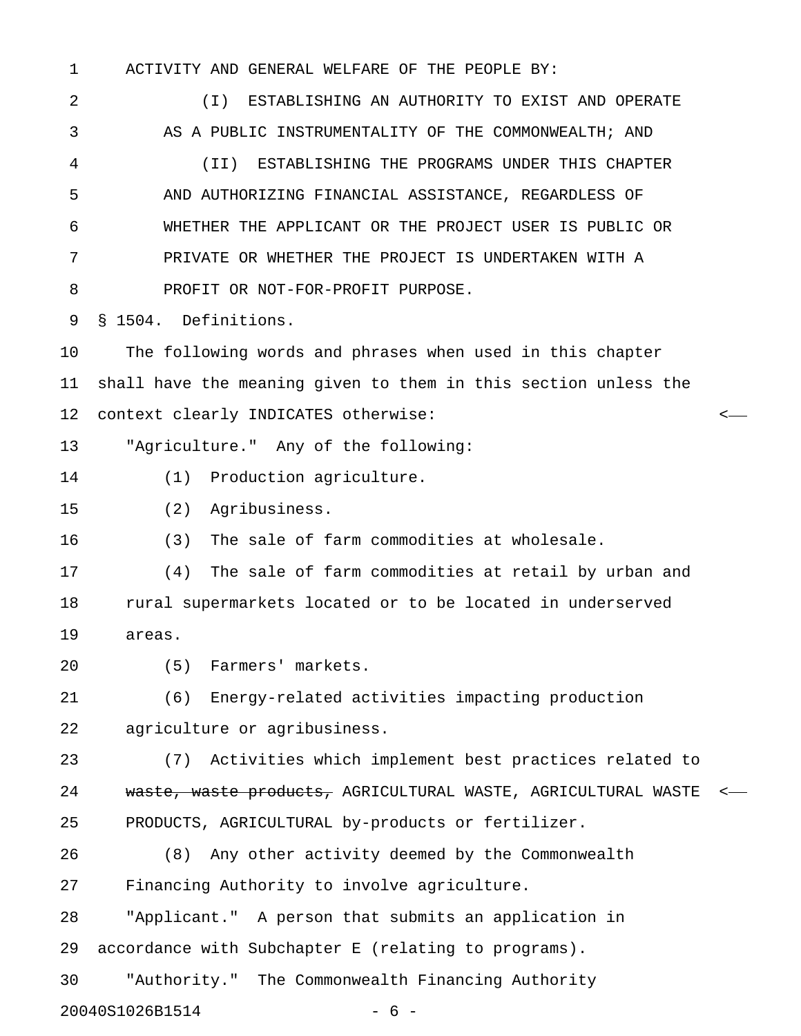ACTIVITY AND GENERAL WELFARE OF THE PEOPLE BY:

(I) ESTABLISHING AN AUTHORITY TO EXIST AND OPERATE AS A PUBLIC INSTRUMENTALITY OF THE COMMONWEALTH; AND

(II) ESTABLISHING THE PROGRAMS UNDER THIS CHAPTER AND AUTHORIZING FINANCIAL ASSISTANCE, REGARDLESS OF WHETHER THE APPLICANT OR THE PROJECT USER IS PUBLIC OR PRIVATE OR WHETHER THE PROJECT IS UNDERTAKEN WITH A PROFIT OR NOT-FOR-PROFIT PURPOSE.

§ 1504. Definitions.

The following words and phrases when used in this chapter shall have the meaning given to them in this section unless the context clearly INDICATES otherwise:

"Agriculture." Any of the following:

(1) Production agriculture.

(2) Agribusiness.

(3) The sale of farm commodities at wholesale.

(4) The sale of farm commodities at retail by urban and rural supermarkets located or to be located in underserved areas.

(5) Farmers' markets.

(6) Energy-related activities impacting production agriculture or agribusiness.

(7) Activities which implement best practices related to ~~waste, waste products,~~ AGRICULTURAL WASTE, AGRICULTURAL WASTE PRODUCTS, AGRICULTURAL by-products or fertilizer.

(8) Any other activity deemed by the Commonwealth Financing Authority to involve agriculture.

"Applicant." A person that submits an application in accordance with Subchapter E (relating to programs).

"Authority." The Commonwealth Financing Authority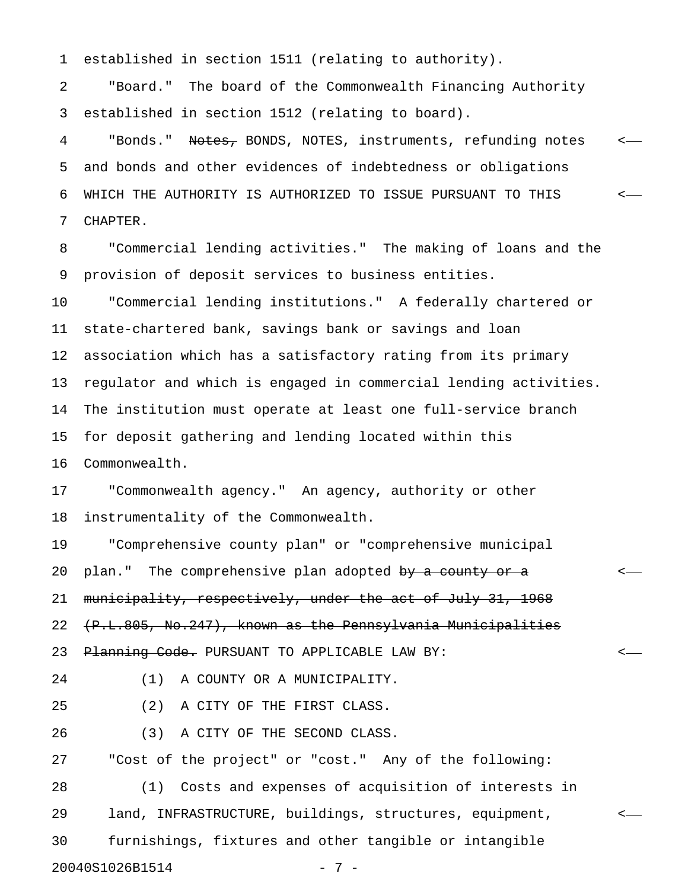established in section 1511 (relating to authority).

"Board." The board of the Commonwealth Financing Authority established in section 1512 (relating to board).

"Bonds." ~~Notes,~~ BONDS, NOTES, instruments, refunding notes and bonds and other evidences of indebtedness or obligations WHICH THE AUTHORITY IS AUTHORIZED TO ISSUE PURSUANT TO THIS CHAPTER.

"Commercial lending activities." The making of loans and the provision of deposit services to business entities.

"Commercial lending institutions." A federally chartered or state-chartered bank, savings bank or savings and loan association which has a satisfactory rating from its primary regulator and which is engaged in commercial lending activities. The institution must operate at least one full-service branch for deposit gathering and lending located within this Commonwealth.

"Commonwealth agency." An agency, authority or other instrumentality of the Commonwealth.

"Comprehensive county plan" or "comprehensive municipal plan." The comprehensive plan adopted ~~by a county or a municipality, respectively, under the act of July 31, 1968 (P.L.805, No.247), known as the Pennsylvania Municipalities Planning Code.~~ PURSUANT TO APPLICABLE LAW BY:

(1) A COUNTY OR A MUNICIPALITY.

(2) A CITY OF THE FIRST CLASS.

(3) A CITY OF THE SECOND CLASS.

"Cost of the project" or "cost." Any of the following:

(1) Costs and expenses of acquisition of interests in land, INFRASTRUCTURE, buildings, structures, equipment, furnishings, fixtures and other tangible or intangible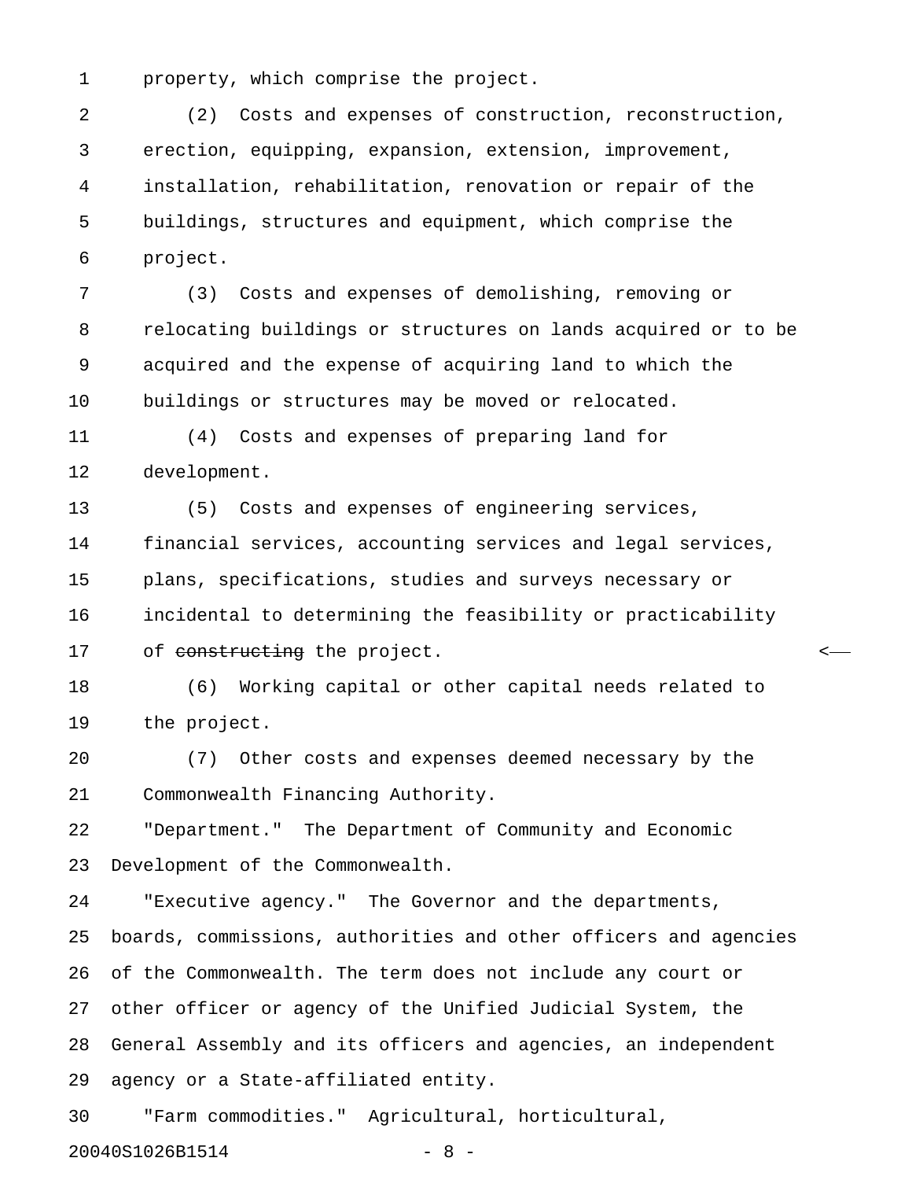property, which comprise the project.

(2) Costs and expenses of construction, reconstruction, erection, equipping, expansion, extension, improvement, installation, rehabilitation, renovation or repair of the buildings, structures and equipment, which comprise the project.

(3) Costs and expenses of demolishing, removing or relocating buildings or structures on lands acquired or to be acquired and the expense of acquiring land to which the buildings or structures may be moved or relocated.

(4) Costs and expenses of preparing land for development.

(5) Costs and expenses of engineering services, financial services, accounting services and legal services, plans, specifications, studies and surveys necessary or incidental to determining the feasibility or practicability of ~~constructing~~ the project.

(6) Working capital or other capital needs related to the project.

(7) Other costs and expenses deemed necessary by the Commonwealth Financing Authority.

"Department." The Department of Community and Economic Development of the Commonwealth.

"Executive agency." The Governor and the departments, boards, commissions, authorities and other officers and agencies of the Commonwealth. The term does not include any court or other officer or agency of the Unified Judicial System, the General Assembly and its officers and agencies, an independent agency or a State-affiliated entity.

"Farm commodities." Agricultural, horticultural,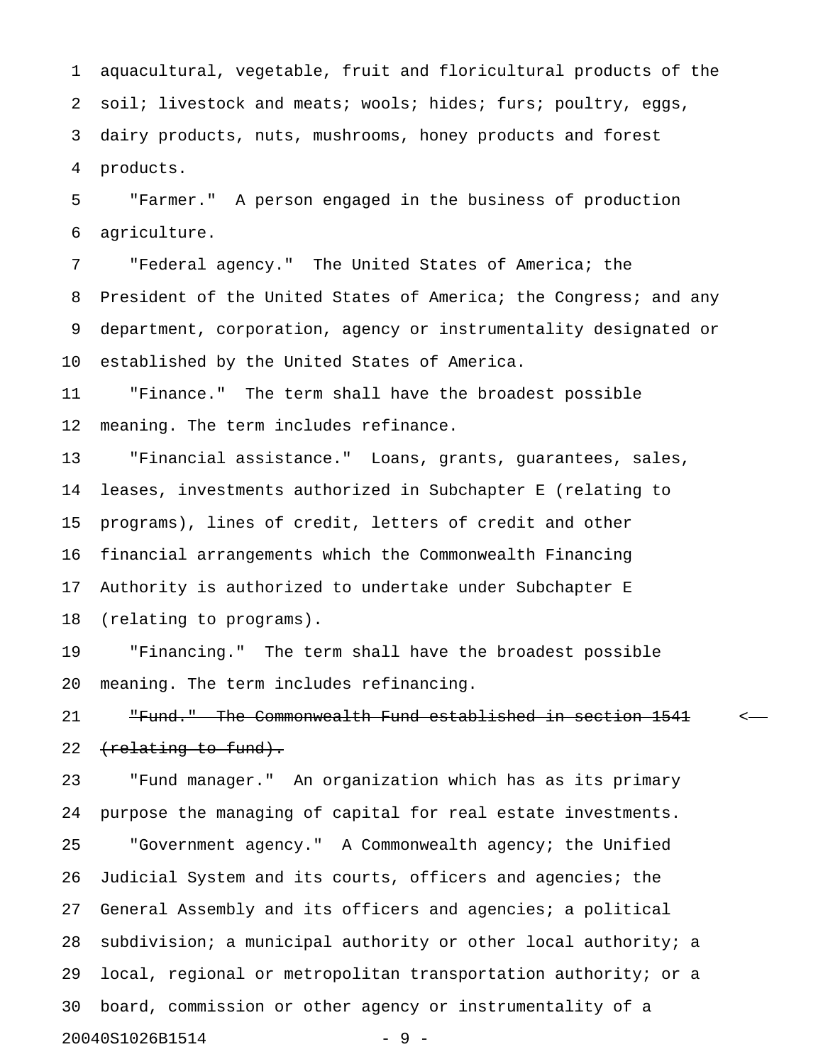aquacultural, vegetable, fruit and floricultural products of the soil; livestock and meats; wools; hides; furs; poultry, eggs, dairy products, nuts, mushrooms, honey products and forest products.

"Farmer." A person engaged in the business of production agriculture.

"Federal agency." The United States of America; the President of the United States of America; the Congress; and any department, corporation, agency or instrumentality designated or established by the United States of America.

"Finance." The term shall have the broadest possible meaning. The term includes refinance.

"Financial assistance." Loans, grants, guarantees, sales, leases, investments authorized in Subchapter E (relating to programs), lines of credit, letters of credit and other financial arrangements which the Commonwealth Financing Authority is authorized to undertake under Subchapter E (relating to programs).

"Financing." The term shall have the broadest possible meaning. The term includes refinancing.

~~"Fund." The Commonwealth Fund established in section 1541 (relating to fund).~~

"Fund manager." An organization which has as its primary purpose the managing of capital for real estate investments.

"Government agency." A Commonwealth agency; the Unified Judicial System and its courts, officers and agencies; the General Assembly and its officers and agencies; a political subdivision; a municipal authority or other local authority; a local, regional or metropolitan transportation authority; or a board, commission or other agency or instrumentality of a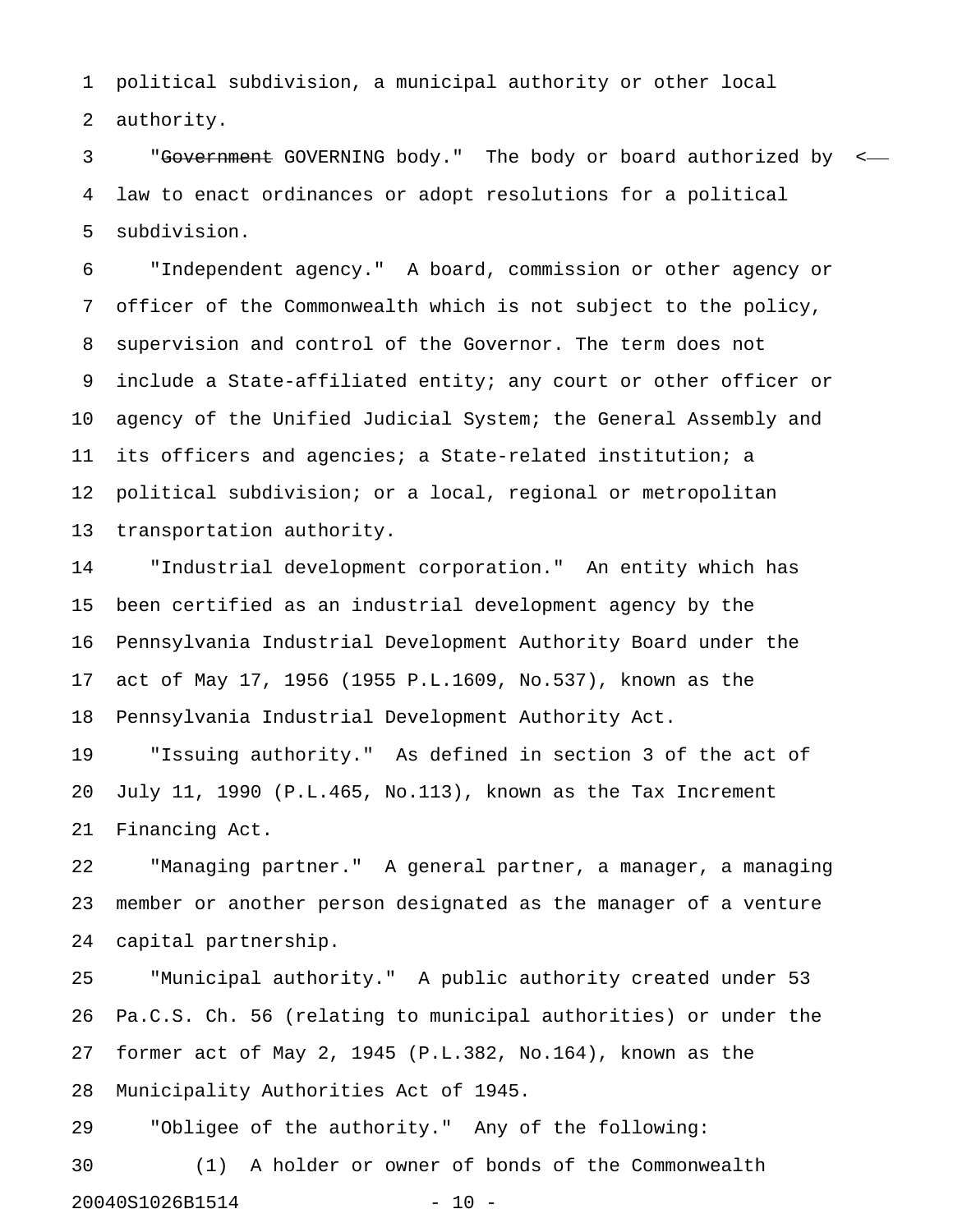political subdivision, a municipal authority or other local authority.

"~~Government~~ GOVERNING body." The body or board authorized by law to enact ordinances or adopt resolutions for a political subdivision.

"Independent agency." A board, commission or other agency or officer of the Commonwealth which is not subject to the policy, supervision and control of the Governor. The term does not include a State-affiliated entity; any court or other officer or agency of the Unified Judicial System; the General Assembly and its officers and agencies; a State-related institution; a political subdivision; or a local, regional or metropolitan transportation authority.

"Industrial development corporation." An entity which has been certified as an industrial development agency by the Pennsylvania Industrial Development Authority Board under the act of May 17, 1956 (1955 P.L.1609, No.537), known as the Pennsylvania Industrial Development Authority Act.

"Issuing authority." As defined in section 3 of the act of July 11, 1990 (P.L.465, No.113), known as the Tax Increment Financing Act.

"Managing partner." A general partner, a manager, a managing member or another person designated as the manager of a venture capital partnership.

"Municipal authority." A public authority created under 53 Pa.C.S. Ch. 56 (relating to municipal authorities) or under the former act of May 2, 1945 (P.L.382, No.164), known as the Municipality Authorities Act of 1945.

"Obligee of the authority." Any of the following:

(1) A holder or owner of bonds of the Commonwealth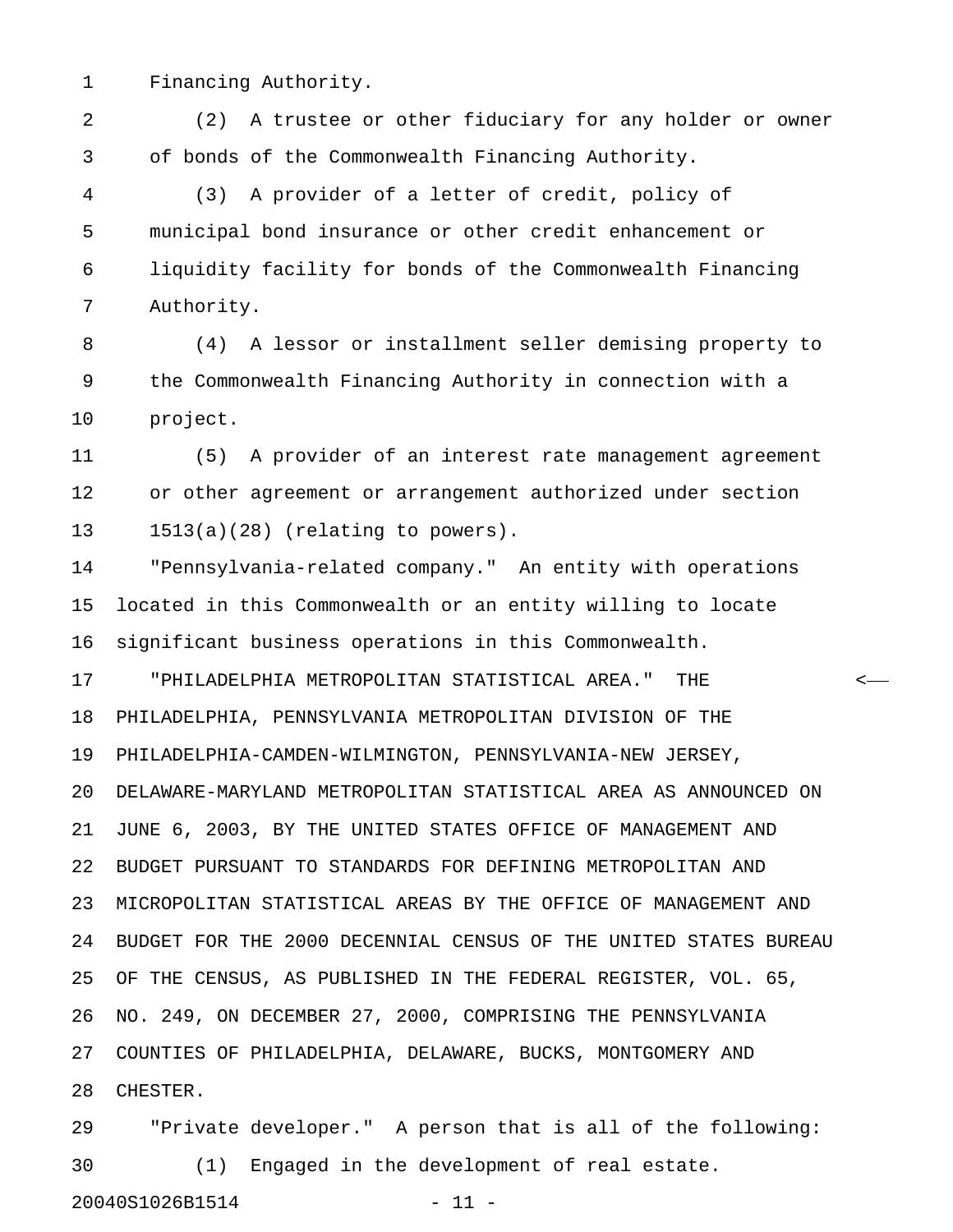Financing Authority.

(2) A trustee or other fiduciary for any holder or owner of bonds of the Commonwealth Financing Authority.

(3) A provider of a letter of credit, policy of municipal bond insurance or other credit enhancement or liquidity facility for bonds of the Commonwealth Financing Authority.

(4) A lessor or installment seller demising property to the Commonwealth Financing Authority in connection with a project.

(5) A provider of an interest rate management agreement or other agreement or arrangement authorized under section 1513(a)(28) (relating to powers).

"Pennsylvania-related company." An entity with operations located in this Commonwealth or an entity willing to locate significant business operations in this Commonwealth.

"PHILADELPHIA METROPOLITAN STATISTICAL AREA." THE PHILADELPHIA, PENNSYLVANIA METROPOLITAN DIVISION OF THE PHILADELPHIA-CAMDEN-WILMINGTON, PENNSYLVANIA-NEW JERSEY, DELAWARE-MARYLAND METROPOLITAN STATISTICAL AREA AS ANNOUNCED ON JUNE 6, 2003, BY THE UNITED STATES OFFICE OF MANAGEMENT AND BUDGET PURSUANT TO STANDARDS FOR DEFINING METROPOLITAN AND MICROPOLITAN STATISTICAL AREAS BY THE OFFICE OF MANAGEMENT AND BUDGET FOR THE 2000 DECENNIAL CENSUS OF THE UNITED STATES BUREAU OF THE CENSUS, AS PUBLISHED IN THE FEDERAL REGISTER, VOL. 65, NO. 249, ON DECEMBER 27, 2000, COMPRISING THE PENNSYLVANIA COUNTIES OF PHILADELPHIA, DELAWARE, BUCKS, MONTGOMERY AND CHESTER.

"Private developer." A person that is all of the following:

(1) Engaged in the development of real estate.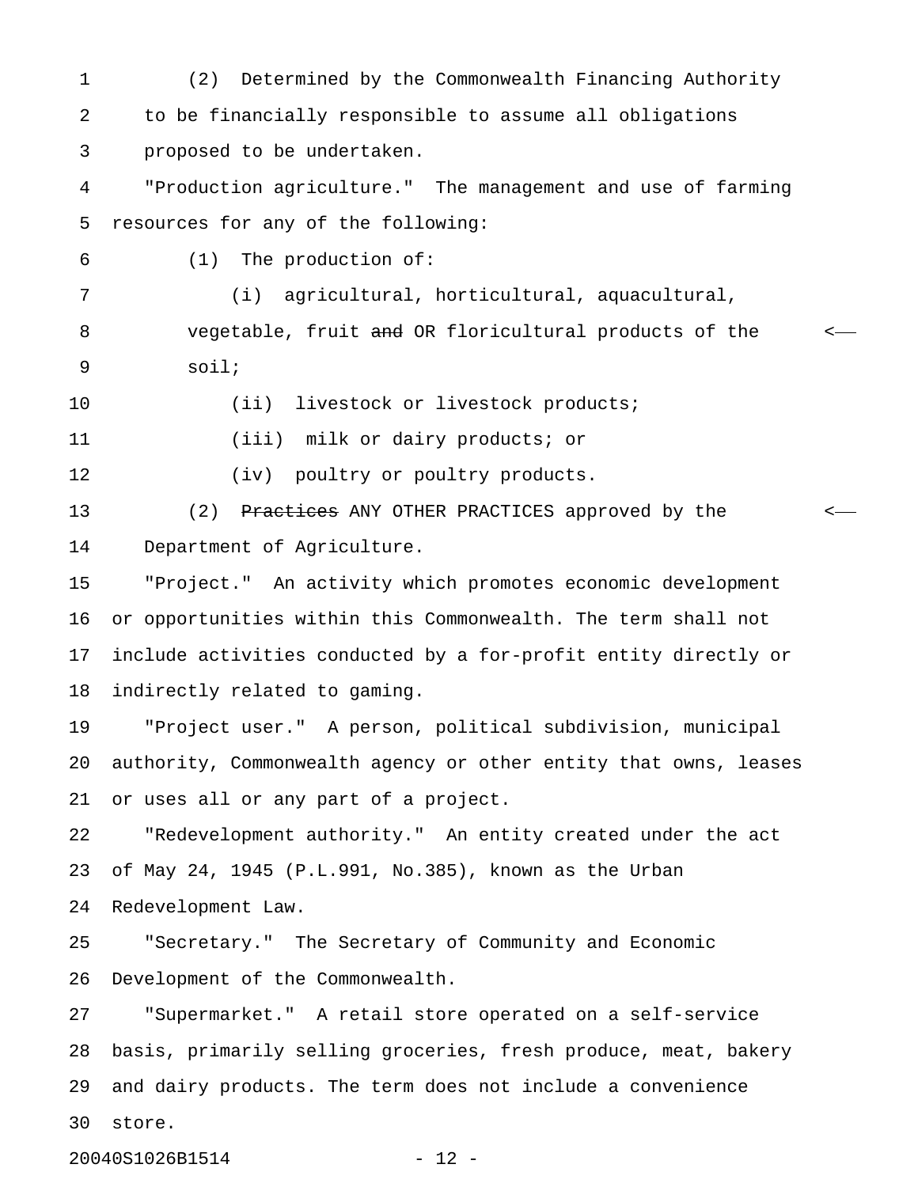(2) Determined by the Commonwealth Financing Authority to be financially responsible to assume all obligations proposed to be undertaken.

"Production agriculture." The management and use of farming resources for any of the following:

(1) The production of:

(i) agricultural, horticultural, aquacultural, vegetable, fruit ~~and~~ OR floricultural products of the soil;

(ii) livestock or livestock products;

(iii) milk or dairy products; or

(iv) poultry or poultry products.

(2) ~~Practices~~ ANY OTHER PRACTICES approved by the Department of Agriculture.

"Project." An activity which promotes economic development or opportunities within this Commonwealth. The term shall not include activities conducted by a for-profit entity directly or indirectly related to gaming.

"Project user." A person, political subdivision, municipal authority, Commonwealth agency or other entity that owns, leases or uses all or any part of a project.

"Redevelopment authority." An entity created under the act of May 24, 1945 (P.L.991, No.385), known as the Urban Redevelopment Law.

"Secretary." The Secretary of Community and Economic Development of the Commonwealth.

"Supermarket." A retail store operated on a self-service basis, primarily selling groceries, fresh produce, meat, bakery and dairy products. The term does not include a convenience store.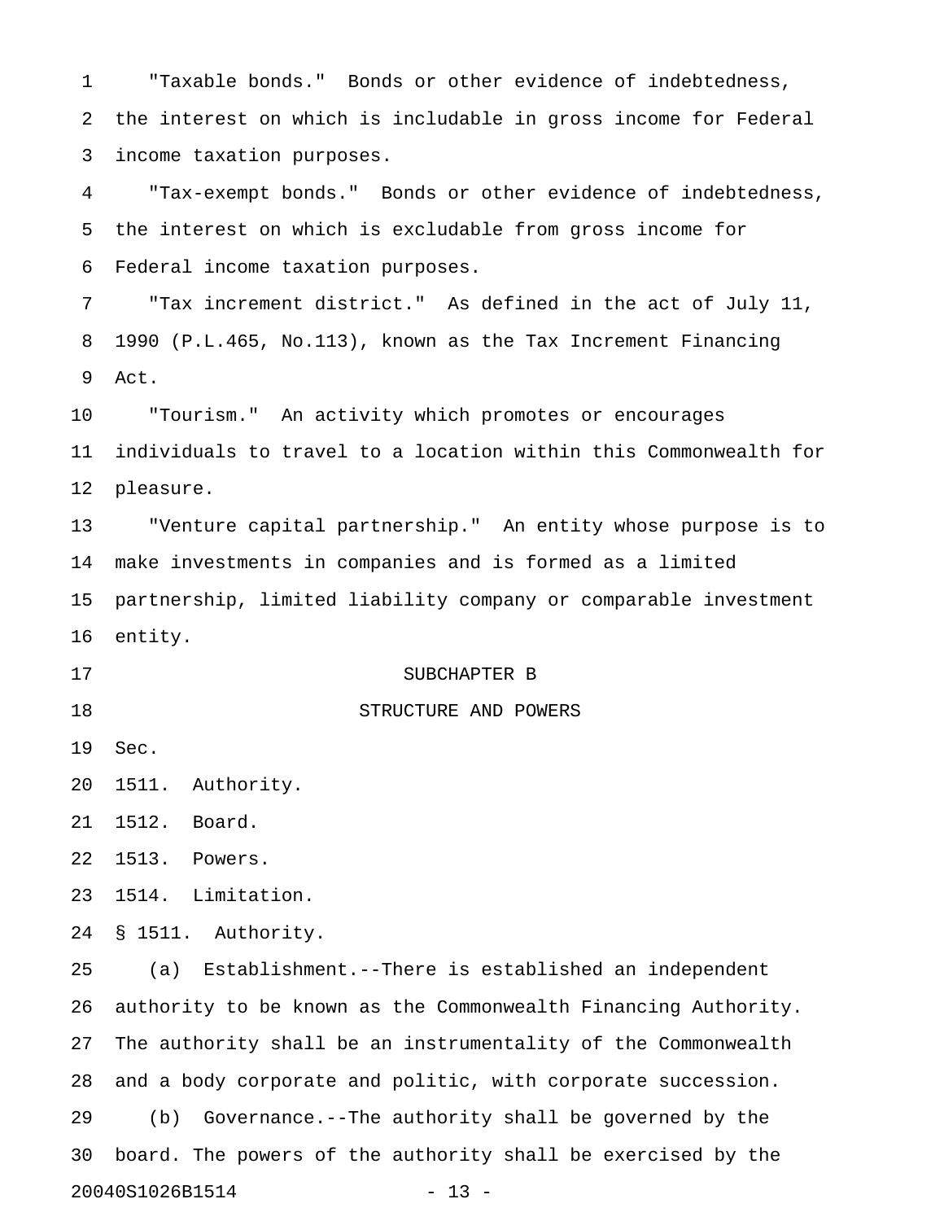"Taxable bonds." Bonds or other evidence of indebtedness, the interest on which is includable in gross income for Federal income taxation purposes.

"Tax-exempt bonds." Bonds or other evidence of indebtedness, the interest on which is excludable from gross income for Federal income taxation purposes.

"Tax increment district." As defined in the act of July 11, 1990 (P.L.465, No.113), known as the Tax Increment Financing Act.

"Tourism." An activity which promotes or encourages individuals to travel to a location within this Commonwealth for pleasure.

"Venture capital partnership." An entity whose purpose is to make investments in companies and is formed as a limited partnership, limited liability company or comparable investment entity.

## SUBCHAPTER B

## STRUCTURE AND POWERS

Sec.

1511. Authority.

1512. Board.

1513. Powers.

1514. Limitation.

### § 1511. Authority.

(a) Establishment.--There is established an independent authority to be known as the Commonwealth Financing Authority. The authority shall be an instrumentality of the Commonwealth and a body corporate and politic, with corporate succession.

(b) Governance.--The authority shall be governed by the board. The powers of the authority shall be exercised by the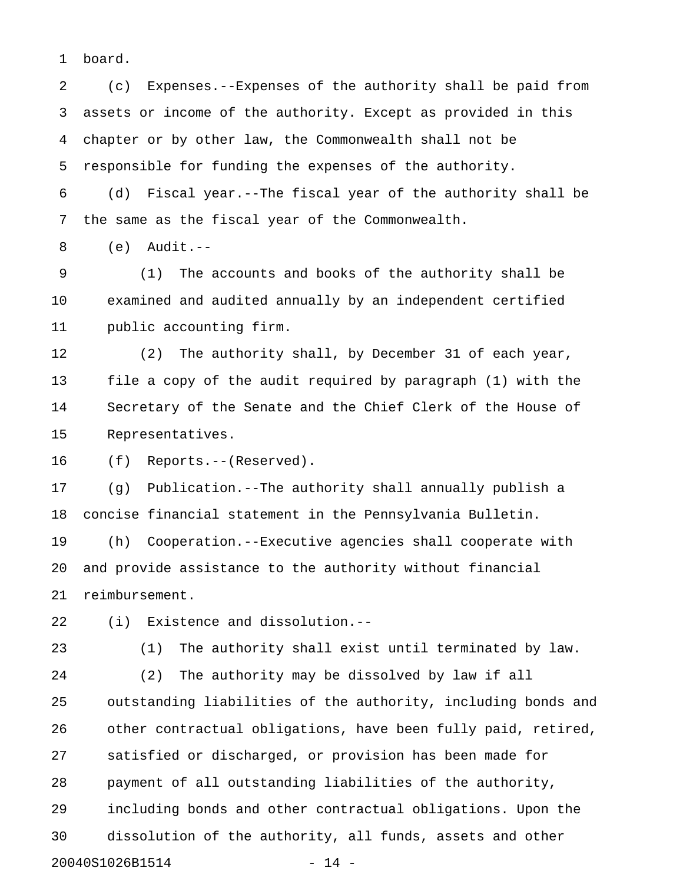board.

(c) Expenses.--Expenses of the authority shall be paid from assets or income of the authority. Except as provided in this chapter or by other law, the Commonwealth shall not be responsible for funding the expenses of the authority.

(d) Fiscal year.--The fiscal year of the authority shall be the same as the fiscal year of the Commonwealth.

(e) Audit.--

(1) The accounts and books of the authority shall be examined and audited annually by an independent certified public accounting firm.

(2) The authority shall, by December 31 of each year, file a copy of the audit required by paragraph (1) with the Secretary of the Senate and the Chief Clerk of the House of Representatives.

(f) Reports.--(Reserved).

(g) Publication.--The authority shall annually publish a concise financial statement in the Pennsylvania Bulletin.

(h) Cooperation.--Executive agencies shall cooperate with and provide assistance to the authority without financial reimbursement.

(i) Existence and dissolution.--

(1) The authority shall exist until terminated by law.

(2) The authority may be dissolved by law if all outstanding liabilities of the authority, including bonds and other contractual obligations, have been fully paid, retired, satisfied or discharged, or provision has been made for payment of all outstanding liabilities of the authority, including bonds and other contractual obligations. Upon the dissolution of the authority, all funds, assets and other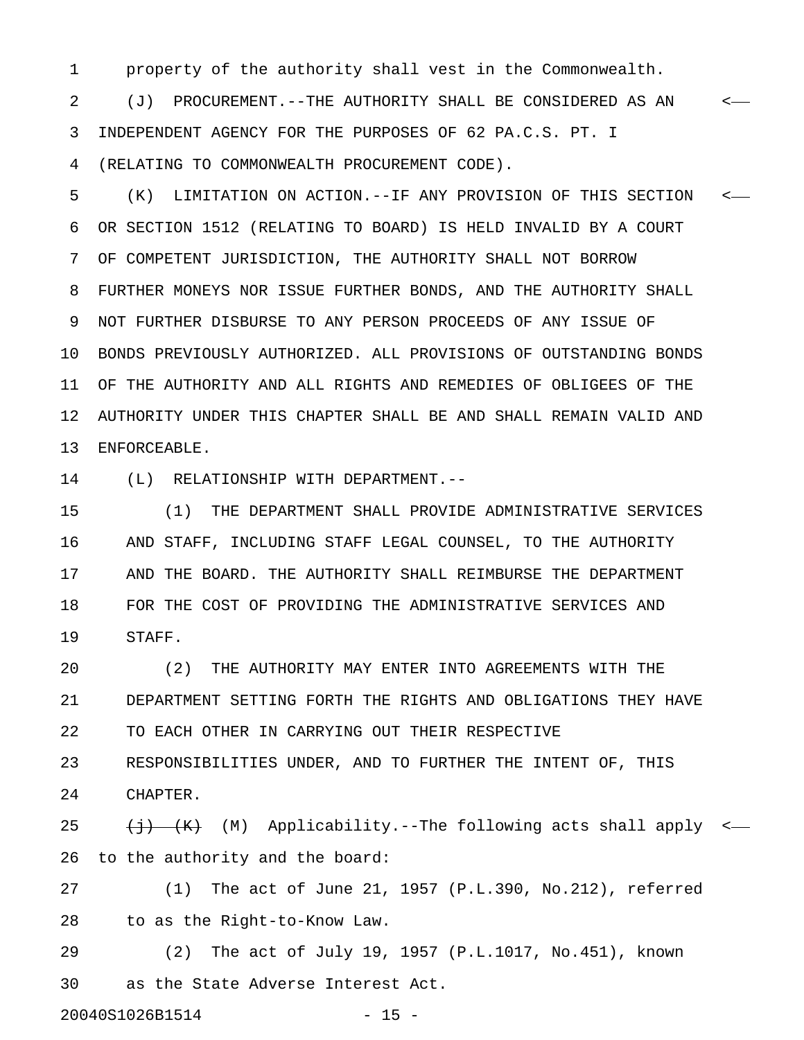property of the authority shall vest in the Commonwealth.

(J) PROCUREMENT.--THE AUTHORITY SHALL BE CONSIDERED AS AN INDEPENDENT AGENCY FOR THE PURPOSES OF 62 PA.C.S. PT. I (RELATING TO COMMONWEALTH PROCUREMENT CODE).

(K) LIMITATION ON ACTION.--IF ANY PROVISION OF THIS SECTION OR SECTION 1512 (RELATING TO BOARD) IS HELD INVALID BY A COURT OF COMPETENT JURISDICTION, THE AUTHORITY SHALL NOT BORROW FURTHER MONEYS NOR ISSUE FURTHER BONDS, AND THE AUTHORITY SHALL NOT FURTHER DISBURSE TO ANY PERSON PROCEEDS OF ANY ISSUE OF BONDS PREVIOUSLY AUTHORIZED. ALL PROVISIONS OF OUTSTANDING BONDS OF THE AUTHORITY AND ALL RIGHTS AND REMEDIES OF OBLIGEES OF THE AUTHORITY UNDER THIS CHAPTER SHALL BE AND SHALL REMAIN VALID AND ENFORCEABLE.

(L) RELATIONSHIP WITH DEPARTMENT.--

(1) THE DEPARTMENT SHALL PROVIDE ADMINISTRATIVE SERVICES AND STAFF, INCLUDING STAFF LEGAL COUNSEL, TO THE AUTHORITY AND THE BOARD. THE AUTHORITY SHALL REIMBURSE THE DEPARTMENT FOR THE COST OF PROVIDING THE ADMINISTRATIVE SERVICES AND STAFF.

(2) THE AUTHORITY MAY ENTER INTO AGREEMENTS WITH THE DEPARTMENT SETTING FORTH THE RIGHTS AND OBLIGATIONS THEY HAVE TO EACH OTHER IN CARRYING OUT THEIR RESPECTIVE RESPONSIBILITIES UNDER, AND TO FURTHER THE INTENT OF, THIS CHAPTER.

~~(j)~~ ~~(K)~~ (M) Applicability.--The following acts shall apply to the authority and the board:

(1) The act of June 21, 1957 (P.L.390, No.212), referred to as the Right-to-Know Law.

(2) The act of July 19, 1957 (P.L.1017, No.451), known as the State Adverse Interest Act.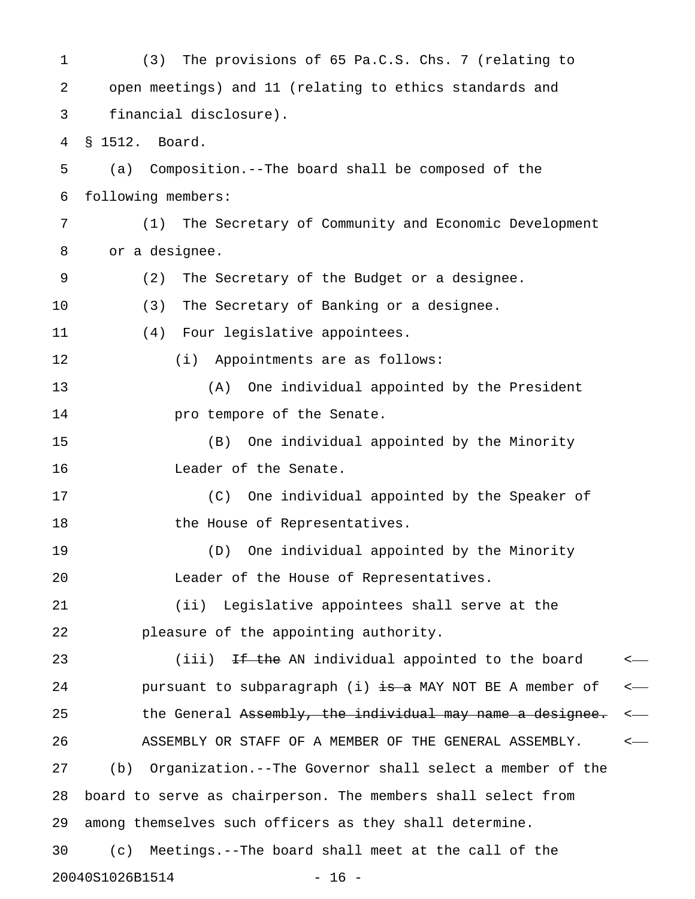(3) The provisions of 65 Pa.C.S. Chs. 7 (relating to open meetings) and 11 (relating to ethics standards and financial disclosure).

§ 1512. Board.

(a) Composition.--The board shall be composed of the following members:

(1) The Secretary of Community and Economic Development or a designee.

(2) The Secretary of the Budget or a designee.

(3) The Secretary of Banking or a designee.

(4) Four legislative appointees.

(i) Appointments are as follows:

(A) One individual appointed by the President pro tempore of the Senate.

(B) One individual appointed by the Minority Leader of the Senate.

(C) One individual appointed by the Speaker of the House of Representatives.

(D) One individual appointed by the Minority Leader of the House of Representatives.

(ii) Legislative appointees shall serve at the pleasure of the appointing authority.

(iii) ~~If the~~ AN individual appointed to the board pursuant to subparagraph (i) ~~is a~~ MAY NOT BE A member of the General ~~Assembly, the individual may name a designee.~~ ASSEMBLY OR STAFF OF A MEMBER OF THE GENERAL ASSEMBLY.

(b) Organization.--The Governor shall select a member of the board to serve as chairperson. The members shall select from among themselves such officers as they shall determine.

(c) Meetings.--The board shall meet at the call of the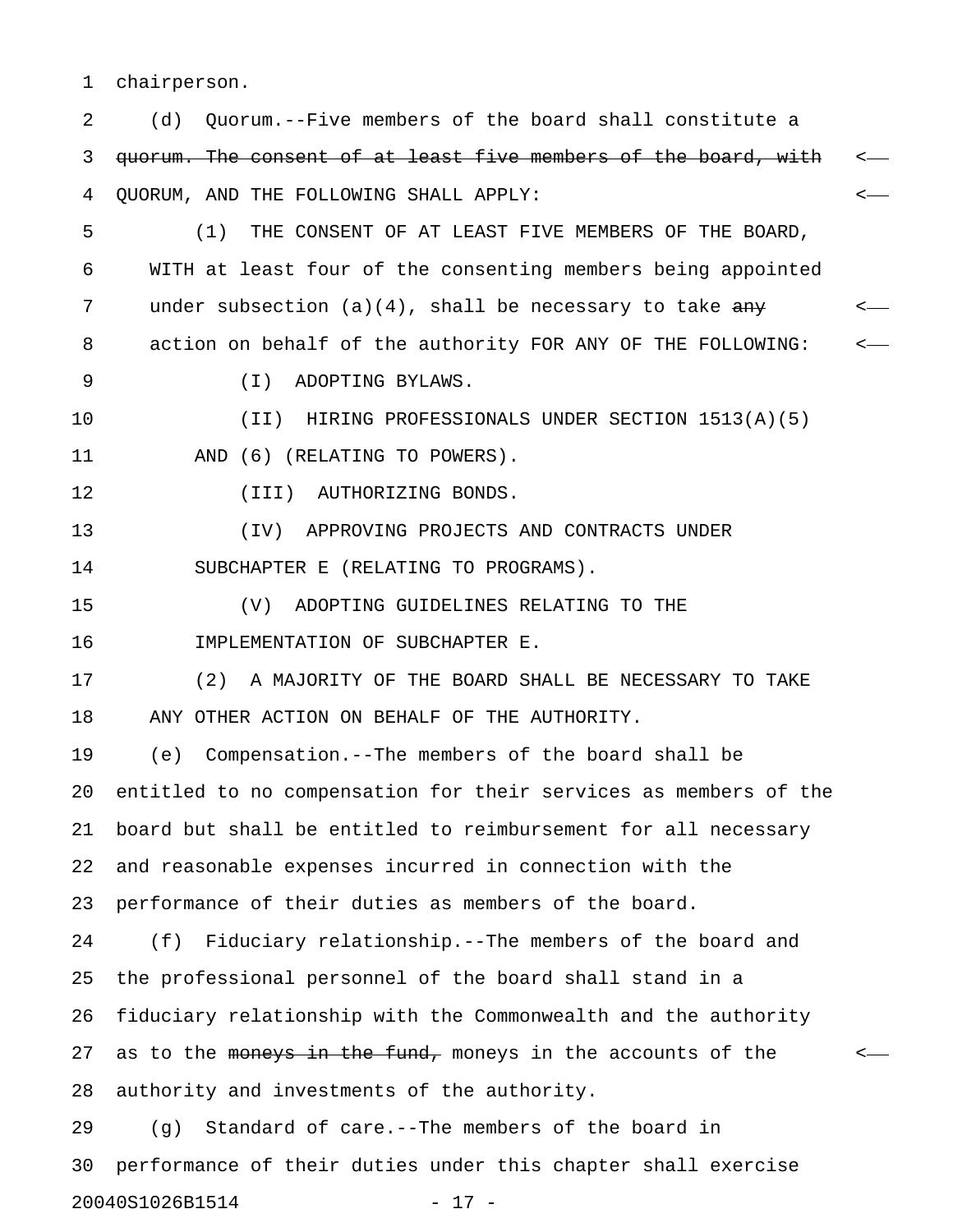chairperson.

(d) Quorum.--Five members of the board shall constitute a ~~quorum. The consent of at least five members of the board, with~~ QUORUM, AND THE FOLLOWING SHALL APPLY:

(1) THE CONSENT OF AT LEAST FIVE MEMBERS OF THE BOARD, WITH at least four of the consenting members being appointed under subsection (a)(4), shall be necessary to take ~~any~~ action on behalf of the authority FOR ANY OF THE FOLLOWING:

(I) ADOPTING BYLAWS.

(II) HIRING PROFESSIONALS UNDER SECTION 1513(A)(5) AND (6) (RELATING TO POWERS).

(III) AUTHORIZING BONDS.

(IV) APPROVING PROJECTS AND CONTRACTS UNDER SUBCHAPTER E (RELATING TO PROGRAMS).

(V) ADOPTING GUIDELINES RELATING TO THE IMPLEMENTATION OF SUBCHAPTER E.

(2) A MAJORITY OF THE BOARD SHALL BE NECESSARY TO TAKE ANY OTHER ACTION ON BEHALF OF THE AUTHORITY.

(e) Compensation.--The members of the board shall be entitled to no compensation for their services as members of the board but shall be entitled to reimbursement for all necessary and reasonable expenses incurred in connection with the performance of their duties as members of the board.

(f) Fiduciary relationship.--The members of the board and the professional personnel of the board shall stand in a fiduciary relationship with the Commonwealth and the authority as to the ~~moneys in the fund,~~ moneys in the accounts of the authority and investments of the authority.

(g) Standard of care.--The members of the board in performance of their duties under this chapter shall exercise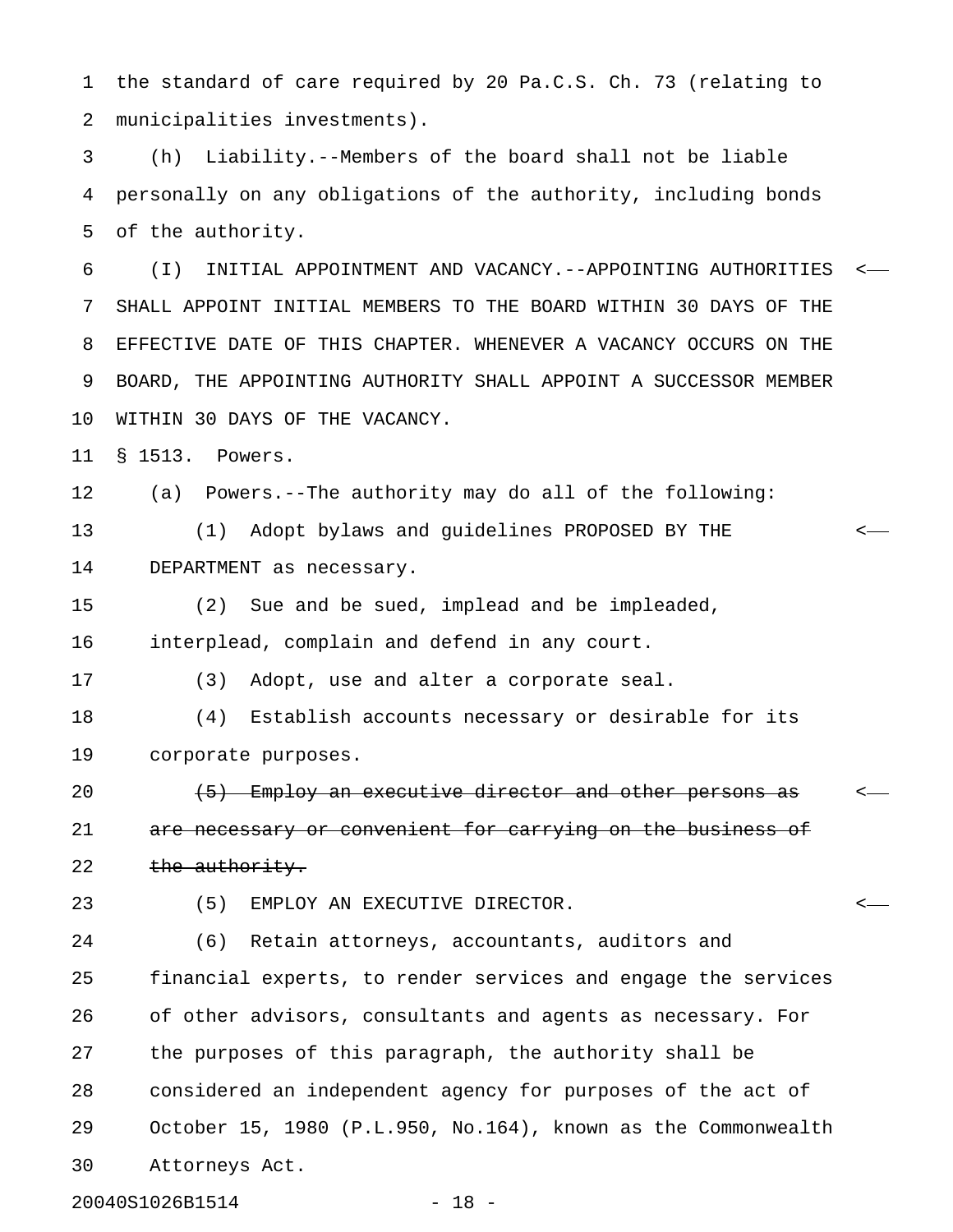the standard of care required by 20 Pa.C.S. Ch. 73 (relating to municipalities investments).

(h) Liability.--Members of the board shall not be liable personally on any obligations of the authority, including bonds of the authority.

(I) INITIAL APPOINTMENT AND VACANCY.--APPOINTING AUTHORITIES SHALL APPOINT INITIAL MEMBERS TO THE BOARD WITHIN 30 DAYS OF THE EFFECTIVE DATE OF THIS CHAPTER. WHENEVER A VACANCY OCCURS ON THE BOARD, THE APPOINTING AUTHORITY SHALL APPOINT A SUCCESSOR MEMBER WITHIN 30 DAYS OF THE VACANCY.

§ 1513. Powers.

(a) Powers.--The authority may do all of the following:

(1) Adopt bylaws and guidelines PROPOSED BY THE DEPARTMENT as necessary.

(2) Sue and be sued, implead and be impleaded, interplead, complain and defend in any court.

(3) Adopt, use and alter a corporate seal.

(4) Establish accounts necessary or desirable for its corporate purposes.

~~(5) Employ an executive director and other persons as are necessary or convenient for carrying on the business of the authority.~~

(5) EMPLOY AN EXECUTIVE DIRECTOR.

(6) Retain attorneys, accountants, auditors and financial experts, to render services and engage the services of other advisors, consultants and agents as necessary. For the purposes of this paragraph, the authority shall be considered an independent agency for purposes of the act of October 15, 1980 (P.L.950, No.164), known as the Commonwealth Attorneys Act.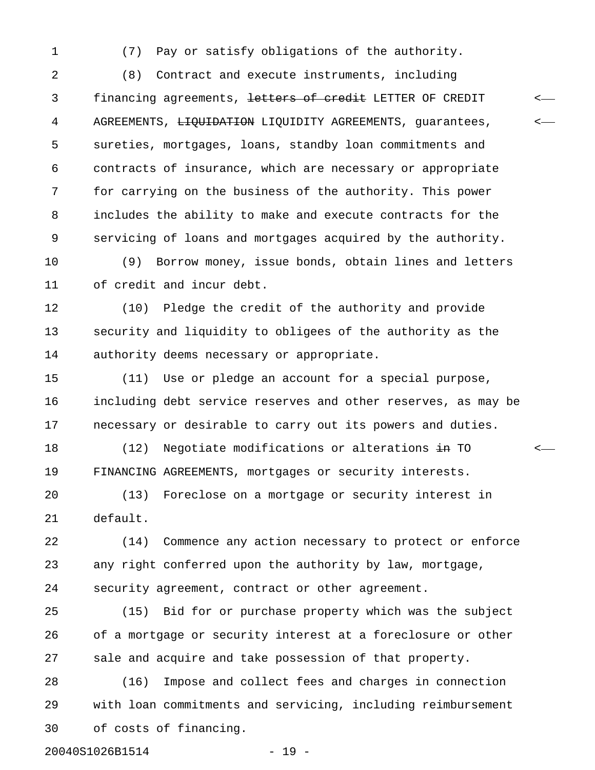(7) Pay or satisfy obligations of the authority.

(8) Contract and execute instruments, including financing agreements, ~~letters of credit~~ LETTER OF CREDIT AGREEMENTS, ~~LIQUIDATION~~ LIQUIDITY AGREEMENTS, guarantees, sureties, mortgages, loans, standby loan commitments and contracts of insurance, which are necessary or appropriate for carrying on the business of the authority. This power includes the ability to make and execute contracts for the servicing of loans and mortgages acquired by the authority.

(9) Borrow money, issue bonds, obtain lines and letters of credit and incur debt.

(10) Pledge the credit of the authority and provide security and liquidity to obligees of the authority as the authority deems necessary or appropriate.

(11) Use or pledge an account for a special purpose, including debt service reserves and other reserves, as may be necessary or desirable to carry out its powers and duties.

(12) Negotiate modifications or alterations ~~in~~ TO FINANCING AGREEMENTS, mortgages or security interests.

(13) Foreclose on a mortgage or security interest in default.

(14) Commence any action necessary to protect or enforce any right conferred upon the authority by law, mortgage, security agreement, contract or other agreement.

(15) Bid for or purchase property which was the subject of a mortgage or security interest at a foreclosure or other sale and acquire and take possession of that property.

(16) Impose and collect fees and charges in connection with loan commitments and servicing, including reimbursement of costs of financing.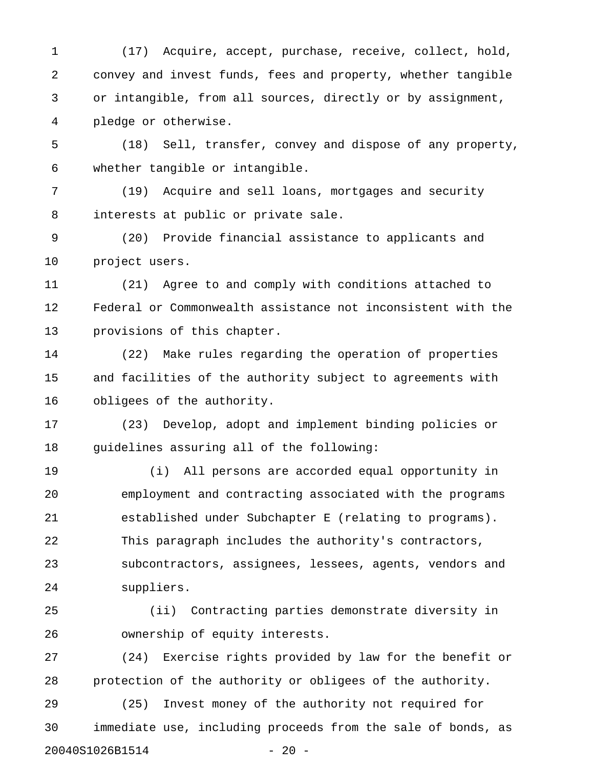(17) Acquire, accept, purchase, receive, collect, hold, convey and invest funds, fees and property, whether tangible or intangible, from all sources, directly or by assignment, pledge or otherwise.

(18) Sell, transfer, convey and dispose of any property, whether tangible or intangible.

(19) Acquire and sell loans, mortgages and security interests at public or private sale.

(20) Provide financial assistance to applicants and project users.

(21) Agree to and comply with conditions attached to Federal or Commonwealth assistance not inconsistent with the provisions of this chapter.

(22) Make rules regarding the operation of properties and facilities of the authority subject to agreements with obligees of the authority.

(23) Develop, adopt and implement binding policies or guidelines assuring all of the following:

(i) All persons are accorded equal opportunity in employment and contracting associated with the programs established under Subchapter E (relating to programs). This paragraph includes the authority's contractors, subcontractors, assignees, lessees, agents, vendors and suppliers.

(ii) Contracting parties demonstrate diversity in ownership of equity interests.

(24) Exercise rights provided by law for the benefit or protection of the authority or obligees of the authority.

(25) Invest money of the authority not required for immediate use, including proceeds from the sale of bonds, as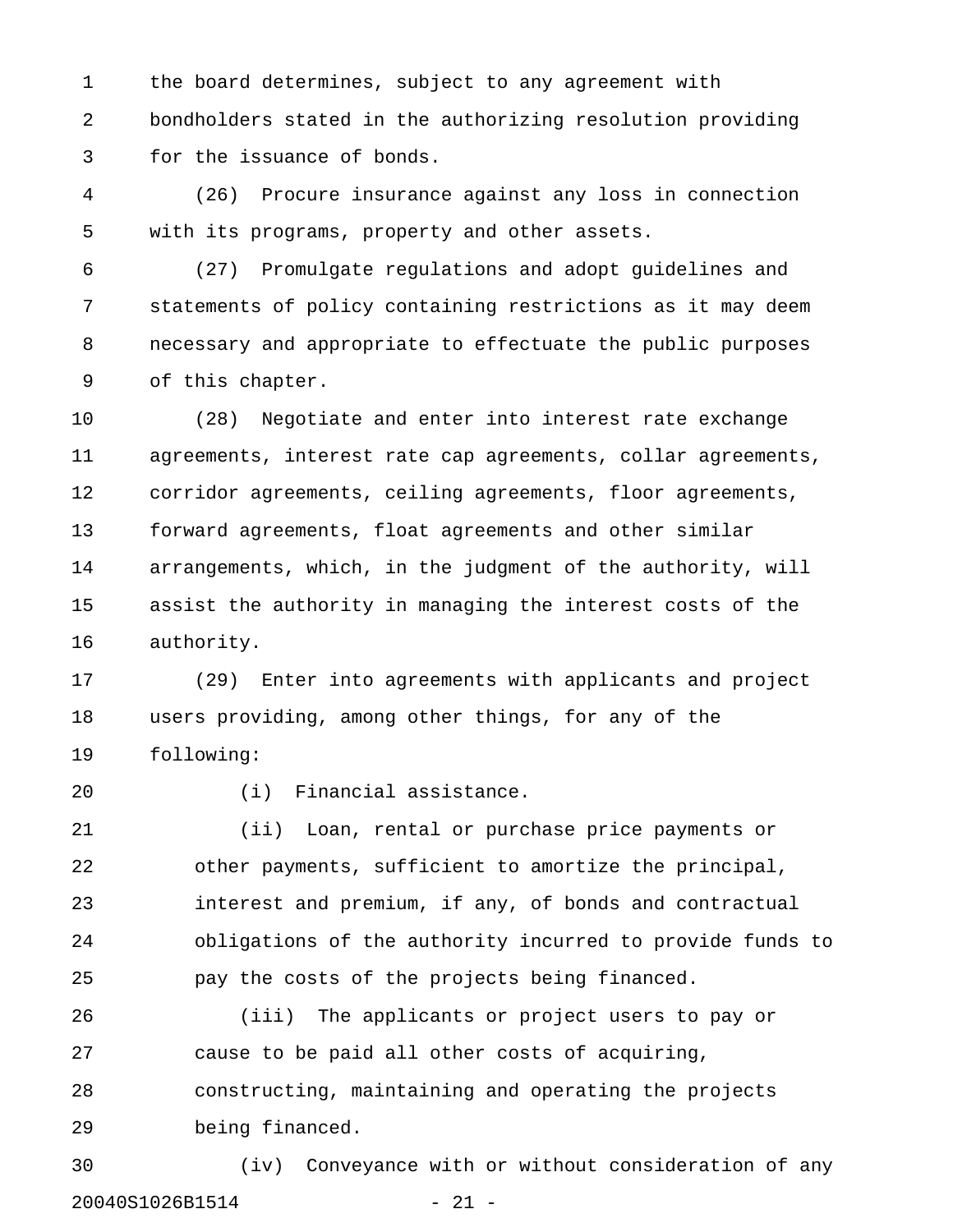the board determines, subject to any agreement with bondholders stated in the authorizing resolution providing for the issuance of bonds.

(26) Procure insurance against any loss in connection with its programs, property and other assets.

(27) Promulgate regulations and adopt guidelines and statements of policy containing restrictions as it may deem necessary and appropriate to effectuate the public purposes of this chapter.

(28) Negotiate and enter into interest rate exchange agreements, interest rate cap agreements, collar agreements, corridor agreements, ceiling agreements, floor agreements, forward agreements, float agreements and other similar arrangements, which, in the judgment of the authority, will assist the authority in managing the interest costs of the authority.

(29) Enter into agreements with applicants and project users providing, among other things, for any of the following:

(i) Financial assistance.

(ii) Loan, rental or purchase price payments or other payments, sufficient to amortize the principal, interest and premium, if any, of bonds and contractual obligations of the authority incurred to provide funds to pay the costs of the projects being financed.

(iii) The applicants or project users to pay or cause to be paid all other costs of acquiring, constructing, maintaining and operating the projects being financed.

(iv) Conveyance with or without consideration of any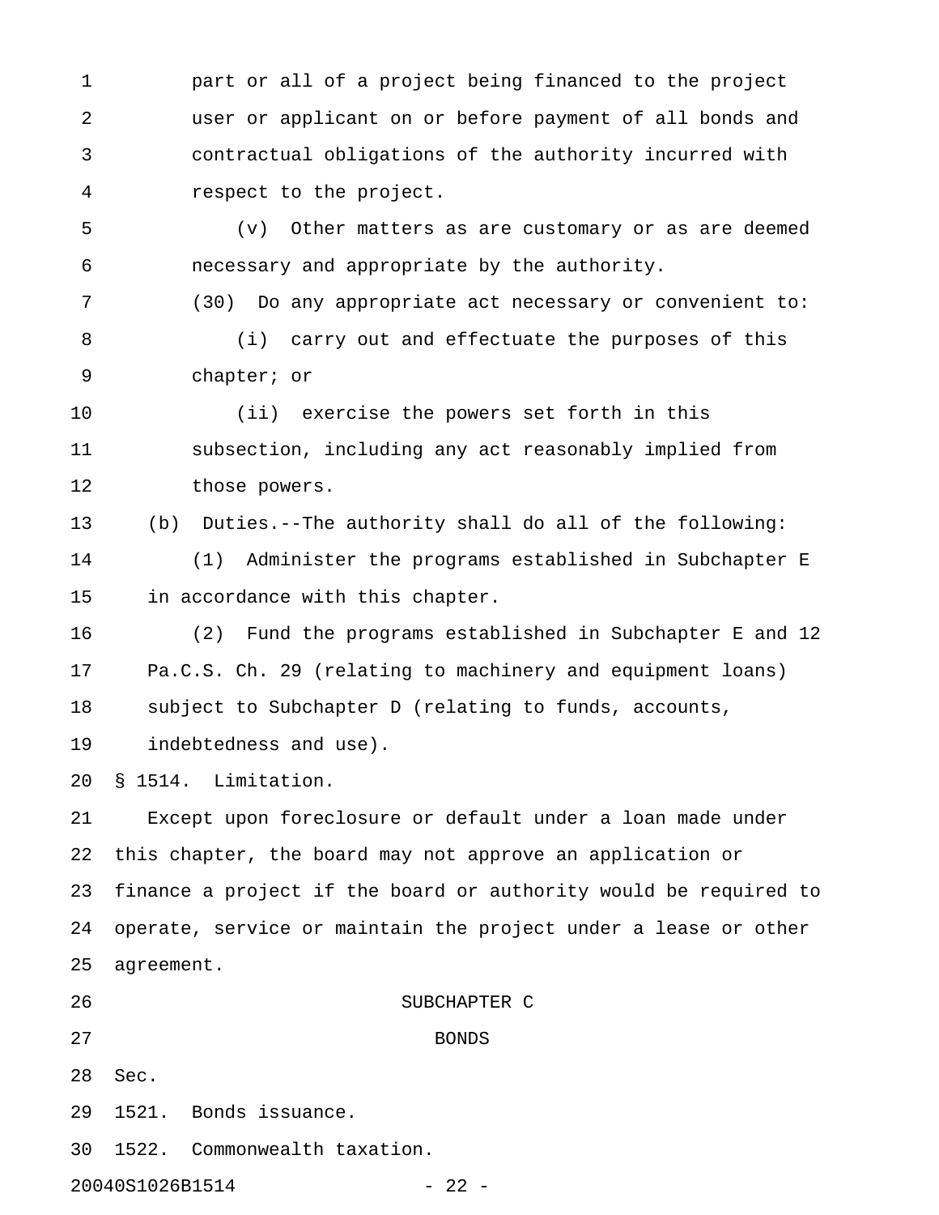part or all of a project being financed to the project user or applicant on or before payment of all bonds and contractual obligations of the authority incurred with respect to the project.

(v) Other matters as are customary or as are deemed necessary and appropriate by the authority.

(30) Do any appropriate act necessary or convenient to:

(i) carry out and effectuate the purposes of this chapter; or

(ii) exercise the powers set forth in this subsection, including any act reasonably implied from those powers.

(b) Duties.--The authority shall do all of the following:

(1) Administer the programs established in Subchapter E in accordance with this chapter.

(2) Fund the programs established in Subchapter E and 12 Pa.C.S. Ch. 29 (relating to machinery and equipment loans) subject to Subchapter D (relating to funds, accounts, indebtedness and use).

§ 1514. Limitation.

Except upon foreclosure or default under a loan made under this chapter, the board may not approve an application or finance a project if the board or authority would be required to operate, service or maintain the project under a lease or other agreement.

## SUBCHAPTER C
## BONDS

Sec.

1521. Bonds issuance.

1522. Commonwealth taxation.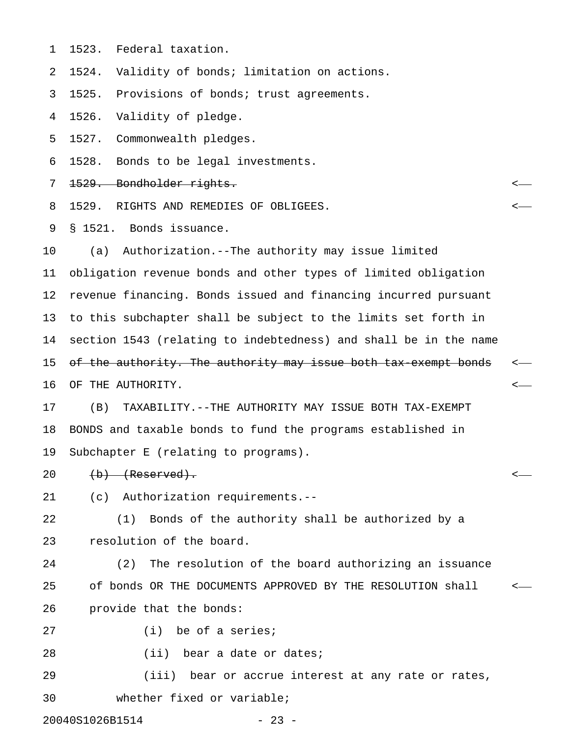1523. Federal taxation.

1524. Validity of bonds; limitation on actions.

1525. Provisions of bonds; trust agreements.

1526. Validity of pledge.

1527. Commonwealth pledges.

1528. Bonds to be legal investments.

~~1529. Bondholder rights.~~

1529. RIGHTS AND REMEDIES OF OBLIGEES.

§ 1521. Bonds issuance.

(a) Authorization.--The authority may issue limited obligation revenue bonds and other types of limited obligation revenue financing. Bonds issued and financing incurred pursuant to this subchapter shall be subject to the limits set forth in section 1543 (relating to indebtedness) and shall be in the name ~~of the authority. The authority may issue both tax-exempt bonds~~ OF THE AUTHORITY.

(B) TAXABILITY.--THE AUTHORITY MAY ISSUE BOTH TAX-EXEMPT BONDS and taxable bonds to fund the programs established in Subchapter E (relating to programs).

~~(b) (Reserved).~~

(c) Authorization requirements.--

(1) Bonds of the authority shall be authorized by a resolution of the board.

(2) The resolution of the board authorizing an issuance of bonds OR THE DOCUMENTS APPROVED BY THE RESOLUTION shall provide that the bonds:

(i) be of a series;

(ii) bear a date or dates;

(iii) bear or accrue interest at any rate or rates, whether fixed or variable;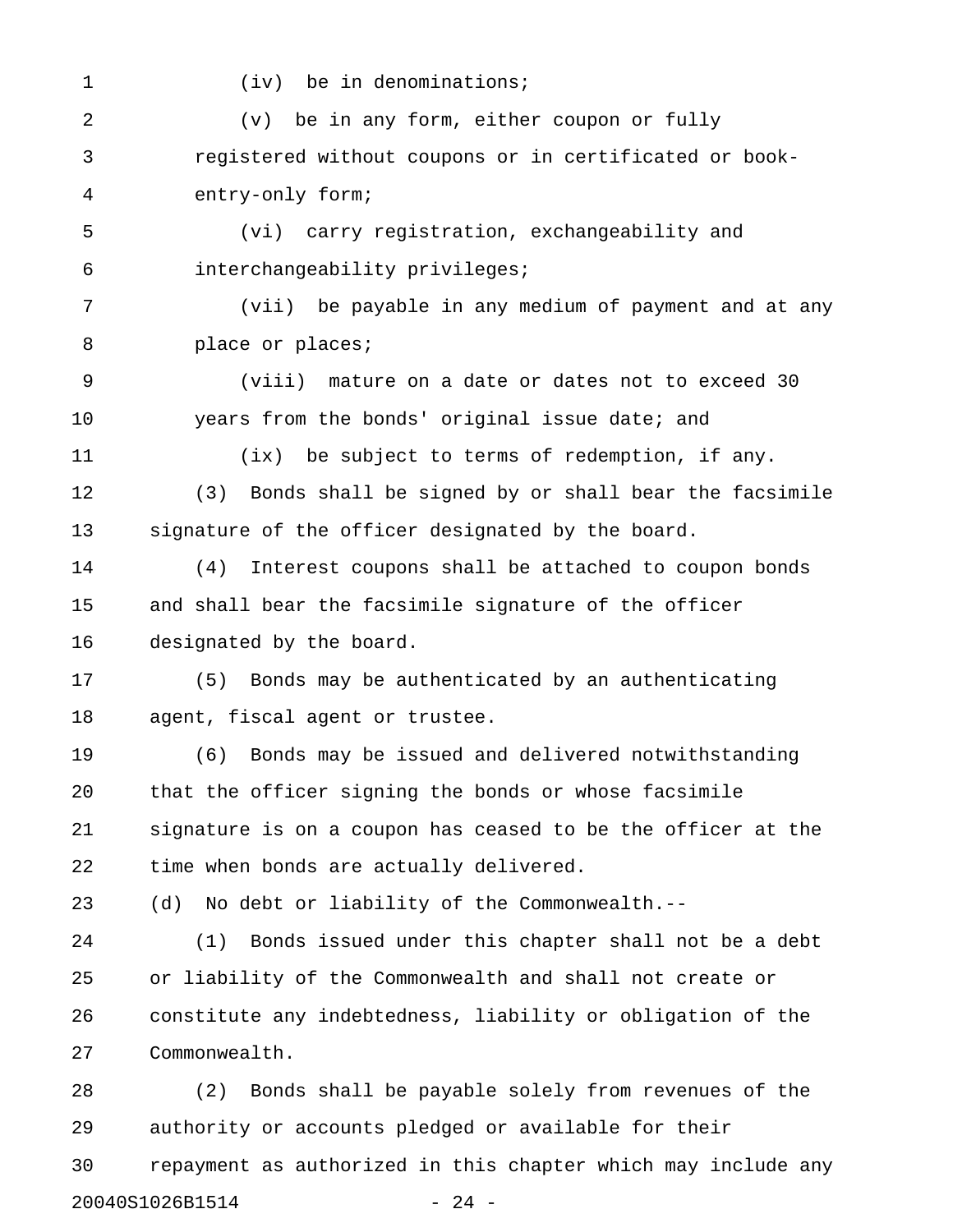(iv) be in denominations;

(v) be in any form, either coupon or fully registered without coupons or in certificated or book-entry-only form;

(vi) carry registration, exchangeability and interchangeability privileges;

(vii) be payable in any medium of payment and at any place or places;

(viii) mature on a date or dates not to exceed 30 years from the bonds' original issue date; and

(ix) be subject to terms of redemption, if any.

(3) Bonds shall be signed by or shall bear the facsimile signature of the officer designated by the board.

(4) Interest coupons shall be attached to coupon bonds and shall bear the facsimile signature of the officer designated by the board.

(5) Bonds may be authenticated by an authenticating agent, fiscal agent or trustee.

(6) Bonds may be issued and delivered notwithstanding that the officer signing the bonds or whose facsimile signature is on a coupon has ceased to be the officer at the time when bonds are actually delivered.

(d) No debt or liability of the Commonwealth.--

(1) Bonds issued under this chapter shall not be a debt or liability of the Commonwealth and shall not create or constitute any indebtedness, liability or obligation of the Commonwealth.

(2) Bonds shall be payable solely from revenues of the authority or accounts pledged or available for their repayment as authorized in this chapter which may include any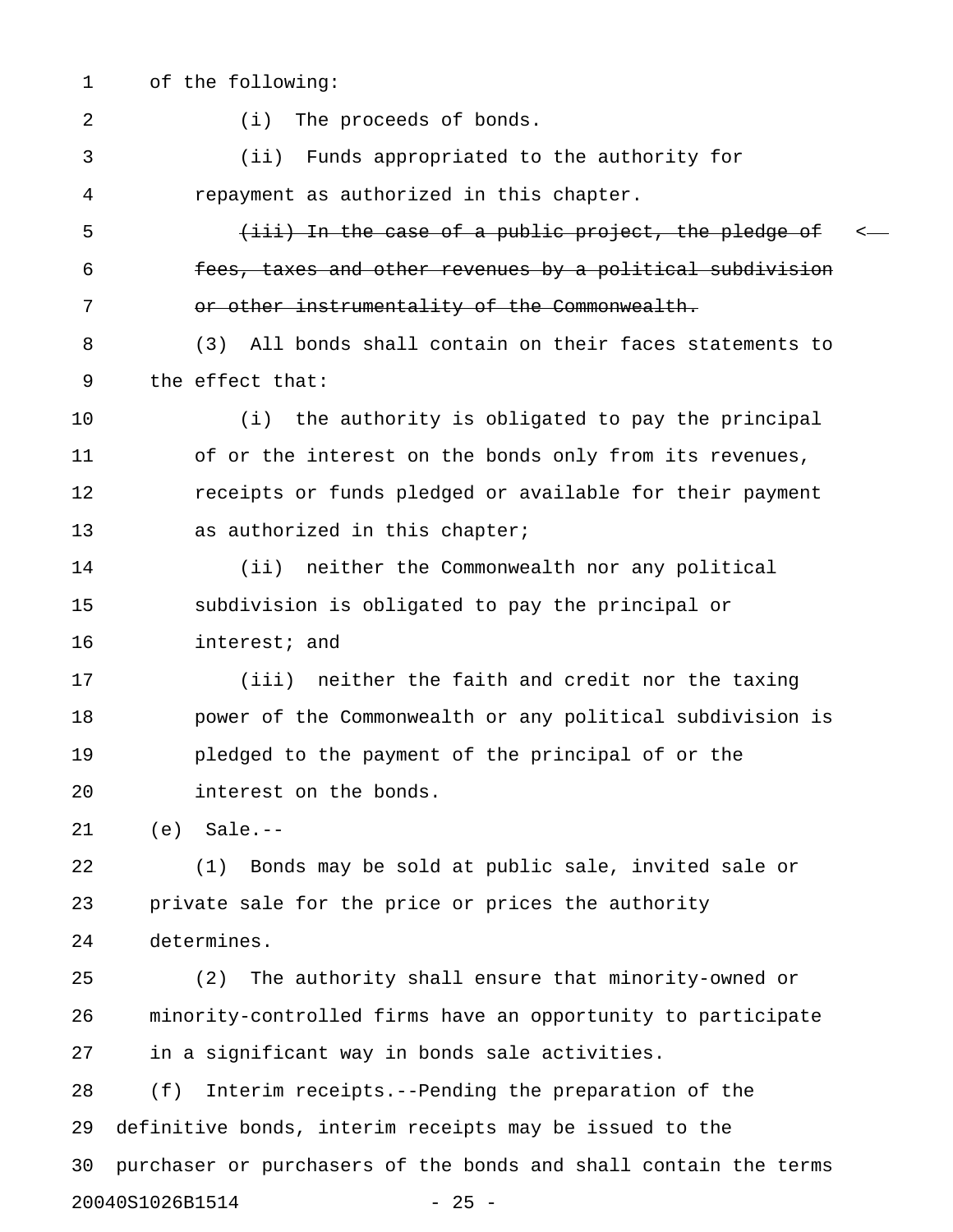of the following:

(i) The proceeds of bonds.

(ii) Funds appropriated to the authority for repayment as authorized in this chapter.

~~(iii) In the case of a public project, the pledge of fees, taxes and other revenues by a political subdivision or other instrumentality of the Commonwealth.~~

(3) All bonds shall contain on their faces statements to the effect that:

(i) the authority is obligated to pay the principal of or the interest on the bonds only from its revenues, receipts or funds pledged or available for their payment as authorized in this chapter;

(ii) neither the Commonwealth nor any political subdivision is obligated to pay the principal or interest; and

(iii) neither the faith and credit nor the taxing power of the Commonwealth or any political subdivision is pledged to the payment of the principal of or the interest on the bonds.

(e) Sale.--

(1) Bonds may be sold at public sale, invited sale or private sale for the price or prices the authority determines.

(2) The authority shall ensure that minority-owned or minority-controlled firms have an opportunity to participate in a significant way in bonds sale activities.

(f) Interim receipts.--Pending the preparation of the definitive bonds, interim receipts may be issued to the purchaser or purchasers of the bonds and shall contain the terms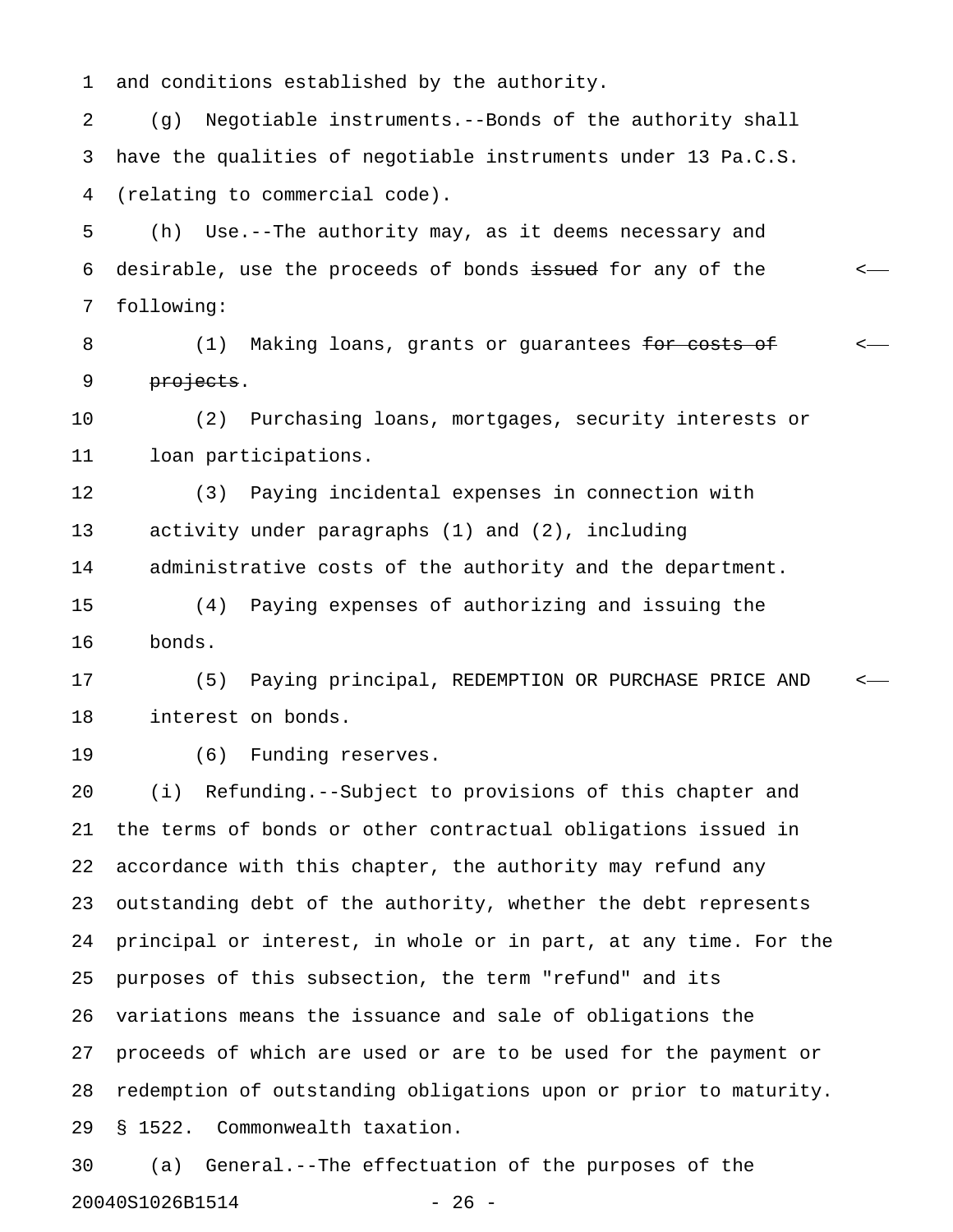and conditions established by the authority.

(g) Negotiable instruments.--Bonds of the authority shall have the qualities of negotiable instruments under 13 Pa.C.S. (relating to commercial code).

(h) Use.--The authority may, as it deems necessary and desirable, use the proceeds of bonds ~~issued~~ for any of the following:

(1) Making loans, grants or guarantees ~~for costs of projects~~.

(2) Purchasing loans, mortgages, security interests or loan participations.

(3) Paying incidental expenses in connection with activity under paragraphs (1) and (2), including administrative costs of the authority and the department.

(4) Paying expenses of authorizing and issuing the bonds.

(5) Paying principal, REDEMPTION OR PURCHASE PRICE AND interest on bonds.

(6) Funding reserves.

(i) Refunding.--Subject to provisions of this chapter and the terms of bonds or other contractual obligations issued in accordance with this chapter, the authority may refund any outstanding debt of the authority, whether the debt represents principal or interest, in whole or in part, at any time. For the purposes of this subsection, the term "refund" and its variations means the issuance and sale of obligations the proceeds of which are used or are to be used for the payment or redemption of outstanding obligations upon or prior to maturity.

§ 1522. Commonwealth taxation.

(a) General.--The effectuation of the purposes of the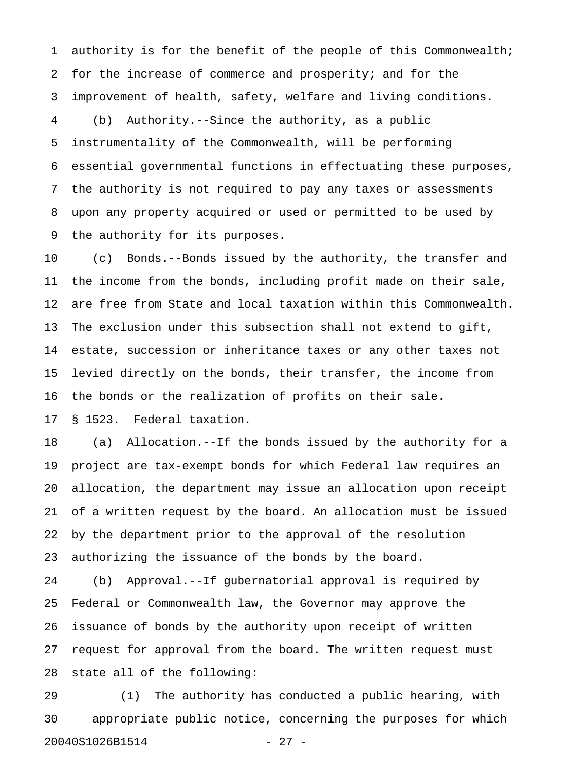authority is for the benefit of the people of this Commonwealth; for the increase of commerce and prosperity; and for the improvement of health, safety, welfare and living conditions.

(b) Authority.--Since the authority, as a public instrumentality of the Commonwealth, will be performing essential governmental functions in effectuating these purposes, the authority is not required to pay any taxes or assessments upon any property acquired or used or permitted to be used by the authority for its purposes.

(c) Bonds.--Bonds issued by the authority, the transfer and the income from the bonds, including profit made on their sale, are free from State and local taxation within this Commonwealth. The exclusion under this subsection shall not extend to gift, estate, succession or inheritance taxes or any other taxes not levied directly on the bonds, their transfer, the income from the bonds or the realization of profits on their sale.

§ 1523. Federal taxation.

(a) Allocation.--If the bonds issued by the authority for a project are tax-exempt bonds for which Federal law requires an allocation, the department may issue an allocation upon receipt of a written request by the board. An allocation must be issued by the department prior to the approval of the resolution authorizing the issuance of the bonds by the board.

(b) Approval.--If gubernatorial approval is required by Federal or Commonwealth law, the Governor may approve the issuance of bonds by the authority upon receipt of written request for approval from the board. The written request must state all of the following:

(1) The authority has conducted a public hearing, with appropriate public notice, concerning the purposes for which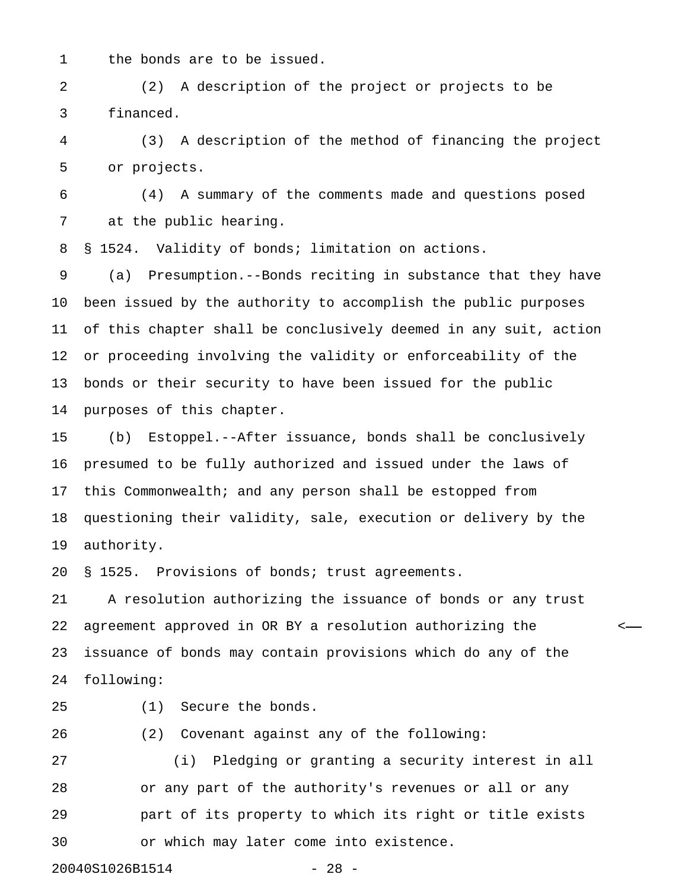the bonds are to be issued.

(2) A description of the project or projects to be financed.

(3) A description of the method of financing the project or projects.

(4) A summary of the comments made and questions posed at the public hearing.

§ 1524. Validity of bonds; limitation on actions.

(a) Presumption.--Bonds reciting in substance that they have been issued by the authority to accomplish the public purposes of this chapter shall be conclusively deemed in any suit, action or proceeding involving the validity or enforceability of the bonds or their security to have been issued for the public purposes of this chapter.

(b) Estoppel.--After issuance, bonds shall be conclusively presumed to be fully authorized and issued under the laws of this Commonwealth; and any person shall be estopped from questioning their validity, sale, execution or delivery by the authority.

§ 1525. Provisions of bonds; trust agreements.

A resolution authorizing the issuance of bonds or any trust agreement approved in OR BY a resolution authorizing the issuance of bonds may contain provisions which do any of the following:

(1) Secure the bonds.

(2) Covenant against any of the following:

(i) Pledging or granting a security interest in all or any part of the authority's revenues or all or any part of its property to which its right or title exists or which may later come into existence.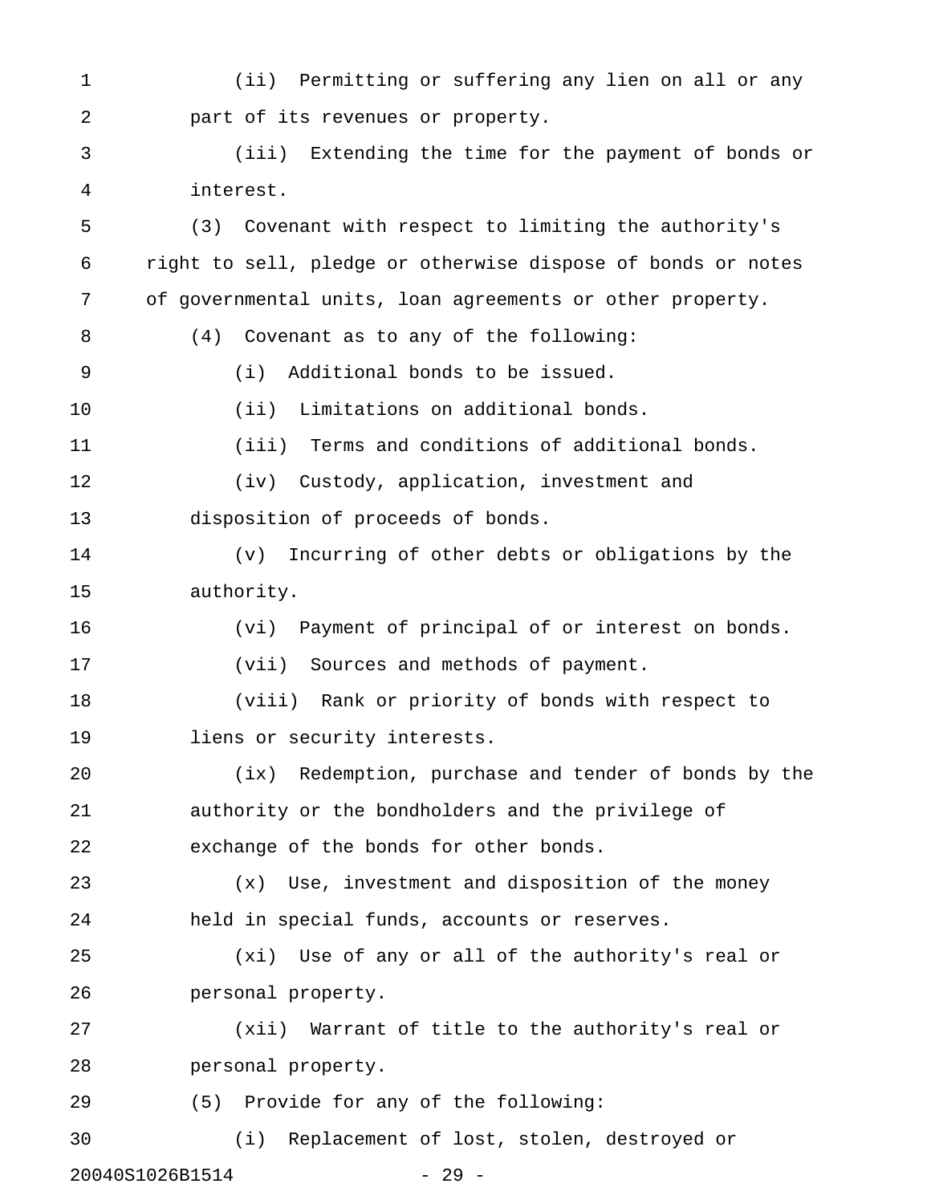(ii) Permitting or suffering any lien on all or any part of its revenues or property.

(iii) Extending the time for the payment of bonds or interest.

(3) Covenant with respect to limiting the authority's right to sell, pledge or otherwise dispose of bonds or notes of governmental units, loan agreements or other property.

(4) Covenant as to any of the following:

(i) Additional bonds to be issued.

(ii) Limitations on additional bonds.

(iii) Terms and conditions of additional bonds.

(iv) Custody, application, investment and disposition of proceeds of bonds.

(v) Incurring of other debts or obligations by the authority.

(vi) Payment of principal of or interest on bonds.

(vii) Sources and methods of payment.

(viii) Rank or priority of bonds with respect to liens or security interests.

(ix) Redemption, purchase and tender of bonds by the authority or the bondholders and the privilege of exchange of the bonds for other bonds.

(x) Use, investment and disposition of the money held in special funds, accounts or reserves.

(xi) Use of any or all of the authority's real or personal property.

(xii) Warrant of title to the authority's real or personal property.

(5) Provide for any of the following:

(i) Replacement of lost, stolen, destroyed or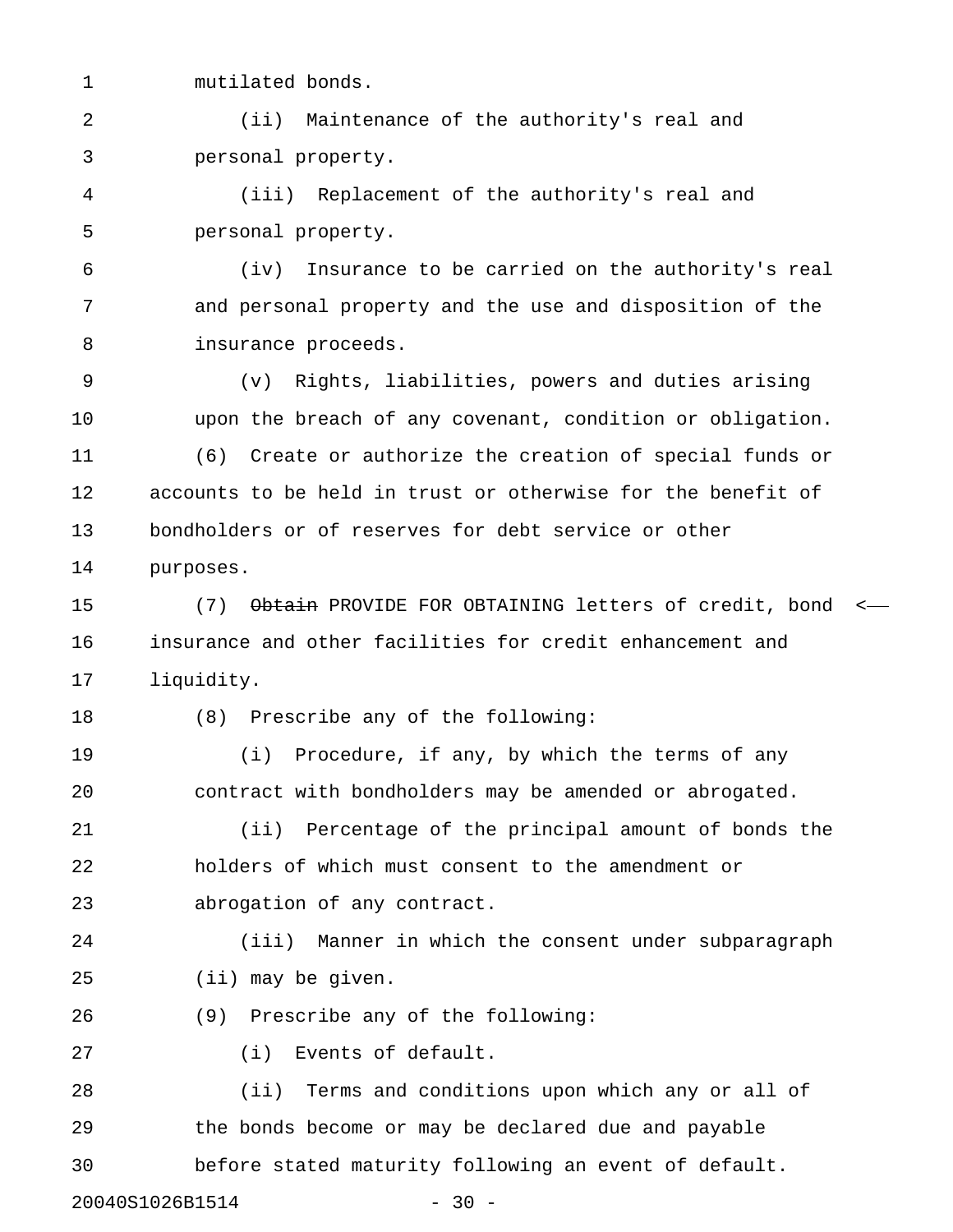mutilated bonds.

(ii) Maintenance of the authority's real and personal property.

(iii) Replacement of the authority's real and personal property.

(iv) Insurance to be carried on the authority's real and personal property and the use and disposition of the insurance proceeds.

(v) Rights, liabilities, powers and duties arising upon the breach of any covenant, condition or obligation.

(6) Create or authorize the creation of special funds or accounts to be held in trust or otherwise for the benefit of bondholders or of reserves for debt service or other purposes.

(7) ~~Obtain~~ PROVIDE FOR OBTAINING letters of credit, bond insurance and other facilities for credit enhancement and liquidity.

(8) Prescribe any of the following:

(i) Procedure, if any, by which the terms of any contract with bondholders may be amended or abrogated.

(ii) Percentage of the principal amount of bonds the holders of which must consent to the amendment or abrogation of any contract.

(iii) Manner in which the consent under subparagraph (ii) may be given.

(9) Prescribe any of the following:

(i) Events of default.

(ii) Terms and conditions upon which any or all of the bonds become or may be declared due and payable before stated maturity following an event of default.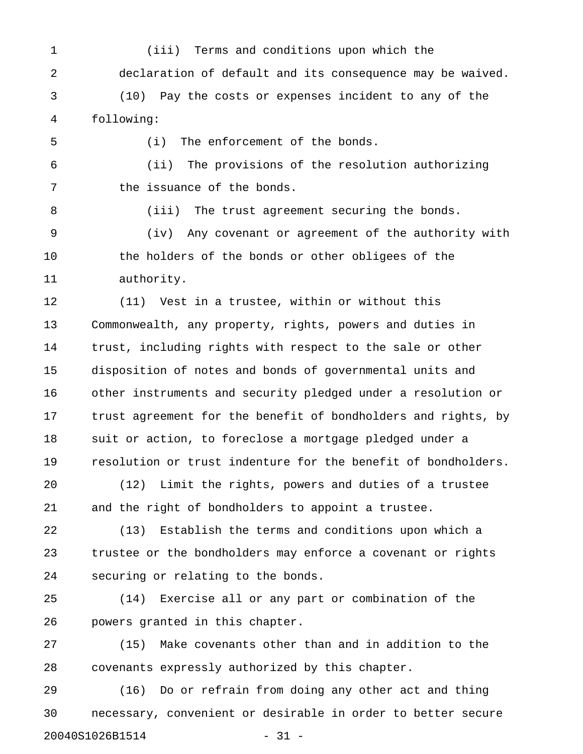(iii) Terms and conditions upon which the declaration of default and its consequence may be waived.

(10) Pay the costs or expenses incident to any of the following:

(i) The enforcement of the bonds.

(ii) The provisions of the resolution authorizing the issuance of the bonds.

(iii) The trust agreement securing the bonds.

(iv) Any covenant or agreement of the authority with the holders of the bonds or other obligees of the authority.

(11) Vest in a trustee, within or without this Commonwealth, any property, rights, powers and duties in trust, including rights with respect to the sale or other disposition of notes and bonds of governmental units and other instruments and security pledged under a resolution or trust agreement for the benefit of bondholders and rights, by suit or action, to foreclose a mortgage pledged under a resolution or trust indenture for the benefit of bondholders.

(12) Limit the rights, powers and duties of a trustee and the right of bondholders to appoint a trustee.

(13) Establish the terms and conditions upon which a trustee or the bondholders may enforce a covenant or rights securing or relating to the bonds.

(14) Exercise all or any part or combination of the powers granted in this chapter.

(15) Make covenants other than and in addition to the covenants expressly authorized by this chapter.

(16) Do or refrain from doing any other act and thing necessary, convenient or desirable in order to better secure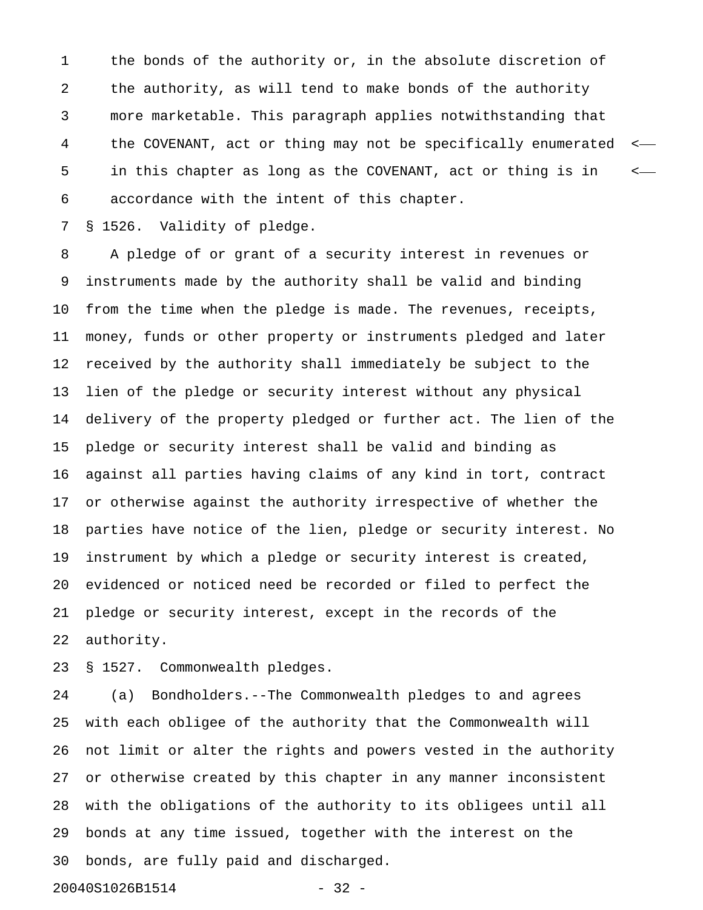the bonds of the authority or, in the absolute discretion of the authority, as will tend to make bonds of the authority more marketable. This paragraph applies notwithstanding that the COVENANT, act or thing may not be specifically enumerated in this chapter as long as the COVENANT, act or thing is in accordance with the intent of this chapter.

§ 1526. Validity of pledge.

A pledge of or grant of a security interest in revenues or instruments made by the authority shall be valid and binding from the time when the pledge is made. The revenues, receipts, money, funds or other property or instruments pledged and later received by the authority shall immediately be subject to the lien of the pledge or security interest without any physical delivery of the property pledged or further act. The lien of the pledge or security interest shall be valid and binding as against all parties having claims of any kind in tort, contract or otherwise against the authority irrespective of whether the parties have notice of the lien, pledge or security interest. No instrument by which a pledge or security interest is created, evidenced or noticed need be recorded or filed to perfect the pledge or security interest, except in the records of the authority.

§ 1527. Commonwealth pledges.

(a) Bondholders.--The Commonwealth pledges to and agrees with each obligee of the authority that the Commonwealth will not limit or alter the rights and powers vested in the authority or otherwise created by this chapter in any manner inconsistent with the obligations of the authority to its obligees until all bonds at any time issued, together with the interest on the bonds, are fully paid and discharged.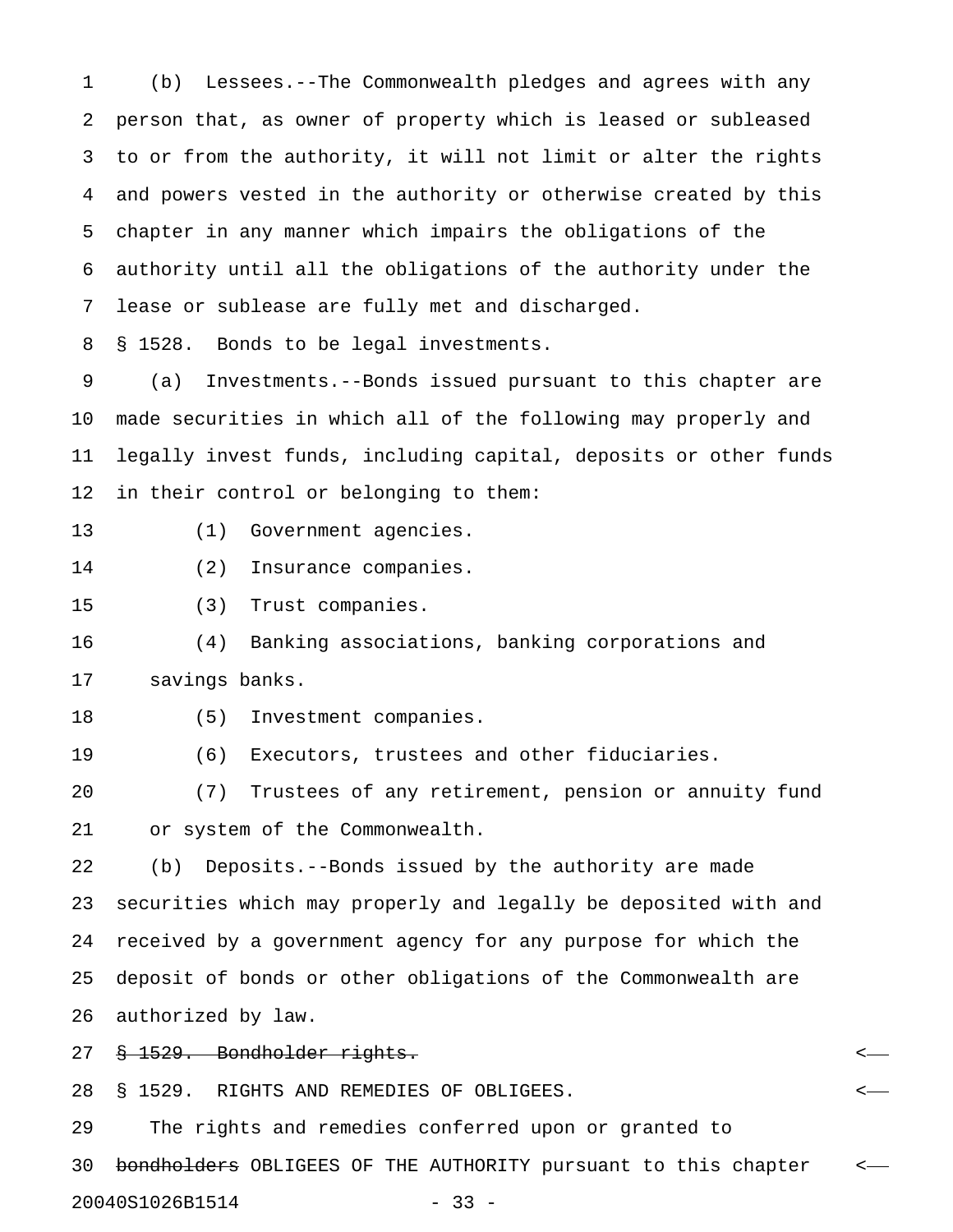(b) Lessees.--The Commonwealth pledges and agrees with any person that, as owner of property which is leased or subleased to or from the authority, it will not limit or alter the rights and powers vested in the authority or otherwise created by this chapter in any manner which impairs the obligations of the authority until all the obligations of the authority under the lease or sublease are fully met and discharged.

§ 1528. Bonds to be legal investments.

(a) Investments.--Bonds issued pursuant to this chapter are made securities in which all of the following may properly and legally invest funds, including capital, deposits or other funds in their control or belonging to them:

(1) Government agencies.

(2) Insurance companies.

(3) Trust companies.

(4) Banking associations, banking corporations and savings banks.

(5) Investment companies.

(6) Executors, trustees and other fiduciaries.

(7) Trustees of any retirement, pension or annuity fund or system of the Commonwealth.

(b) Deposits.--Bonds issued by the authority are made securities which may properly and legally be deposited with and received by a government agency for any purpose for which the deposit of bonds or other obligations of the Commonwealth are authorized by law.

~~§ 1529. Bondholder rights.~~

§ 1529. RIGHTS AND REMEDIES OF OBLIGEES.

The rights and remedies conferred upon or granted to ~~bondholders~~ OBLIGEES OF THE AUTHORITY pursuant to this chapter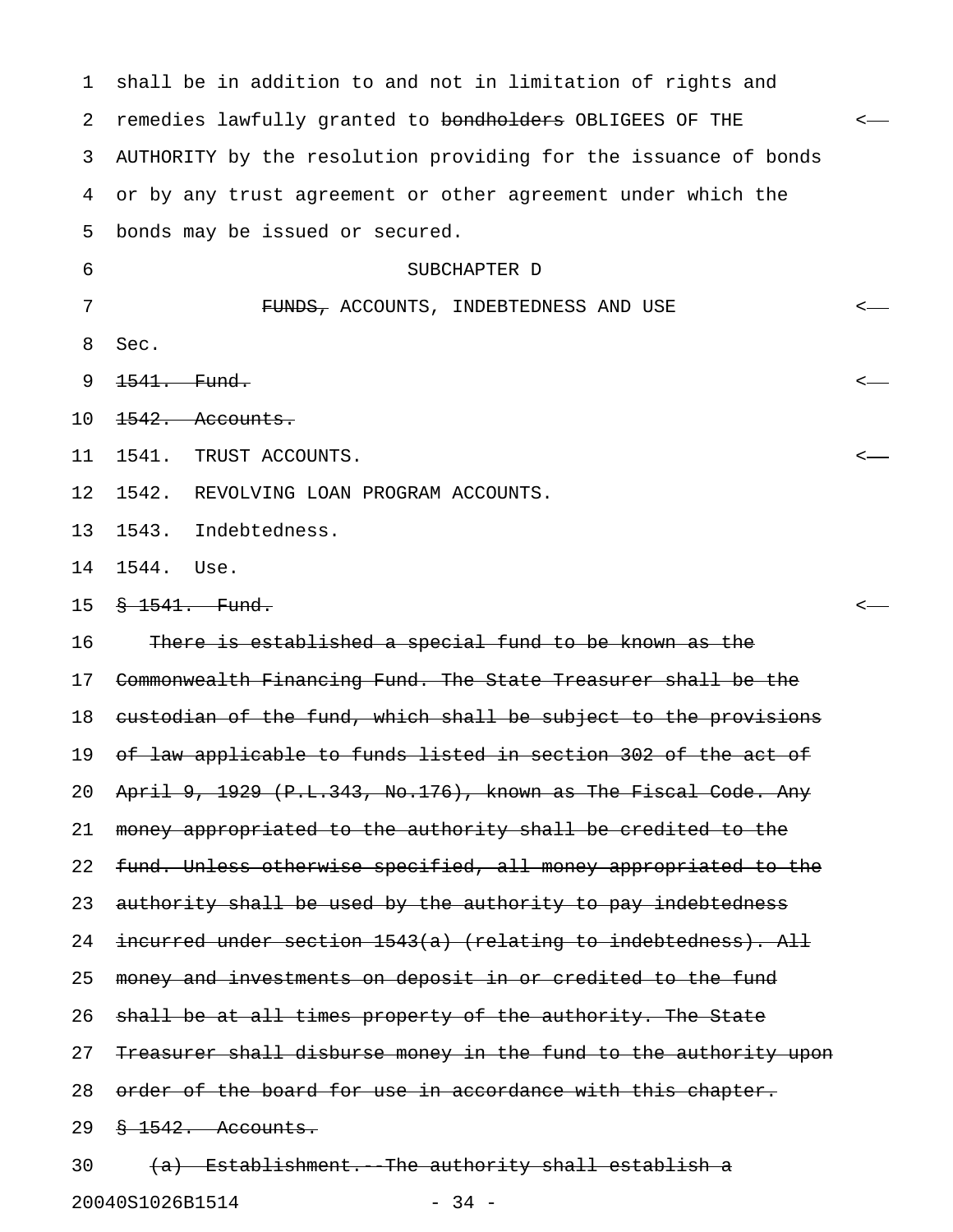shall be in addition to and not in limitation of rights and remedies lawfully granted to ~~bondholders~~ OBLIGEES OF THE AUTHORITY by the resolution providing for the issuance of bonds or by any trust agreement or other agreement under which the bonds may be issued or secured.

SUBCHAPTER D

~~FUNDS,~~ ACCOUNTS, INDEBTEDNESS AND USE

Sec.

~~1541. Fund.~~

~~1542. Accounts.~~

1541. TRUST ACCOUNTS.

1542. REVOLVING LOAN PROGRAM ACCOUNTS.

1543. Indebtedness.

1544. Use.

~~§ 1541. Fund.~~

~~There is established a special fund to be known as the Commonwealth Financing Fund. The State Treasurer shall be the custodian of the fund, which shall be subject to the provisions of law applicable to funds listed in section 302 of the act of April 9, 1929 (P.L.343, No.176), known as The Fiscal Code. Any money appropriated to the authority shall be credited to the fund. Unless otherwise specified, all money appropriated to the authority shall be used by the authority to pay indebtedness incurred under section 1543(a) (relating to indebtedness). All money and investments on deposit in or credited to the fund shall be at all times property of the authority. The State Treasurer shall disburse money in the fund to the authority upon order of the board for use in accordance with this chapter.~~

~~§ 1542. Accounts.~~

~~(a) Establishment.--The authority shall establish a~~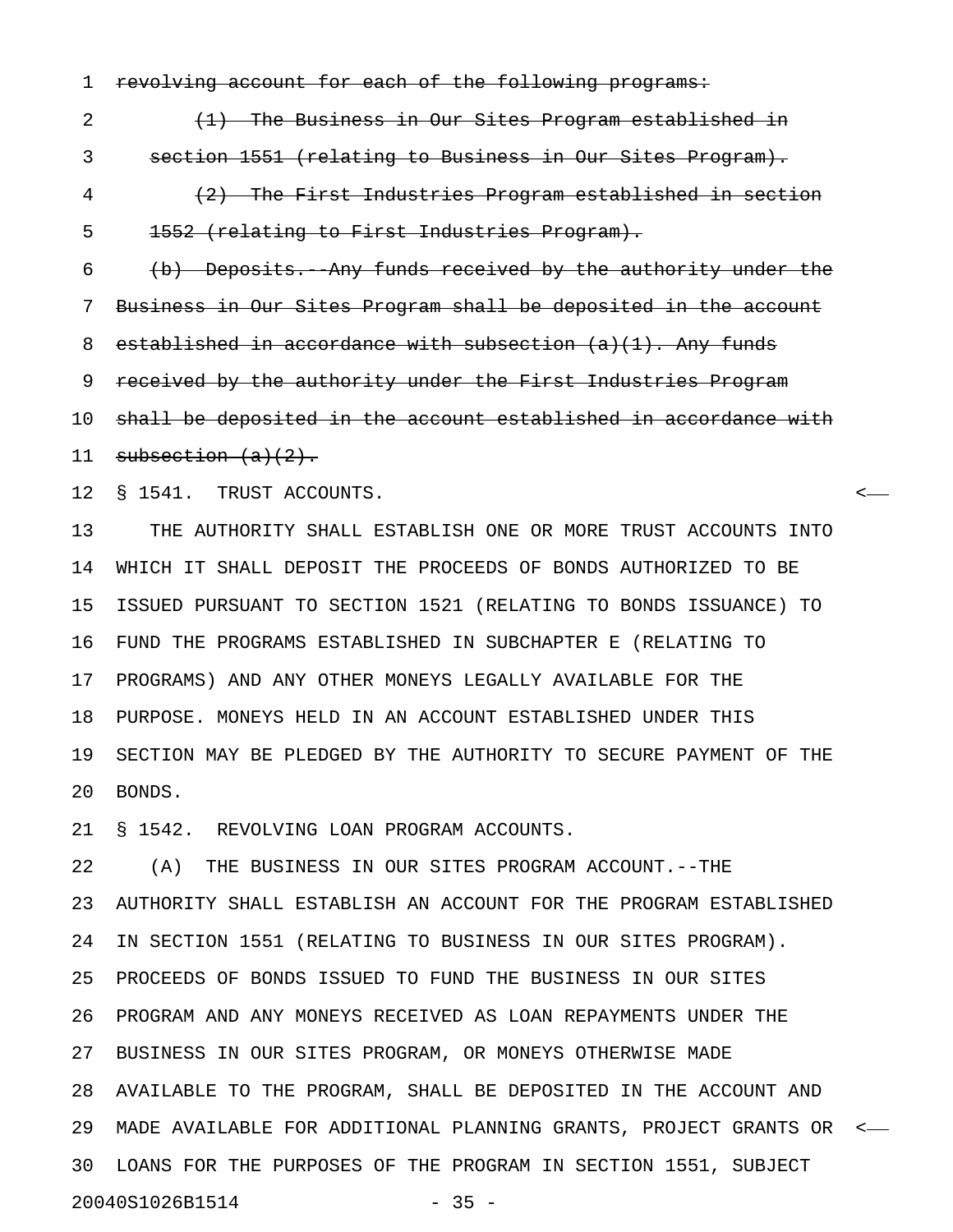~~revolving account for each of the following programs:~~

~~(1) The Business in Our Sites Program established in section 1551 (relating to Business in Our Sites Program).~~

~~(2) The First Industries Program established in section 1552 (relating to First Industries Program).~~

~~(b) Deposits.--Any funds received by the authority under the Business in Our Sites Program shall be deposited in the account established in accordance with subsection (a)(1). Any funds received by the authority under the First Industries Program shall be deposited in the account established in accordance with subsection (a)(2).~~

§ 1541. TRUST ACCOUNTS.

THE AUTHORITY SHALL ESTABLISH ONE OR MORE TRUST ACCOUNTS INTO WHICH IT SHALL DEPOSIT THE PROCEEDS OF BONDS AUTHORIZED TO BE ISSUED PURSUANT TO SECTION 1521 (RELATING TO BONDS ISSUANCE) TO FUND THE PROGRAMS ESTABLISHED IN SUBCHAPTER E (RELATING TO PROGRAMS) AND ANY OTHER MONEYS LEGALLY AVAILABLE FOR THE PURPOSE. MONEYS HELD IN AN ACCOUNT ESTABLISHED UNDER THIS SECTION MAY BE PLEDGED BY THE AUTHORITY TO SECURE PAYMENT OF THE BONDS.

§ 1542. REVOLVING LOAN PROGRAM ACCOUNTS.

(A) THE BUSINESS IN OUR SITES PROGRAM ACCOUNT.--THE AUTHORITY SHALL ESTABLISH AN ACCOUNT FOR THE PROGRAM ESTABLISHED IN SECTION 1551 (RELATING TO BUSINESS IN OUR SITES PROGRAM). PROCEEDS OF BONDS ISSUED TO FUND THE BUSINESS IN OUR SITES PROGRAM AND ANY MONEYS RECEIVED AS LOAN REPAYMENTS UNDER THE BUSINESS IN OUR SITES PROGRAM, OR MONEYS OTHERWISE MADE AVAILABLE TO THE PROGRAM, SHALL BE DEPOSITED IN THE ACCOUNT AND MADE AVAILABLE FOR ADDITIONAL PLANNING GRANTS, PROJECT GRANTS OR LOANS FOR THE PURPOSES OF THE PROGRAM IN SECTION 1551, SUBJECT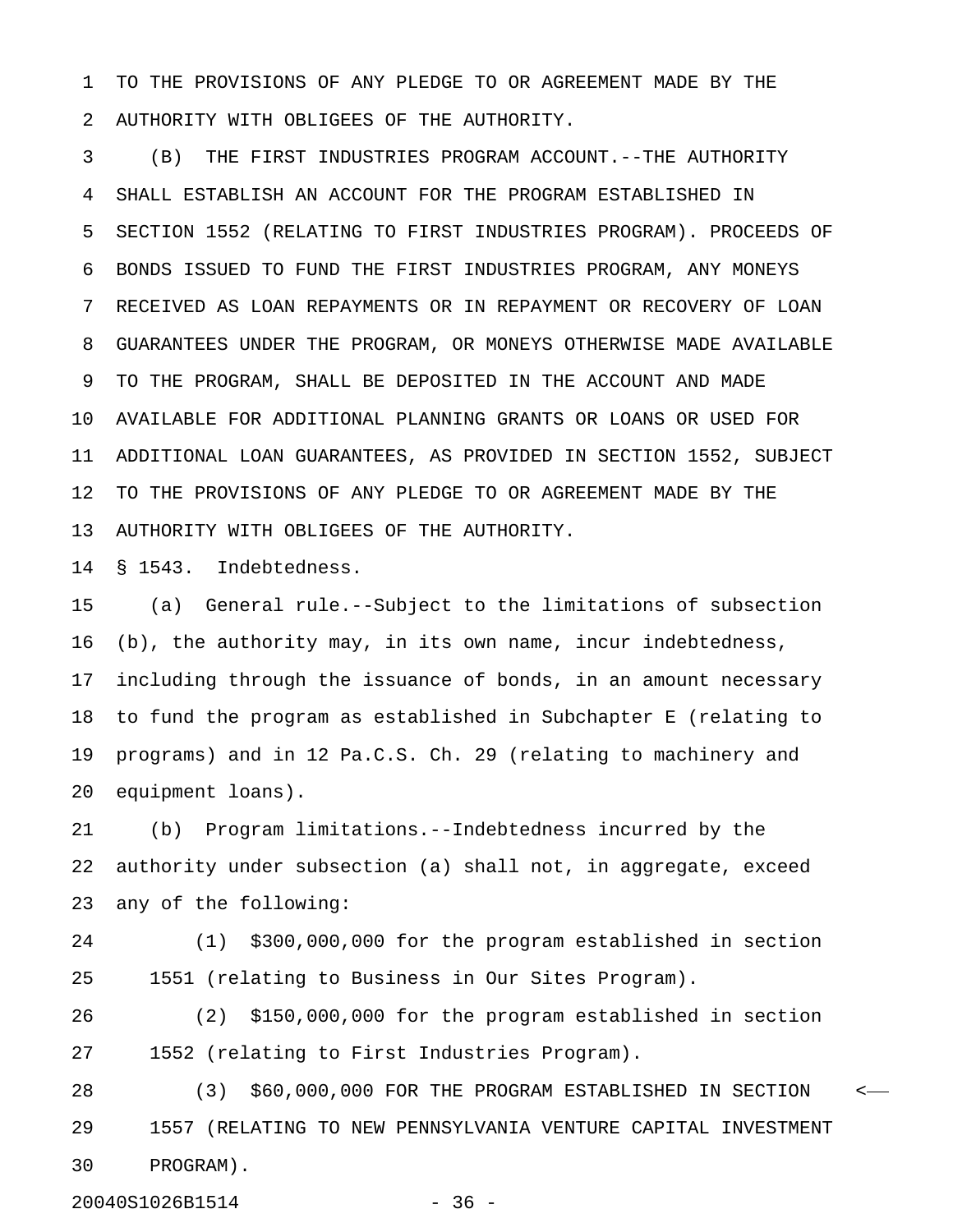TO THE PROVISIONS OF ANY PLEDGE TO OR AGREEMENT MADE BY THE AUTHORITY WITH OBLIGEES OF THE AUTHORITY.

(B) THE FIRST INDUSTRIES PROGRAM ACCOUNT.--THE AUTHORITY SHALL ESTABLISH AN ACCOUNT FOR THE PROGRAM ESTABLISHED IN SECTION 1552 (RELATING TO FIRST INDUSTRIES PROGRAM). PROCEEDS OF BONDS ISSUED TO FUND THE FIRST INDUSTRIES PROGRAM, ANY MONEYS RECEIVED AS LOAN REPAYMENTS OR IN REPAYMENT OR RECOVERY OF LOAN GUARANTEES UNDER THE PROGRAM, OR MONEYS OTHERWISE MADE AVAILABLE TO THE PROGRAM, SHALL BE DEPOSITED IN THE ACCOUNT AND MADE AVAILABLE FOR ADDITIONAL PLANNING GRANTS OR LOANS OR USED FOR ADDITIONAL LOAN GUARANTEES, AS PROVIDED IN SECTION 1552, SUBJECT TO THE PROVISIONS OF ANY PLEDGE TO OR AGREEMENT MADE BY THE AUTHORITY WITH OBLIGEES OF THE AUTHORITY.

§ 1543. Indebtedness.

(a) General rule.--Subject to the limitations of subsection (b), the authority may, in its own name, incur indebtedness, including through the issuance of bonds, in an amount necessary to fund the program as established in Subchapter E (relating to programs) and in 12 Pa.C.S. Ch. 29 (relating to machinery and equipment loans).

(b) Program limitations.--Indebtedness incurred by the authority under subsection (a) shall not, in aggregate, exceed any of the following:

(1) $300,000,000 for the program established in section 1551 (relating to Business in Our Sites Program).

(2) $150,000,000 for the program established in section 1552 (relating to First Industries Program).

(3) $60,000,000 FOR THE PROGRAM ESTABLISHED IN SECTION 1557 (RELATING TO NEW PENNSYLVANIA VENTURE CAPITAL INVESTMENT PROGRAM).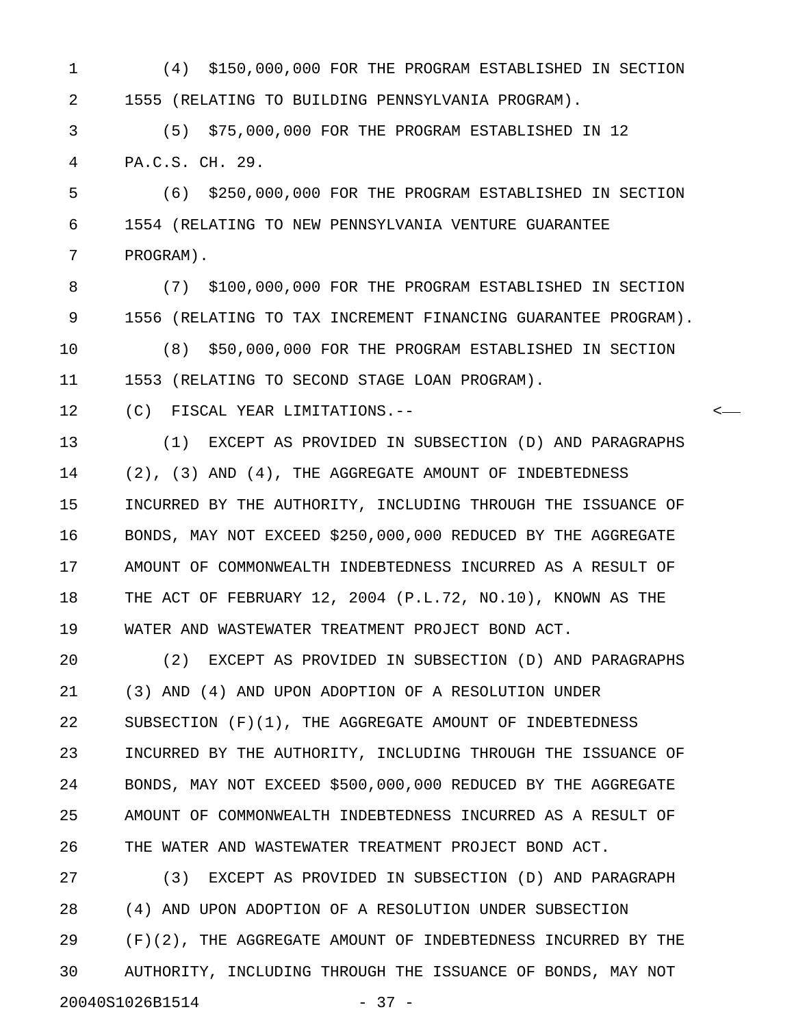(4) $150,000,000 FOR THE PROGRAM ESTABLISHED IN SECTION 1555 (RELATING TO BUILDING PENNSYLVANIA PROGRAM).

(5) $75,000,000 FOR THE PROGRAM ESTABLISHED IN 12 PA.C.S. CH. 29.

(6) $250,000,000 FOR THE PROGRAM ESTABLISHED IN SECTION 1554 (RELATING TO NEW PENNSYLVANIA VENTURE GUARANTEE PROGRAM).

(7) $100,000,000 FOR THE PROGRAM ESTABLISHED IN SECTION 1556 (RELATING TO TAX INCREMENT FINANCING GUARANTEE PROGRAM).

(8) $50,000,000 FOR THE PROGRAM ESTABLISHED IN SECTION 1553 (RELATING TO SECOND STAGE LOAN PROGRAM).

(C) FISCAL YEAR LIMITATIONS.--

(1) EXCEPT AS PROVIDED IN SUBSECTION (D) AND PARAGRAPHS (2), (3) AND (4), THE AGGREGATE AMOUNT OF INDEBTEDNESS INCURRED BY THE AUTHORITY, INCLUDING THROUGH THE ISSUANCE OF BONDS, MAY NOT EXCEED $250,000,000 REDUCED BY THE AGGREGATE AMOUNT OF COMMONWEALTH INDEBTEDNESS INCURRED AS A RESULT OF THE ACT OF FEBRUARY 12, 2004 (P.L.72, NO.10), KNOWN AS THE WATER AND WASTEWATER TREATMENT PROJECT BOND ACT.

(2) EXCEPT AS PROVIDED IN SUBSECTION (D) AND PARAGRAPHS (3) AND (4) AND UPON ADOPTION OF A RESOLUTION UNDER SUBSECTION (F)(1), THE AGGREGATE AMOUNT OF INDEBTEDNESS INCURRED BY THE AUTHORITY, INCLUDING THROUGH THE ISSUANCE OF BONDS, MAY NOT EXCEED $500,000,000 REDUCED BY THE AGGREGATE AMOUNT OF COMMONWEALTH INDEBTEDNESS INCURRED AS A RESULT OF THE WATER AND WASTEWATER TREATMENT PROJECT BOND ACT.

(3) EXCEPT AS PROVIDED IN SUBSECTION (D) AND PARAGRAPH (4) AND UPON ADOPTION OF A RESOLUTION UNDER SUBSECTION (F)(2), THE AGGREGATE AMOUNT OF INDEBTEDNESS INCURRED BY THE AUTHORITY, INCLUDING THROUGH THE ISSUANCE OF BONDS, MAY NOT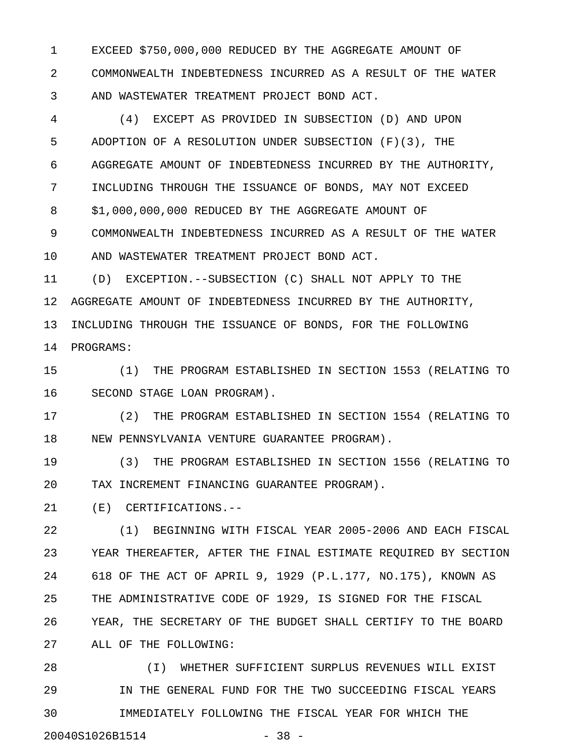EXCEED $750,000,000 REDUCED BY THE AGGREGATE AMOUNT OF COMMONWEALTH INDEBTEDNESS INCURRED AS A RESULT OF THE WATER AND WASTEWATER TREATMENT PROJECT BOND ACT.

(4) EXCEPT AS PROVIDED IN SUBSECTION (D) AND UPON ADOPTION OF A RESOLUTION UNDER SUBSECTION (F)(3), THE AGGREGATE AMOUNT OF INDEBTEDNESS INCURRED BY THE AUTHORITY, INCLUDING THROUGH THE ISSUANCE OF BONDS, MAY NOT EXCEED $1,000,000,000 REDUCED BY THE AGGREGATE AMOUNT OF COMMONWEALTH INDEBTEDNESS INCURRED AS A RESULT OF THE WATER AND WASTEWATER TREATMENT PROJECT BOND ACT.

(D) EXCEPTION.--SUBSECTION (C) SHALL NOT APPLY TO THE AGGREGATE AMOUNT OF INDEBTEDNESS INCURRED BY THE AUTHORITY, INCLUDING THROUGH THE ISSUANCE OF BONDS, FOR THE FOLLOWING PROGRAMS:

(1) THE PROGRAM ESTABLISHED IN SECTION 1553 (RELATING TO SECOND STAGE LOAN PROGRAM).

(2) THE PROGRAM ESTABLISHED IN SECTION 1554 (RELATING TO NEW PENNSYLVANIA VENTURE GUARANTEE PROGRAM).

(3) THE PROGRAM ESTABLISHED IN SECTION 1556 (RELATING TO TAX INCREMENT FINANCING GUARANTEE PROGRAM).

(E) CERTIFICATIONS.--

(1) BEGINNING WITH FISCAL YEAR 2005-2006 AND EACH FISCAL YEAR THEREAFTER, AFTER THE FINAL ESTIMATE REQUIRED BY SECTION 618 OF THE ACT OF APRIL 9, 1929 (P.L.177, NO.175), KNOWN AS THE ADMINISTRATIVE CODE OF 1929, IS SIGNED FOR THE FISCAL YEAR, THE SECRETARY OF THE BUDGET SHALL CERTIFY TO THE BOARD ALL OF THE FOLLOWING:

(I) WHETHER SUFFICIENT SURPLUS REVENUES WILL EXIST IN THE GENERAL FUND FOR THE TWO SUCCEEDING FISCAL YEARS IMMEDIATELY FOLLOWING THE FISCAL YEAR FOR WHICH THE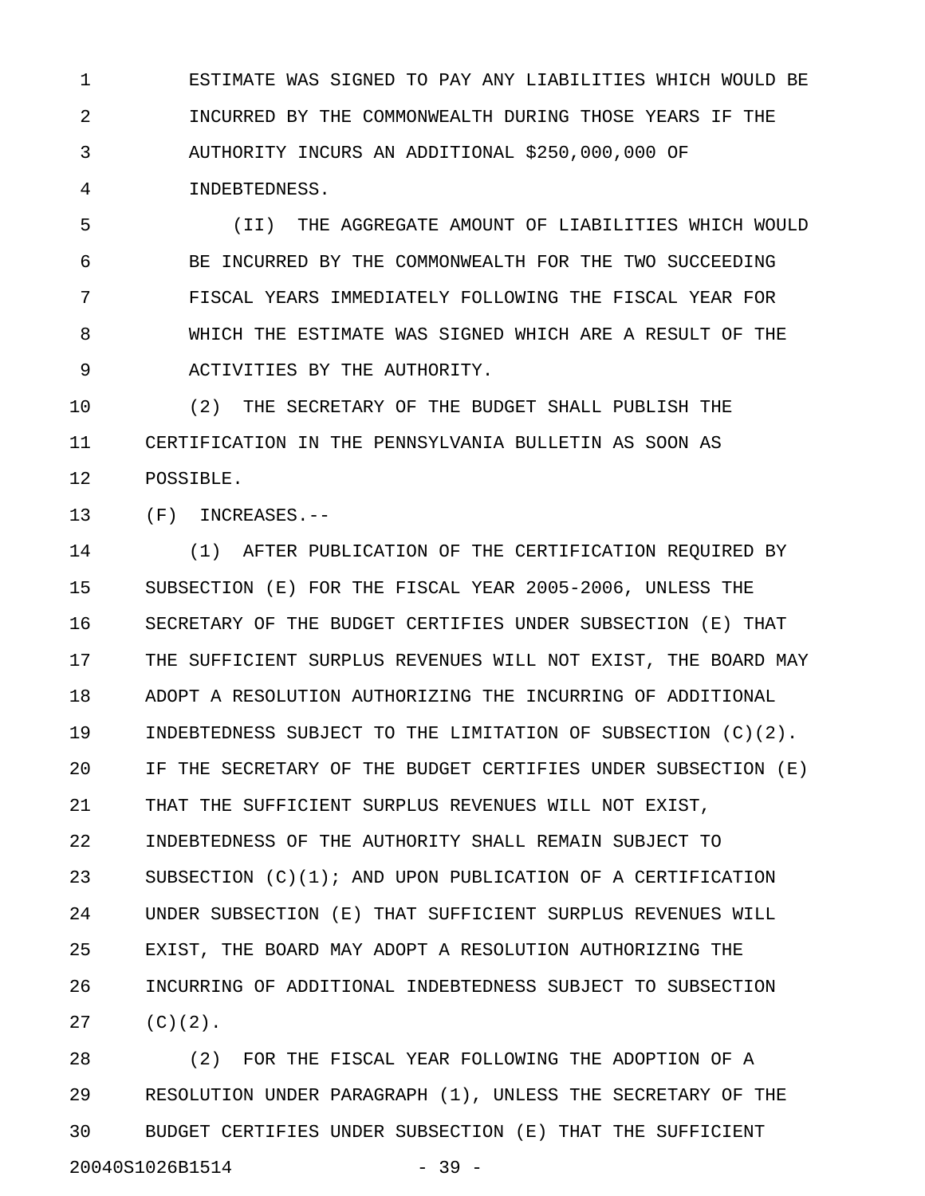ESTIMATE WAS SIGNED TO PAY ANY LIABILITIES WHICH WOULD BE INCURRED BY THE COMMONWEALTH DURING THOSE YEARS IF THE AUTHORITY INCURS AN ADDITIONAL $250,000,000 OF INDEBTEDNESS.

(II) THE AGGREGATE AMOUNT OF LIABILITIES WHICH WOULD BE INCURRED BY THE COMMONWEALTH FOR THE TWO SUCCEEDING FISCAL YEARS IMMEDIATELY FOLLOWING THE FISCAL YEAR FOR WHICH THE ESTIMATE WAS SIGNED WHICH ARE A RESULT OF THE ACTIVITIES BY THE AUTHORITY.

(2) THE SECRETARY OF THE BUDGET SHALL PUBLISH THE CERTIFICATION IN THE PENNSYLVANIA BULLETIN AS SOON AS POSSIBLE.

(F) INCREASES.--

(1) AFTER PUBLICATION OF THE CERTIFICATION REQUIRED BY SUBSECTION (E) FOR THE FISCAL YEAR 2005-2006, UNLESS THE SECRETARY OF THE BUDGET CERTIFIES UNDER SUBSECTION (E) THAT THE SUFFICIENT SURPLUS REVENUES WILL NOT EXIST, THE BOARD MAY ADOPT A RESOLUTION AUTHORIZING THE INCURRING OF ADDITIONAL INDEBTEDNESS SUBJECT TO THE LIMITATION OF SUBSECTION (C)(2). IF THE SECRETARY OF THE BUDGET CERTIFIES UNDER SUBSECTION (E) THAT THE SUFFICIENT SURPLUS REVENUES WILL NOT EXIST, INDEBTEDNESS OF THE AUTHORITY SHALL REMAIN SUBJECT TO SUBSECTION (C)(1); AND UPON PUBLICATION OF A CERTIFICATION UNDER SUBSECTION (E) THAT SUFFICIENT SURPLUS REVENUES WILL EXIST, THE BOARD MAY ADOPT A RESOLUTION AUTHORIZING THE INCURRING OF ADDITIONAL INDEBTEDNESS SUBJECT TO SUBSECTION (C)(2).

(2) FOR THE FISCAL YEAR FOLLOWING THE ADOPTION OF A RESOLUTION UNDER PARAGRAPH (1), UNLESS THE SECRETARY OF THE BUDGET CERTIFIES UNDER SUBSECTION (E) THAT THE SUFFICIENT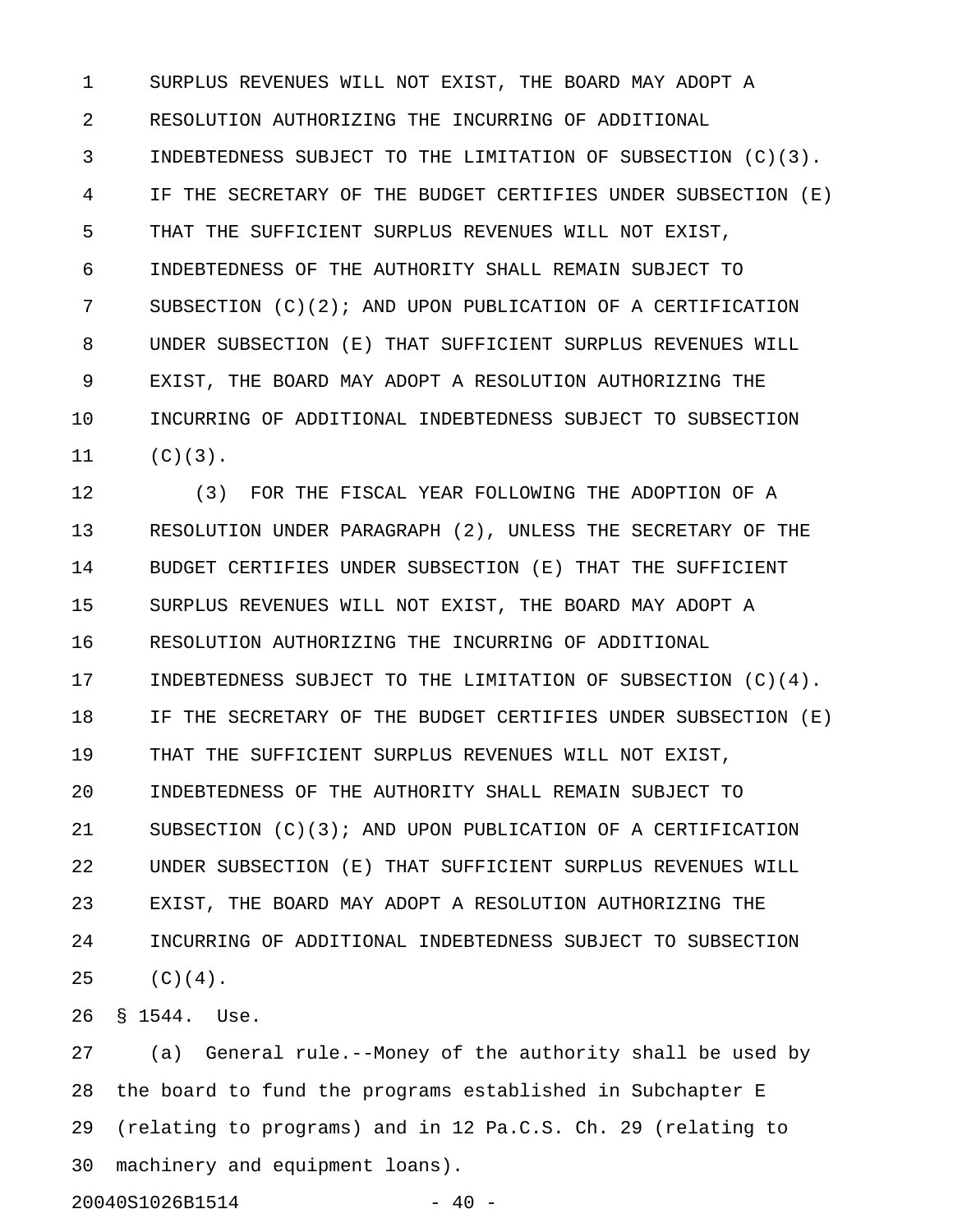SURPLUS REVENUES WILL NOT EXIST, THE BOARD MAY ADOPT A RESOLUTION AUTHORIZING THE INCURRING OF ADDITIONAL INDEBTEDNESS SUBJECT TO THE LIMITATION OF SUBSECTION (C)(3). IF THE SECRETARY OF THE BUDGET CERTIFIES UNDER SUBSECTION (E) THAT THE SUFFICIENT SURPLUS REVENUES WILL NOT EXIST, INDEBTEDNESS OF THE AUTHORITY SHALL REMAIN SUBJECT TO SUBSECTION (C)(2); AND UPON PUBLICATION OF A CERTIFICATION UNDER SUBSECTION (E) THAT SUFFICIENT SURPLUS REVENUES WILL EXIST, THE BOARD MAY ADOPT A RESOLUTION AUTHORIZING THE INCURRING OF ADDITIONAL INDEBTEDNESS SUBJECT TO SUBSECTION (C)(3).

(3) FOR THE FISCAL YEAR FOLLOWING THE ADOPTION OF A RESOLUTION UNDER PARAGRAPH (2), UNLESS THE SECRETARY OF THE BUDGET CERTIFIES UNDER SUBSECTION (E) THAT THE SUFFICIENT SURPLUS REVENUES WILL NOT EXIST, THE BOARD MAY ADOPT A RESOLUTION AUTHORIZING THE INCURRING OF ADDITIONAL INDEBTEDNESS SUBJECT TO THE LIMITATION OF SUBSECTION (C)(4). IF THE SECRETARY OF THE BUDGET CERTIFIES UNDER SUBSECTION (E) THAT THE SUFFICIENT SURPLUS REVENUES WILL NOT EXIST, INDEBTEDNESS OF THE AUTHORITY SHALL REMAIN SUBJECT TO SUBSECTION (C)(3); AND UPON PUBLICATION OF A CERTIFICATION UNDER SUBSECTION (E) THAT SUFFICIENT SURPLUS REVENUES WILL EXIST, THE BOARD MAY ADOPT A RESOLUTION AUTHORIZING THE INCURRING OF ADDITIONAL INDEBTEDNESS SUBJECT TO SUBSECTION (C)(4).

§ 1544. Use.

(a) General rule.--Money of the authority shall be used by the board to fund the programs established in Subchapter E (relating to programs) and in 12 Pa.C.S. Ch. 29 (relating to machinery and equipment loans).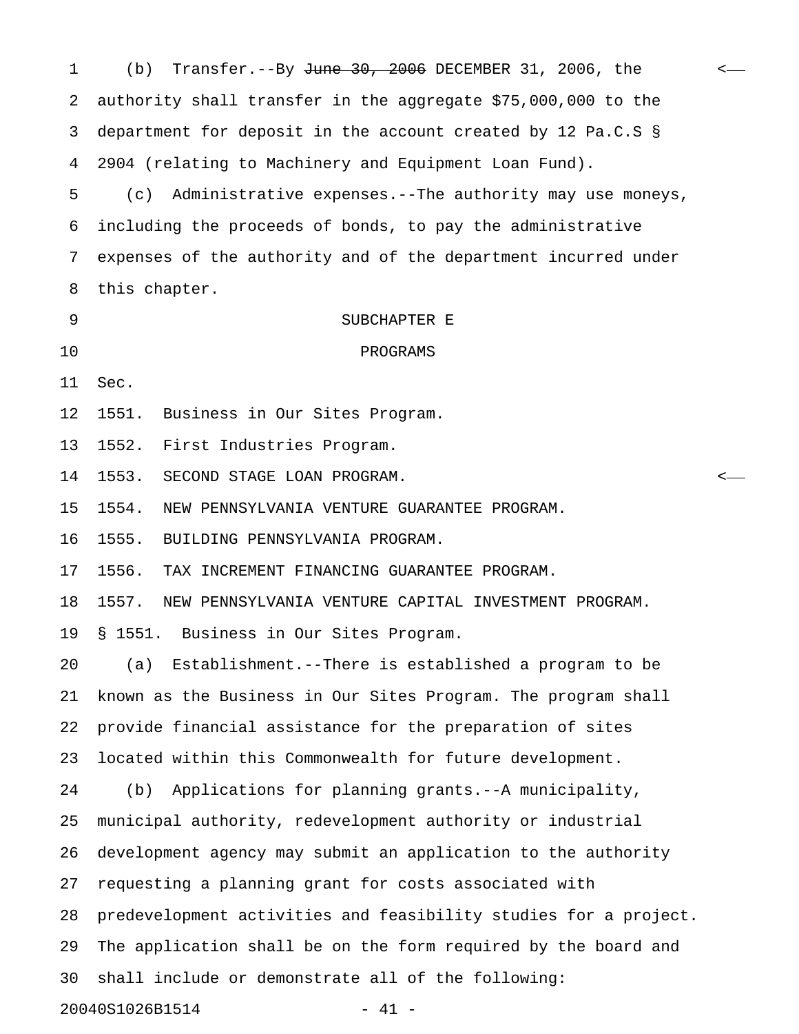(b) Transfer.--By ~~June 30, 2006~~ DECEMBER 31, 2006, the authority shall transfer in the aggregate $75,000,000 to the department for deposit in the account created by 12 Pa.C.S § 2904 (relating to Machinery and Equipment Loan Fund).

(c) Administrative expenses.--The authority may use moneys, including the proceeds of bonds, to pay the administrative expenses of the authority and of the department incurred under this chapter.

## SUBCHAPTER E

## PROGRAMS

Sec.

1551. Business in Our Sites Program.

1552. First Industries Program.

1553. SECOND STAGE LOAN PROGRAM.

1554. NEW PENNSYLVANIA VENTURE GUARANTEE PROGRAM.

1555. BUILDING PENNSYLVANIA PROGRAM.

1556. TAX INCREMENT FINANCING GUARANTEE PROGRAM.

1557. NEW PENNSYLVANIA VENTURE CAPITAL INVESTMENT PROGRAM.

§ 1551. Business in Our Sites Program.

(a) Establishment.--There is established a program to be known as the Business in Our Sites Program. The program shall provide financial assistance for the preparation of sites located within this Commonwealth for future development.

(b) Applications for planning grants.--A municipality, municipal authority, redevelopment authority or industrial development agency may submit an application to the authority requesting a planning grant for costs associated with predevelopment activities and feasibility studies for a project. The application shall be on the form required by the board and shall include or demonstrate all of the following: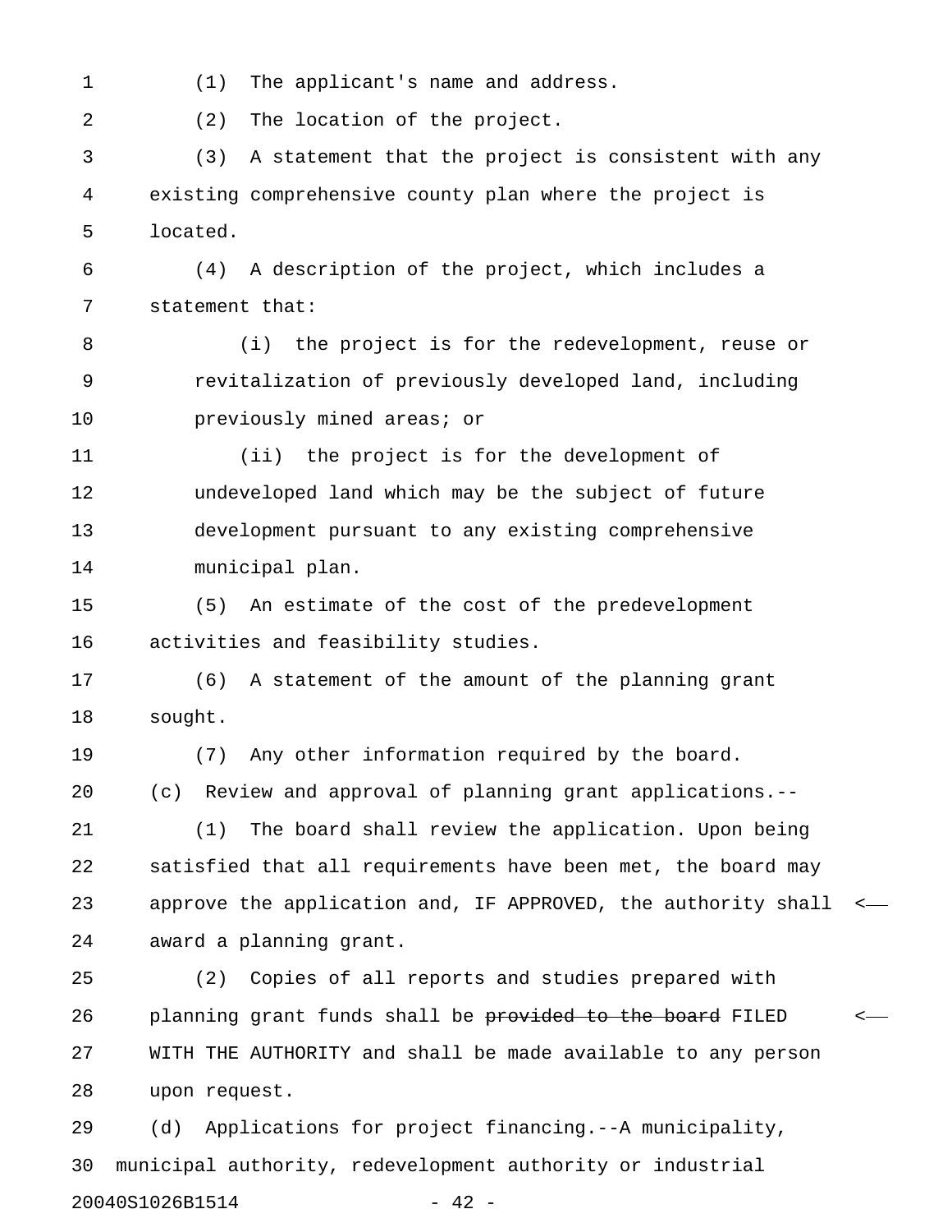(1) The applicant's name and address.

(2) The location of the project.

(3) A statement that the project is consistent with any existing comprehensive county plan where the project is located.

(4) A description of the project, which includes a statement that:

(i) the project is for the redevelopment, reuse or revitalization of previously developed land, including previously mined areas; or

(ii) the project is for the development of undeveloped land which may be the subject of future development pursuant to any existing comprehensive municipal plan.

(5) An estimate of the cost of the predevelopment activities and feasibility studies.

(6) A statement of the amount of the planning grant sought.

(7) Any other information required by the board.

(c) Review and approval of planning grant applications.--

(1) The board shall review the application. Upon being satisfied that all requirements have been met, the board may approve the application and, IF APPROVED, the authority shall award a planning grant.

(2) Copies of all reports and studies prepared with planning grant funds shall be ~~provided to the board~~ FILED WITH THE AUTHORITY and shall be made available to any person upon request.

(d) Applications for project financing.--A municipality, municipal authority, redevelopment authority or industrial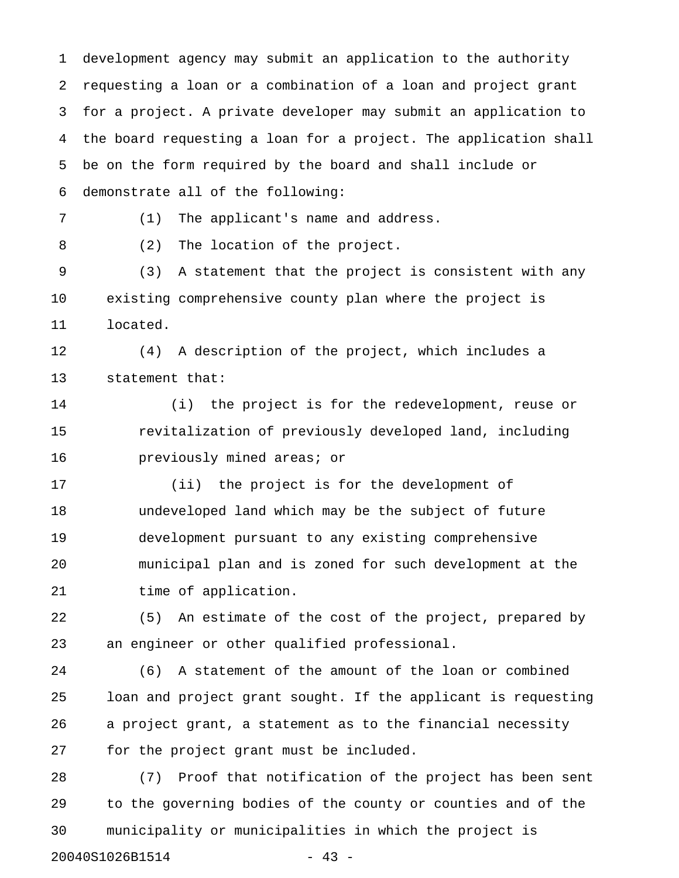development agency may submit an application to the authority requesting a loan or a combination of a loan and project grant for a project. A private developer may submit an application to the board requesting a loan for a project. The application shall be on the form required by the board and shall include or demonstrate all of the following:

(1) The applicant's name and address.

(2) The location of the project.

(3) A statement that the project is consistent with any existing comprehensive county plan where the project is located.

(4) A description of the project, which includes a statement that:

(i) the project is for the redevelopment, reuse or revitalization of previously developed land, including previously mined areas; or

(ii) the project is for the development of undeveloped land which may be the subject of future development pursuant to any existing comprehensive municipal plan and is zoned for such development at the time of application.

(5) An estimate of the cost of the project, prepared by an engineer or other qualified professional.

(6) A statement of the amount of the loan or combined loan and project grant sought. If the applicant is requesting a project grant, a statement as to the financial necessity for the project grant must be included.

(7) Proof that notification of the project has been sent to the governing bodies of the county or counties and of the municipality or municipalities in which the project is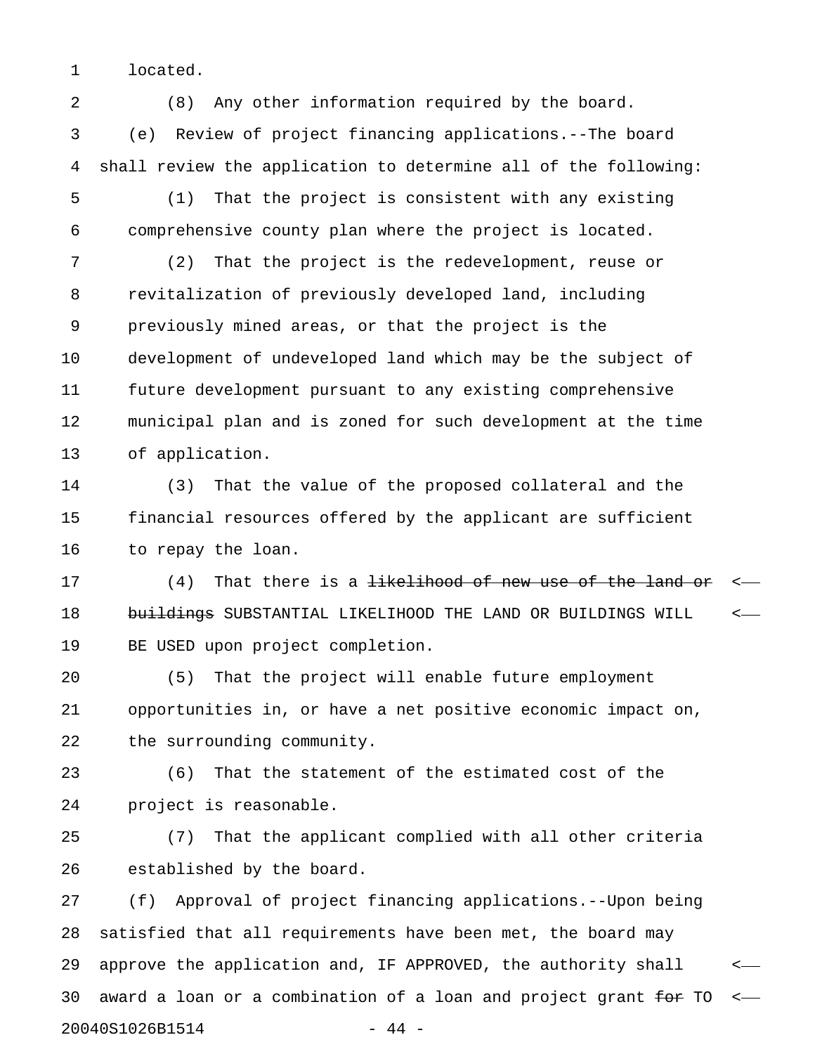located.

(8) Any other information required by the board.

(e) Review of project financing applications.--The board shall review the application to determine all of the following:

(1) That the project is consistent with any existing comprehensive county plan where the project is located.

(2) That the project is the redevelopment, reuse or revitalization of previously developed land, including previously mined areas, or that the project is the development of undeveloped land which may be the subject of future development pursuant to any existing comprehensive municipal plan and is zoned for such development at the time of application.

(3) That the value of the proposed collateral and the financial resources offered by the applicant are sufficient to repay the loan.

(4) That there is a ~~likelihood of new use of the land or buildings~~ SUBSTANTIAL LIKELIHOOD THE LAND OR BUILDINGS WILL BE USED upon project completion.

(5) That the project will enable future employment opportunities in, or have a net positive economic impact on, the surrounding community.

(6) That the statement of the estimated cost of the project is reasonable.

(7) That the applicant complied with all other criteria established by the board.

(f) Approval of project financing applications.--Upon being satisfied that all requirements have been met, the board may approve the application and, IF APPROVED, the authority shall award a loan or a combination of a loan and project grant ~~for~~ TO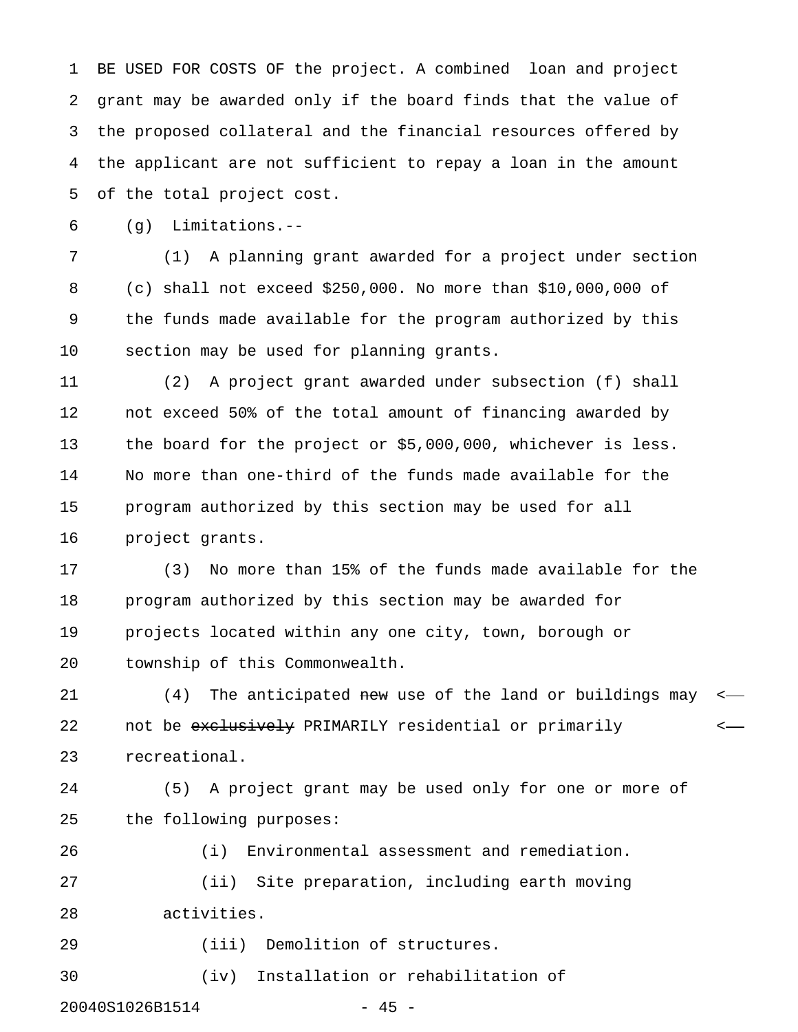BE USED FOR COSTS OF the project. A combined loan and project grant may be awarded only if the board finds that the value of the proposed collateral and the financial resources offered by the applicant are not sufficient to repay a loan in the amount of the total project cost.

(g) Limitations.--

(1) A planning grant awarded for a project under section (c) shall not exceed $250,000. No more than $10,000,000 of the funds made available for the program authorized by this section may be used for planning grants.

(2) A project grant awarded under subsection (f) shall not exceed 50% of the total amount of financing awarded by the board for the project or $5,000,000, whichever is less. No more than one-third of the funds made available for the program authorized by this section may be used for all project grants.

(3) No more than 15% of the funds made available for the program authorized by this section may be awarded for projects located within any one city, town, borough or township of this Commonwealth.

(4) The anticipated ~~new~~ use of the land or buildings may not be ~~exclusively~~ PRIMARILY residential or primarily recreational.

(5) A project grant may be used only for one or more of the following purposes:

(i) Environmental assessment and remediation.

(ii) Site preparation, including earth moving activities.

(iii) Demolition of structures.

(iv) Installation or rehabilitation of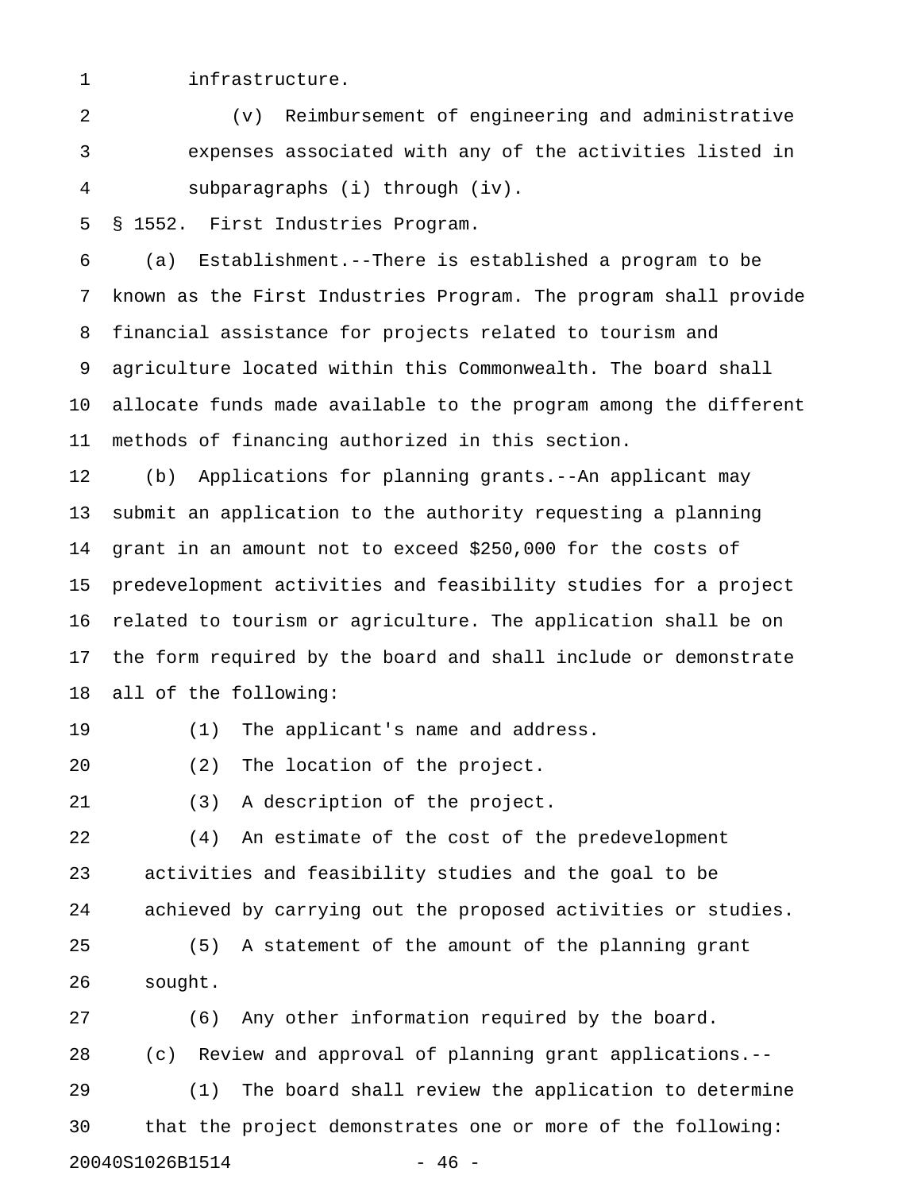infrastructure.

(v) Reimbursement of engineering and administrative expenses associated with any of the activities listed in subparagraphs (i) through (iv).

§ 1552. First Industries Program.

(a) Establishment.--There is established a program to be known as the First Industries Program. The program shall provide financial assistance for projects related to tourism and agriculture located within this Commonwealth. The board shall allocate funds made available to the program among the different methods of financing authorized in this section.

(b) Applications for planning grants.--An applicant may submit an application to the authority requesting a planning grant in an amount not to exceed $250,000 for the costs of predevelopment activities and feasibility studies for a project related to tourism or agriculture. The application shall be on the form required by the board and shall include or demonstrate all of the following:

(1) The applicant's name and address.

(2) The location of the project.

(3) A description of the project.

(4) An estimate of the cost of the predevelopment activities and feasibility studies and the goal to be achieved by carrying out the proposed activities or studies.

(5) A statement of the amount of the planning grant sought.

(6) Any other information required by the board.

(c) Review and approval of planning grant applications.--

(1) The board shall review the application to determine that the project demonstrates one or more of the following: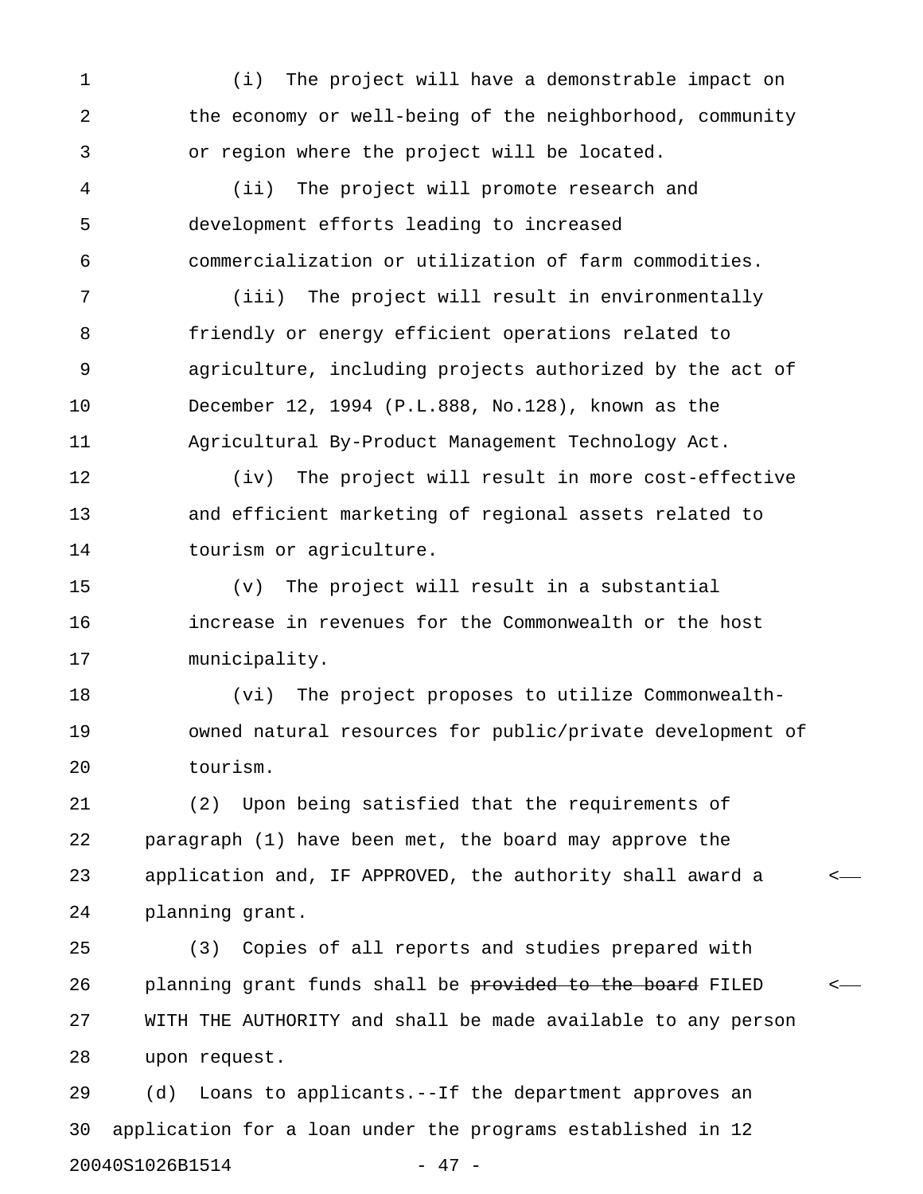(i) The project will have a demonstrable impact on the economy or well-being of the neighborhood, community or region where the project will be located.

(ii) The project will promote research and development efforts leading to increased commercialization or utilization of farm commodities.

(iii) The project will result in environmentally friendly or energy efficient operations related to agriculture, including projects authorized by the act of December 12, 1994 (P.L.888, No.128), known as the Agricultural By-Product Management Technology Act.

(iv) The project will result in more cost-effective and efficient marketing of regional assets related to tourism or agriculture.

(v) The project will result in a substantial increase in revenues for the Commonwealth or the host municipality.

(vi) The project proposes to utilize Commonwealth-owned natural resources for public/private development of tourism.

(2) Upon being satisfied that the requirements of paragraph (1) have been met, the board may approve the application and, IF APPROVED, the authority shall award a planning grant.

(3) Copies of all reports and studies prepared with planning grant funds shall be ~~provided to the board~~ FILED WITH THE AUTHORITY and shall be made available to any person upon request.

(d) Loans to applicants.--If the department approves an application for a loan under the programs established in 12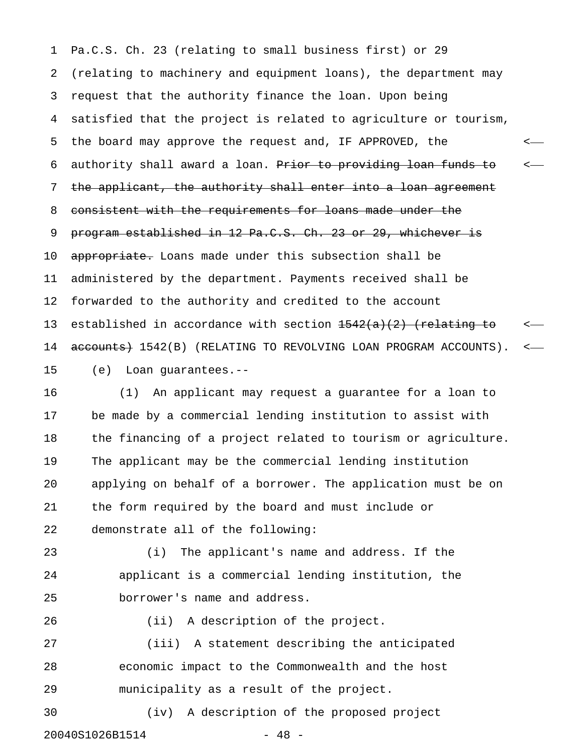Pa.C.S. Ch. 23 (relating to small business first) or 29 (relating to machinery and equipment loans), the department may request that the authority finance the loan. Upon being satisfied that the project is related to agriculture or tourism, the board may approve the request and, IF APPROVED, the authority shall award a loan. ~~Prior to providing loan funds to the applicant, the authority shall enter into a loan agreement consistent with the requirements for loans made under the program established in 12 Pa.C.S. Ch. 23 or 29, whichever is appropriate.~~ Loans made under this subsection shall be administered by the department. Payments received shall be forwarded to the authority and credited to the account established in accordance with section ~~1542(a)(2) (relating to accounts)~~ 1542(B) (RELATING TO REVOLVING LOAN PROGRAM ACCOUNTS).

(e) Loan guarantees.--

(1) An applicant may request a guarantee for a loan to be made by a commercial lending institution to assist with the financing of a project related to tourism or agriculture. The applicant may be the commercial lending institution applying on behalf of a borrower. The application must be on the form required by the board and must include or demonstrate all of the following:

(i) The applicant's name and address. If the applicant is a commercial lending institution, the borrower's name and address.

(ii) A description of the project.

(iii) A statement describing the anticipated economic impact to the Commonwealth and the host municipality as a result of the project.

(iv) A description of the proposed project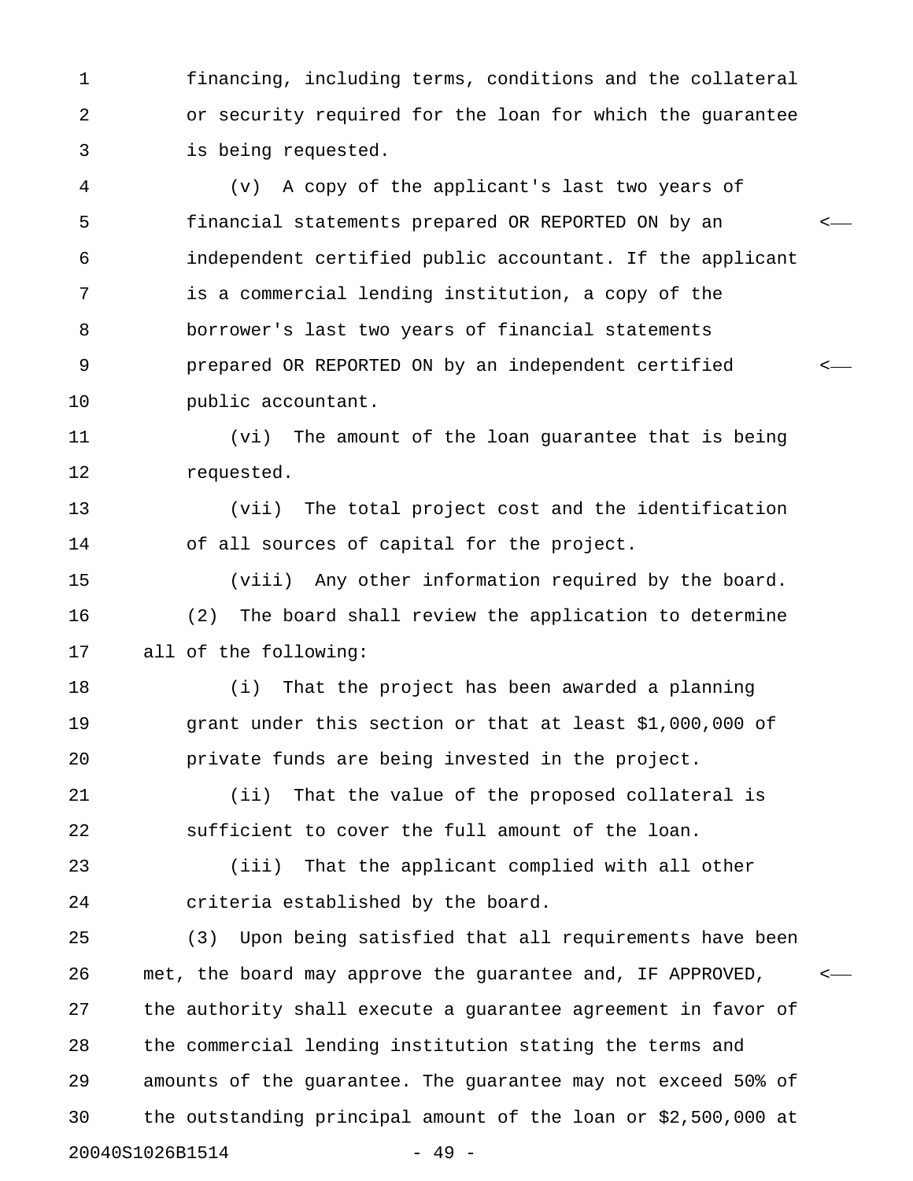financing, including terms, conditions and the collateral or security required for the loan for which the guarantee is being requested.

(v) A copy of the applicant's last two years of financial statements prepared OR REPORTED ON by an independent certified public accountant. If the applicant is a commercial lending institution, a copy of the borrower's last two years of financial statements prepared OR REPORTED ON by an independent certified public accountant.

(vi) The amount of the loan guarantee that is being requested.

(vii) The total project cost and the identification of all sources of capital for the project.

(viii) Any other information required by the board.

(2) The board shall review the application to determine all of the following:

(i) That the project has been awarded a planning grant under this section or that at least $1,000,000 of private funds are being invested in the project.

(ii) That the value of the proposed collateral is sufficient to cover the full amount of the loan.

(iii) That the applicant complied with all other criteria established by the board.

(3) Upon being satisfied that all requirements have been met, the board may approve the guarantee and, IF APPROVED, the authority shall execute a guarantee agreement in favor of the commercial lending institution stating the terms and amounts of the guarantee. The guarantee may not exceed 50% of the outstanding principal amount of the loan or $2,500,000 at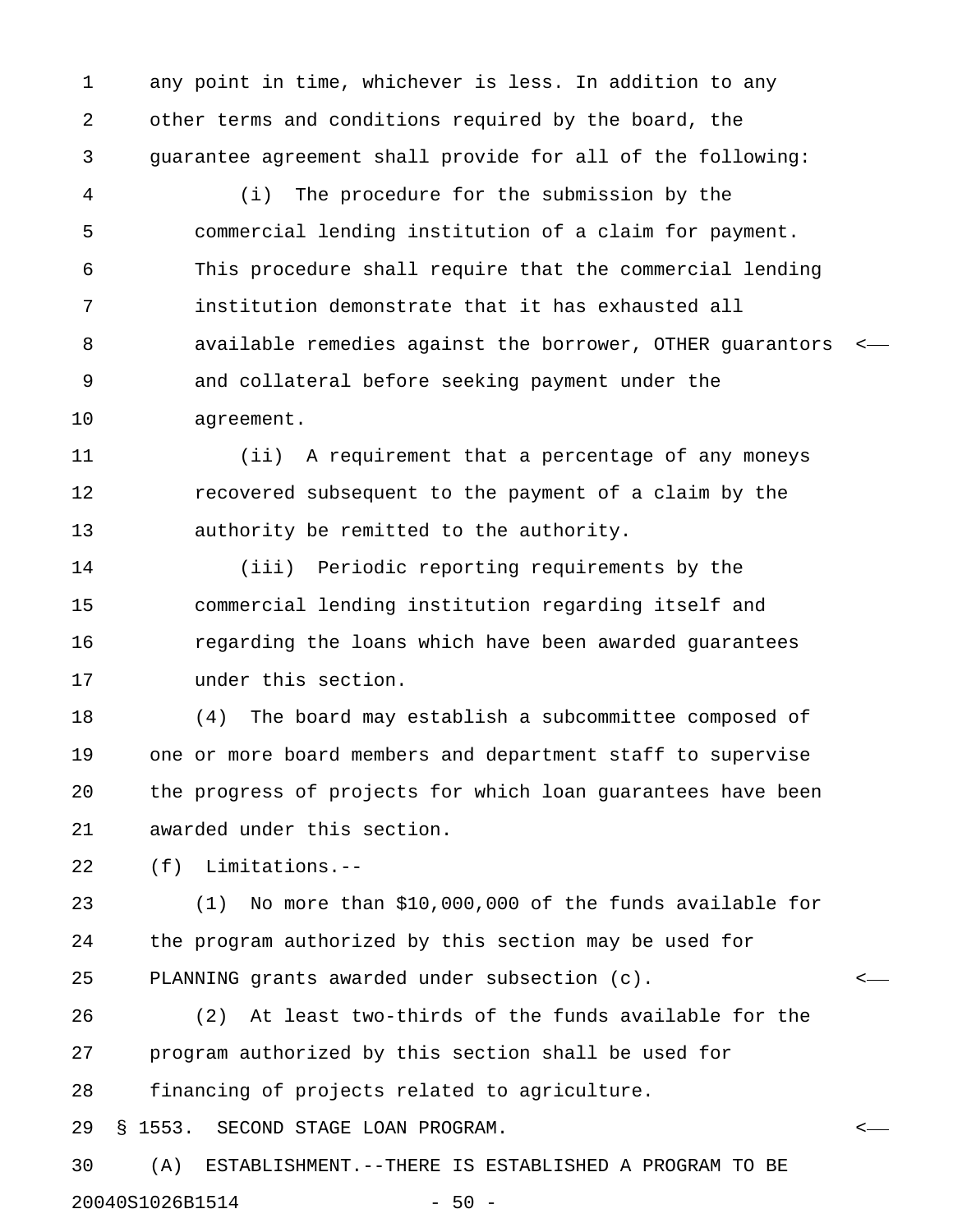any point in time, whichever is less. In addition to any other terms and conditions required by the board, the guarantee agreement shall provide for all of the following:

(i) The procedure for the submission by the commercial lending institution of a claim for payment. This procedure shall require that the commercial lending institution demonstrate that it has exhausted all available remedies against the borrower, OTHER guarantors and collateral before seeking payment under the agreement.

(ii) A requirement that a percentage of any moneys recovered subsequent to the payment of a claim by the authority be remitted to the authority.

(iii) Periodic reporting requirements by the commercial lending institution regarding itself and regarding the loans which have been awarded guarantees under this section.

(4) The board may establish a subcommittee composed of one or more board members and department staff to supervise the progress of projects for which loan guarantees have been awarded under this section.

(f) Limitations.--

(1) No more than $10,000,000 of the funds available for the program authorized by this section may be used for PLANNING grants awarded under subsection (c).

(2) At least two-thirds of the funds available for the program authorized by this section shall be used for financing of projects related to agriculture.

§ 1553. SECOND STAGE LOAN PROGRAM.

(A) ESTABLISHMENT.--THERE IS ESTABLISHED A PROGRAM TO BE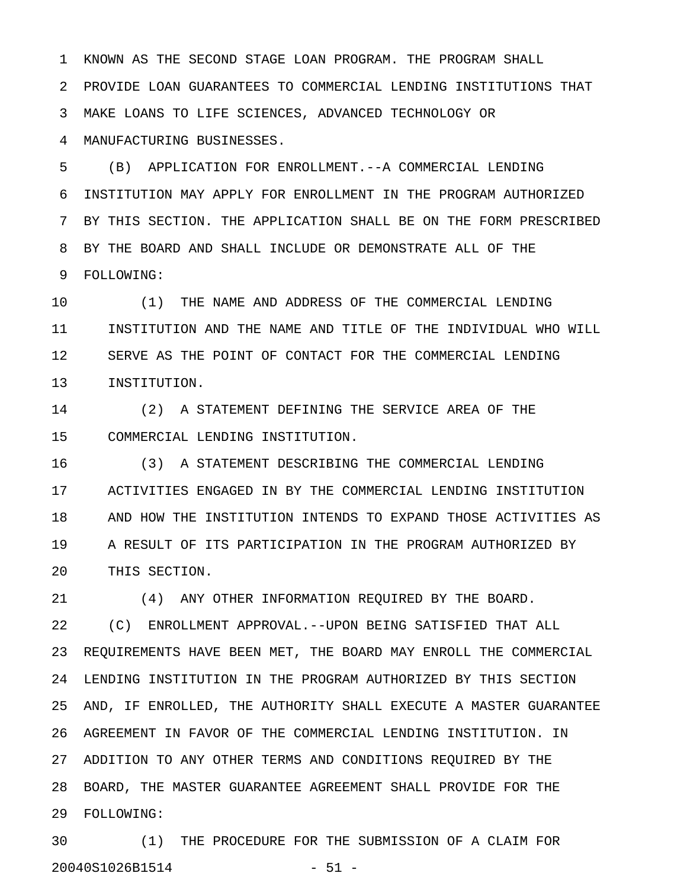KNOWN AS THE SECOND STAGE LOAN PROGRAM. THE PROGRAM SHALL PROVIDE LOAN GUARANTEES TO COMMERCIAL LENDING INSTITUTIONS THAT MAKE LOANS TO LIFE SCIENCES, ADVANCED TECHNOLOGY OR MANUFACTURING BUSINESSES.

(B) APPLICATION FOR ENROLLMENT.--A COMMERCIAL LENDING INSTITUTION MAY APPLY FOR ENROLLMENT IN THE PROGRAM AUTHORIZED BY THIS SECTION. THE APPLICATION SHALL BE ON THE FORM PRESCRIBED BY THE BOARD AND SHALL INCLUDE OR DEMONSTRATE ALL OF THE FOLLOWING:

(1) THE NAME AND ADDRESS OF THE COMMERCIAL LENDING INSTITUTION AND THE NAME AND TITLE OF THE INDIVIDUAL WHO WILL SERVE AS THE POINT OF CONTACT FOR THE COMMERCIAL LENDING INSTITUTION.

(2) A STATEMENT DEFINING THE SERVICE AREA OF THE COMMERCIAL LENDING INSTITUTION.

(3) A STATEMENT DESCRIBING THE COMMERCIAL LENDING ACTIVITIES ENGAGED IN BY THE COMMERCIAL LENDING INSTITUTION AND HOW THE INSTITUTION INTENDS TO EXPAND THOSE ACTIVITIES AS A RESULT OF ITS PARTICIPATION IN THE PROGRAM AUTHORIZED BY THIS SECTION.

(4) ANY OTHER INFORMATION REQUIRED BY THE BOARD.

(C) ENROLLMENT APPROVAL.--UPON BEING SATISFIED THAT ALL REQUIREMENTS HAVE BEEN MET, THE BOARD MAY ENROLL THE COMMERCIAL LENDING INSTITUTION IN THE PROGRAM AUTHORIZED BY THIS SECTION AND, IF ENROLLED, THE AUTHORITY SHALL EXECUTE A MASTER GUARANTEE AGREEMENT IN FAVOR OF THE COMMERCIAL LENDING INSTITUTION. IN ADDITION TO ANY OTHER TERMS AND CONDITIONS REQUIRED BY THE BOARD, THE MASTER GUARANTEE AGREEMENT SHALL PROVIDE FOR THE FOLLOWING:

(1) THE PROCEDURE FOR THE SUBMISSION OF A CLAIM FOR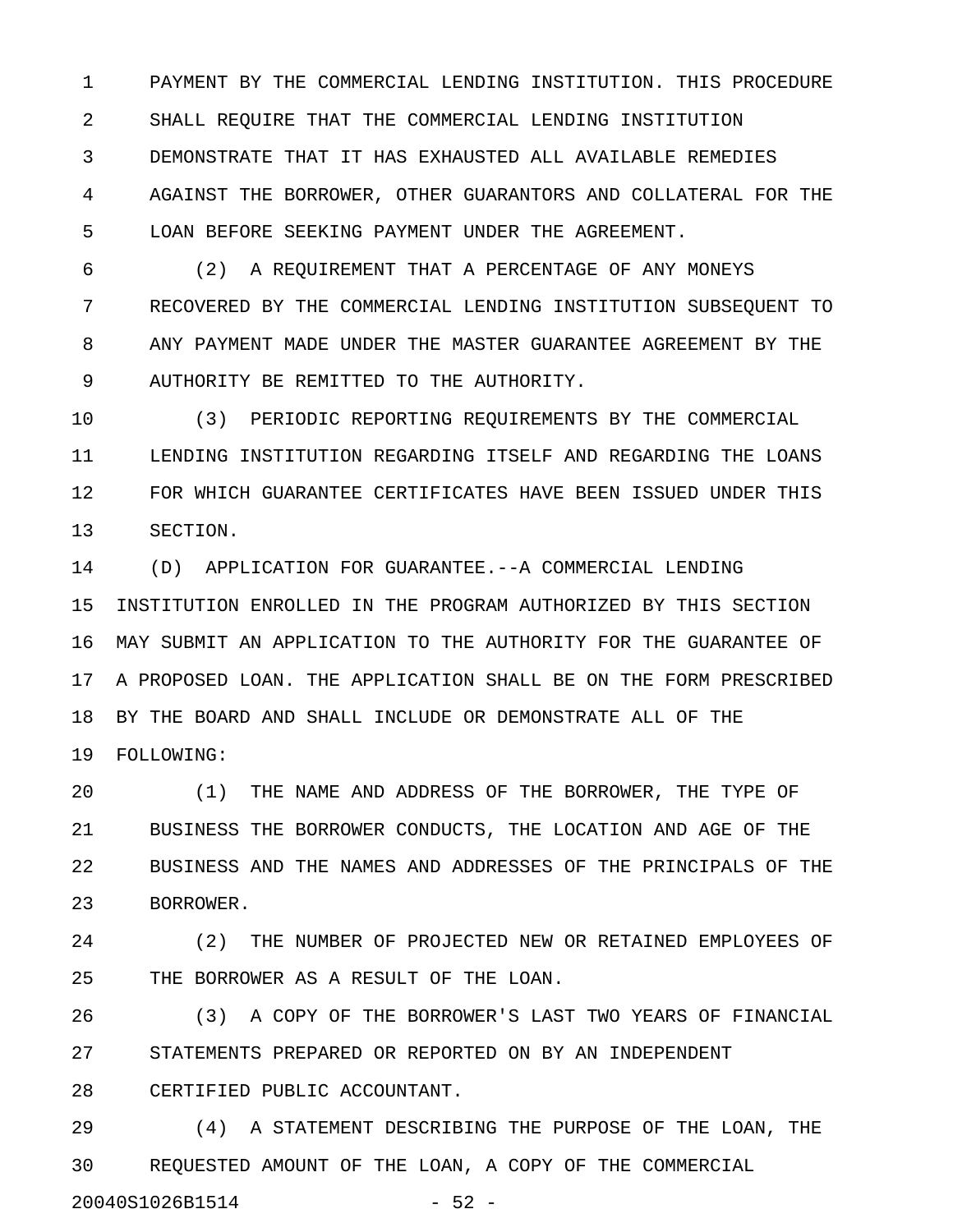PAYMENT BY THE COMMERCIAL LENDING INSTITUTION. THIS PROCEDURE SHALL REQUIRE THAT THE COMMERCIAL LENDING INSTITUTION DEMONSTRATE THAT IT HAS EXHAUSTED ALL AVAILABLE REMEDIES AGAINST THE BORROWER, OTHER GUARANTORS AND COLLATERAL FOR THE LOAN BEFORE SEEKING PAYMENT UNDER THE AGREEMENT.

(2) A REQUIREMENT THAT A PERCENTAGE OF ANY MONEYS RECOVERED BY THE COMMERCIAL LENDING INSTITUTION SUBSEQUENT TO ANY PAYMENT MADE UNDER THE MASTER GUARANTEE AGREEMENT BY THE AUTHORITY BE REMITTED TO THE AUTHORITY.

(3) PERIODIC REPORTING REQUIREMENTS BY THE COMMERCIAL LENDING INSTITUTION REGARDING ITSELF AND REGARDING THE LOANS FOR WHICH GUARANTEE CERTIFICATES HAVE BEEN ISSUED UNDER THIS SECTION.

(D) APPLICATION FOR GUARANTEE.--A COMMERCIAL LENDING INSTITUTION ENROLLED IN THE PROGRAM AUTHORIZED BY THIS SECTION MAY SUBMIT AN APPLICATION TO THE AUTHORITY FOR THE GUARANTEE OF A PROPOSED LOAN. THE APPLICATION SHALL BE ON THE FORM PRESCRIBED BY THE BOARD AND SHALL INCLUDE OR DEMONSTRATE ALL OF THE FOLLOWING:

(1) THE NAME AND ADDRESS OF THE BORROWER, THE TYPE OF BUSINESS THE BORROWER CONDUCTS, THE LOCATION AND AGE OF THE BUSINESS AND THE NAMES AND ADDRESSES OF THE PRINCIPALS OF THE BORROWER.

(2) THE NUMBER OF PROJECTED NEW OR RETAINED EMPLOYEES OF THE BORROWER AS A RESULT OF THE LOAN.

(3) A COPY OF THE BORROWER'S LAST TWO YEARS OF FINANCIAL STATEMENTS PREPARED OR REPORTED ON BY AN INDEPENDENT CERTIFIED PUBLIC ACCOUNTANT.

(4) A STATEMENT DESCRIBING THE PURPOSE OF THE LOAN, THE REQUESTED AMOUNT OF THE LOAN, A COPY OF THE COMMERCIAL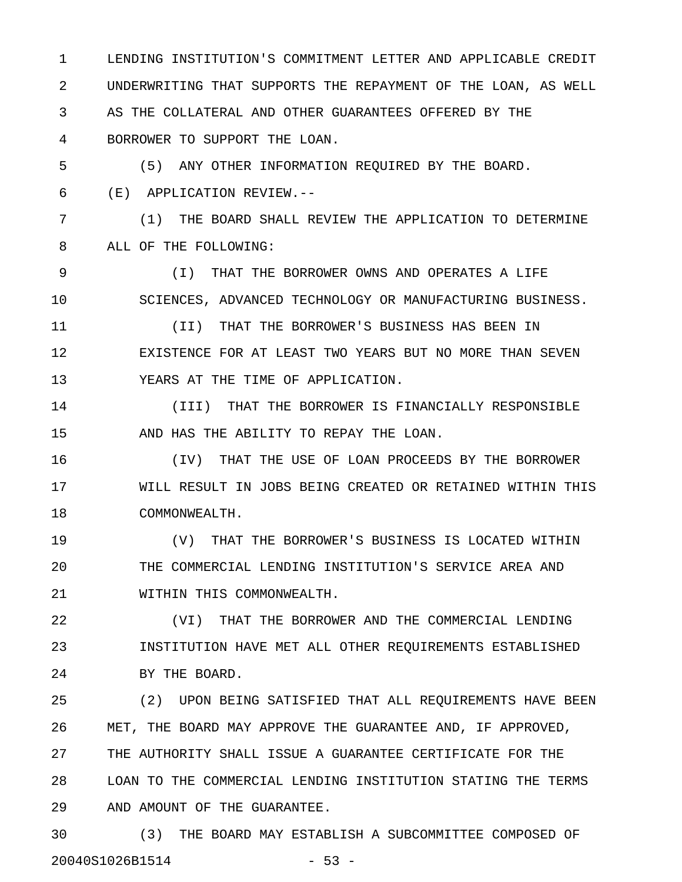LENDING INSTITUTION'S COMMITMENT LETTER AND APPLICABLE CREDIT UNDERWRITING THAT SUPPORTS THE REPAYMENT OF THE LOAN, AS WELL AS THE COLLATERAL AND OTHER GUARANTEES OFFERED BY THE BORROWER TO SUPPORT THE LOAN.

(5) ANY OTHER INFORMATION REQUIRED BY THE BOARD.

(E) APPLICATION REVIEW.--

(1) THE BOARD SHALL REVIEW THE APPLICATION TO DETERMINE ALL OF THE FOLLOWING:

(I) THAT THE BORROWER OWNS AND OPERATES A LIFE SCIENCES, ADVANCED TECHNOLOGY OR MANUFACTURING BUSINESS.

(II) THAT THE BORROWER'S BUSINESS HAS BEEN IN EXISTENCE FOR AT LEAST TWO YEARS BUT NO MORE THAN SEVEN YEARS AT THE TIME OF APPLICATION.

(III) THAT THE BORROWER IS FINANCIALLY RESPONSIBLE AND HAS THE ABILITY TO REPAY THE LOAN.

(IV) THAT THE USE OF LOAN PROCEEDS BY THE BORROWER WILL RESULT IN JOBS BEING CREATED OR RETAINED WITHIN THIS COMMONWEALTH.

(V) THAT THE BORROWER'S BUSINESS IS LOCATED WITHIN THE COMMERCIAL LENDING INSTITUTION'S SERVICE AREA AND WITHIN THIS COMMONWEALTH.

(VI) THAT THE BORROWER AND THE COMMERCIAL LENDING INSTITUTION HAVE MET ALL OTHER REQUIREMENTS ESTABLISHED BY THE BOARD.

(2) UPON BEING SATISFIED THAT ALL REQUIREMENTS HAVE BEEN MET, THE BOARD MAY APPROVE THE GUARANTEE AND, IF APPROVED, THE AUTHORITY SHALL ISSUE A GUARANTEE CERTIFICATE FOR THE LOAN TO THE COMMERCIAL LENDING INSTITUTION STATING THE TERMS AND AMOUNT OF THE GUARANTEE.

(3) THE BOARD MAY ESTABLISH A SUBCOMMITTEE COMPOSED OF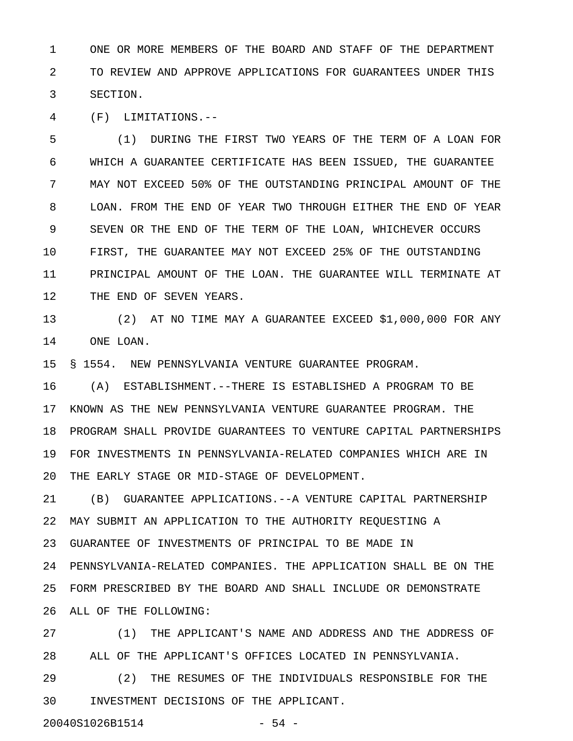ONE OR MORE MEMBERS OF THE BOARD AND STAFF OF THE DEPARTMENT TO REVIEW AND APPROVE APPLICATIONS FOR GUARANTEES UNDER THIS SECTION.

(F) LIMITATIONS.--

(1) DURING THE FIRST TWO YEARS OF THE TERM OF A LOAN FOR WHICH A GUARANTEE CERTIFICATE HAS BEEN ISSUED, THE GUARANTEE MAY NOT EXCEED 50% OF THE OUTSTANDING PRINCIPAL AMOUNT OF THE LOAN. FROM THE END OF YEAR TWO THROUGH EITHER THE END OF YEAR SEVEN OR THE END OF THE TERM OF THE LOAN, WHICHEVER OCCURS FIRST, THE GUARANTEE MAY NOT EXCEED 25% OF THE OUTSTANDING PRINCIPAL AMOUNT OF THE LOAN. THE GUARANTEE WILL TERMINATE AT THE END OF SEVEN YEARS.

(2) AT NO TIME MAY A GUARANTEE EXCEED $1,000,000 FOR ANY ONE LOAN.

§ 1554. NEW PENNSYLVANIA VENTURE GUARANTEE PROGRAM.

(A) ESTABLISHMENT.--THERE IS ESTABLISHED A PROGRAM TO BE KNOWN AS THE NEW PENNSYLVANIA VENTURE GUARANTEE PROGRAM. THE PROGRAM SHALL PROVIDE GUARANTEES TO VENTURE CAPITAL PARTNERSHIPS FOR INVESTMENTS IN PENNSYLVANIA-RELATED COMPANIES WHICH ARE IN THE EARLY STAGE OR MID-STAGE OF DEVELOPMENT.

(B) GUARANTEE APPLICATIONS.--A VENTURE CAPITAL PARTNERSHIP MAY SUBMIT AN APPLICATION TO THE AUTHORITY REQUESTING A GUARANTEE OF INVESTMENTS OF PRINCIPAL TO BE MADE IN PENNSYLVANIA-RELATED COMPANIES. THE APPLICATION SHALL BE ON THE FORM PRESCRIBED BY THE BOARD AND SHALL INCLUDE OR DEMONSTRATE ALL OF THE FOLLOWING:

(1) THE APPLICANT'S NAME AND ADDRESS AND THE ADDRESS OF ALL OF THE APPLICANT'S OFFICES LOCATED IN PENNSYLVANIA.

(2) THE RESUMES OF THE INDIVIDUALS RESPONSIBLE FOR THE INVESTMENT DECISIONS OF THE APPLICANT.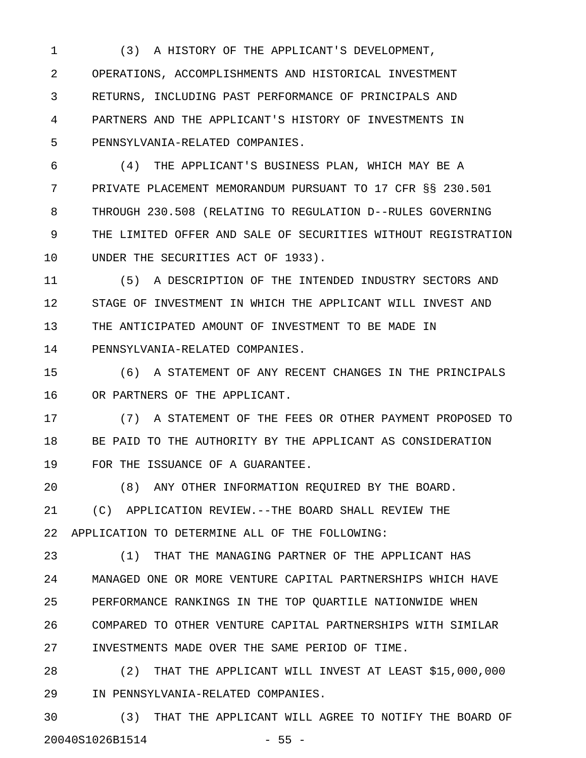(3) A HISTORY OF THE APPLICANT'S DEVELOPMENT, OPERATIONS, ACCOMPLISHMENTS AND HISTORICAL INVESTMENT RETURNS, INCLUDING PAST PERFORMANCE OF PRINCIPALS AND PARTNERS AND THE APPLICANT'S HISTORY OF INVESTMENTS IN PENNSYLVANIA-RELATED COMPANIES.

(4) THE APPLICANT'S BUSINESS PLAN, WHICH MAY BE A PRIVATE PLACEMENT MEMORANDUM PURSUANT TO 17 CFR §§ 230.501 THROUGH 230.508 (RELATING TO REGULATION D--RULES GOVERNING THE LIMITED OFFER AND SALE OF SECURITIES WITHOUT REGISTRATION UNDER THE SECURITIES ACT OF 1933).

(5) A DESCRIPTION OF THE INTENDED INDUSTRY SECTORS AND STAGE OF INVESTMENT IN WHICH THE APPLICANT WILL INVEST AND THE ANTICIPATED AMOUNT OF INVESTMENT TO BE MADE IN PENNSYLVANIA-RELATED COMPANIES.

(6) A STATEMENT OF ANY RECENT CHANGES IN THE PRINCIPALS OR PARTNERS OF THE APPLICANT.

(7) A STATEMENT OF THE FEES OR OTHER PAYMENT PROPOSED TO BE PAID TO THE AUTHORITY BY THE APPLICANT AS CONSIDERATION FOR THE ISSUANCE OF A GUARANTEE.

(8) ANY OTHER INFORMATION REQUIRED BY THE BOARD.

(C) APPLICATION REVIEW.--THE BOARD SHALL REVIEW THE APPLICATION TO DETERMINE ALL OF THE FOLLOWING:

(1) THAT THE MANAGING PARTNER OF THE APPLICANT HAS MANAGED ONE OR MORE VENTURE CAPITAL PARTNERSHIPS WHICH HAVE PERFORMANCE RANKINGS IN THE TOP QUARTILE NATIONWIDE WHEN COMPARED TO OTHER VENTURE CAPITAL PARTNERSHIPS WITH SIMILAR INVESTMENTS MADE OVER THE SAME PERIOD OF TIME.

(2) THAT THE APPLICANT WILL INVEST AT LEAST $15,000,000 IN PENNSYLVANIA-RELATED COMPANIES.

(3) THAT THE APPLICANT WILL AGREE TO NOTIFY THE BOARD OF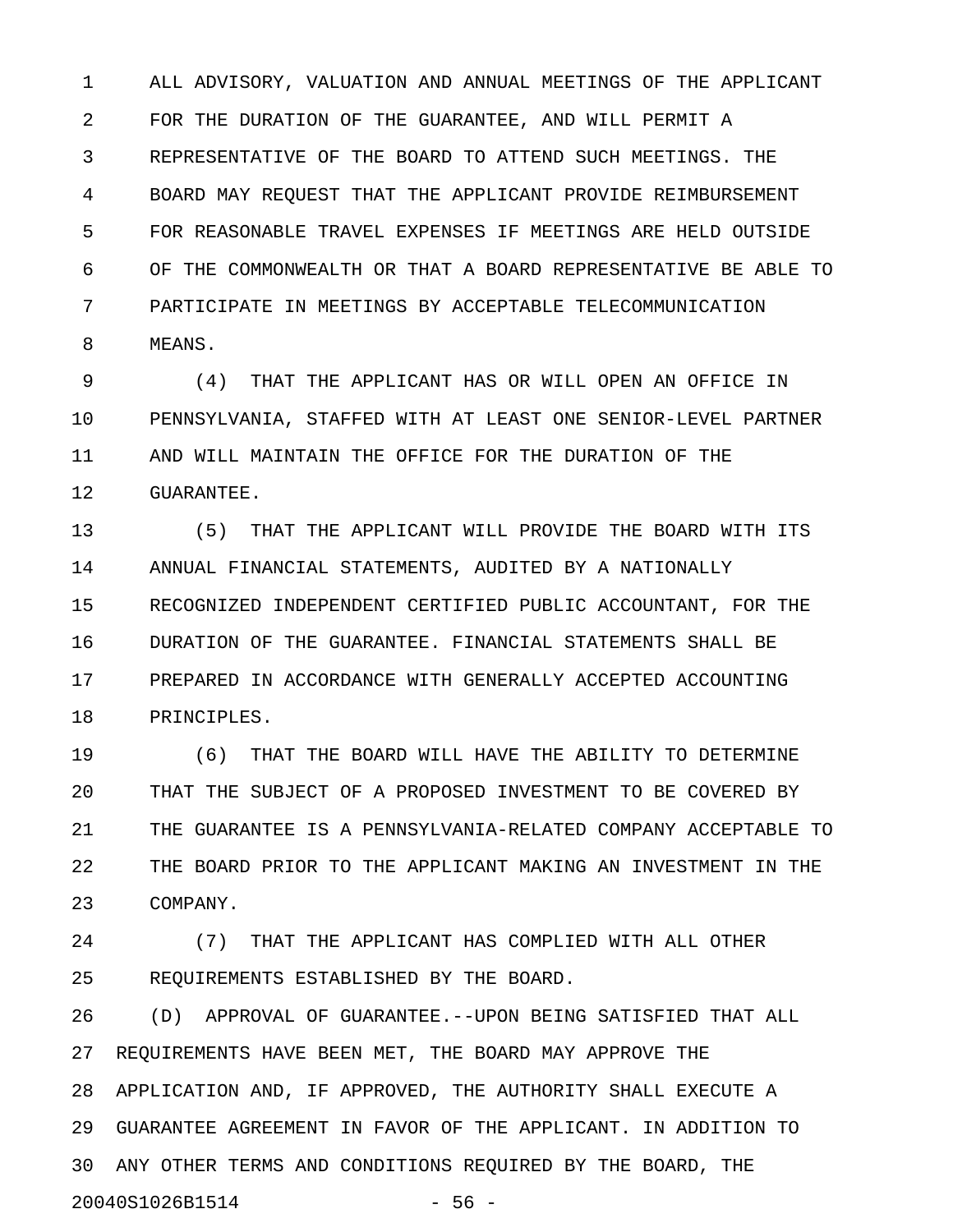ALL ADVISORY, VALUATION AND ANNUAL MEETINGS OF THE APPLICANT FOR THE DURATION OF THE GUARANTEE, AND WILL PERMIT A REPRESENTATIVE OF THE BOARD TO ATTEND SUCH MEETINGS. THE BOARD MAY REQUEST THAT THE APPLICANT PROVIDE REIMBURSEMENT FOR REASONABLE TRAVEL EXPENSES IF MEETINGS ARE HELD OUTSIDE OF THE COMMONWEALTH OR THAT A BOARD REPRESENTATIVE BE ABLE TO PARTICIPATE IN MEETINGS BY ACCEPTABLE TELECOMMUNICATION MEANS.

(4) THAT THE APPLICANT HAS OR WILL OPEN AN OFFICE IN PENNSYLVANIA, STAFFED WITH AT LEAST ONE SENIOR-LEVEL PARTNER AND WILL MAINTAIN THE OFFICE FOR THE DURATION OF THE GUARANTEE.

(5) THAT THE APPLICANT WILL PROVIDE THE BOARD WITH ITS ANNUAL FINANCIAL STATEMENTS, AUDITED BY A NATIONALLY RECOGNIZED INDEPENDENT CERTIFIED PUBLIC ACCOUNTANT, FOR THE DURATION OF THE GUARANTEE. FINANCIAL STATEMENTS SHALL BE PREPARED IN ACCORDANCE WITH GENERALLY ACCEPTED ACCOUNTING PRINCIPLES.

(6) THAT THE BOARD WILL HAVE THE ABILITY TO DETERMINE THAT THE SUBJECT OF A PROPOSED INVESTMENT TO BE COVERED BY THE GUARANTEE IS A PENNSYLVANIA-RELATED COMPANY ACCEPTABLE TO THE BOARD PRIOR TO THE APPLICANT MAKING AN INVESTMENT IN THE COMPANY.

(7) THAT THE APPLICANT HAS COMPLIED WITH ALL OTHER REQUIREMENTS ESTABLISHED BY THE BOARD.

(D) APPROVAL OF GUARANTEE.--UPON BEING SATISFIED THAT ALL REQUIREMENTS HAVE BEEN MET, THE BOARD MAY APPROVE THE APPLICATION AND, IF APPROVED, THE AUTHORITY SHALL EXECUTE A GUARANTEE AGREEMENT IN FAVOR OF THE APPLICANT. IN ADDITION TO ANY OTHER TERMS AND CONDITIONS REQUIRED BY THE BOARD, THE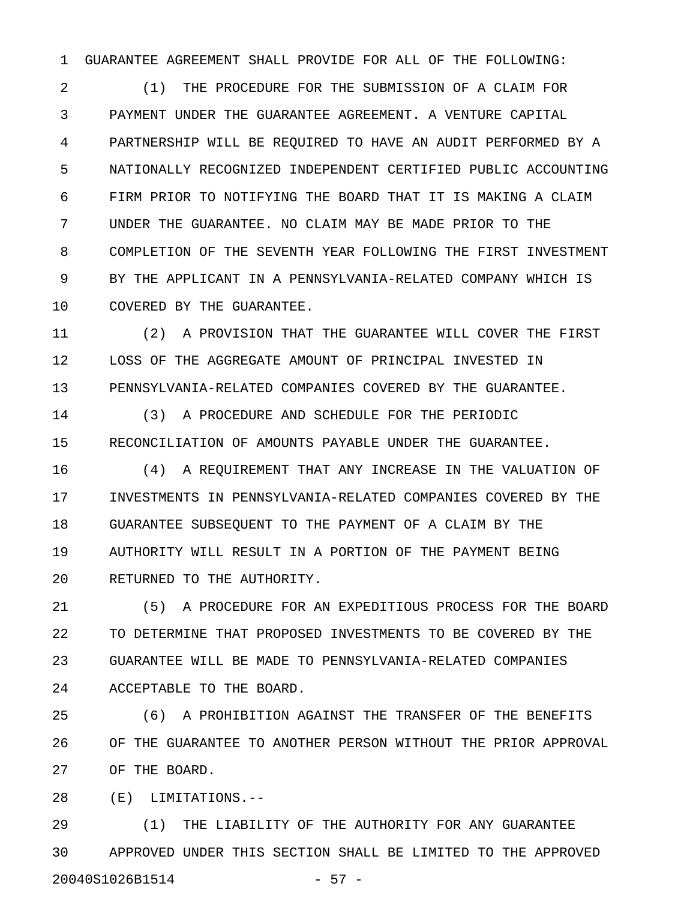GUARANTEE AGREEMENT SHALL PROVIDE FOR ALL OF THE FOLLOWING:

(1) THE PROCEDURE FOR THE SUBMISSION OF A CLAIM FOR PAYMENT UNDER THE GUARANTEE AGREEMENT. A VENTURE CAPITAL PARTNERSHIP WILL BE REQUIRED TO HAVE AN AUDIT PERFORMED BY A NATIONALLY RECOGNIZED INDEPENDENT CERTIFIED PUBLIC ACCOUNTING FIRM PRIOR TO NOTIFYING THE BOARD THAT IT IS MAKING A CLAIM UNDER THE GUARANTEE. NO CLAIM MAY BE MADE PRIOR TO THE COMPLETION OF THE SEVENTH YEAR FOLLOWING THE FIRST INVESTMENT BY THE APPLICANT IN A PENNSYLVANIA-RELATED COMPANY WHICH IS COVERED BY THE GUARANTEE.

(2) A PROVISION THAT THE GUARANTEE WILL COVER THE FIRST LOSS OF THE AGGREGATE AMOUNT OF PRINCIPAL INVESTED IN PENNSYLVANIA-RELATED COMPANIES COVERED BY THE GUARANTEE.

(3) A PROCEDURE AND SCHEDULE FOR THE PERIODIC RECONCILIATION OF AMOUNTS PAYABLE UNDER THE GUARANTEE.

(4) A REQUIREMENT THAT ANY INCREASE IN THE VALUATION OF INVESTMENTS IN PENNSYLVANIA-RELATED COMPANIES COVERED BY THE GUARANTEE SUBSEQUENT TO THE PAYMENT OF A CLAIM BY THE AUTHORITY WILL RESULT IN A PORTION OF THE PAYMENT BEING RETURNED TO THE AUTHORITY.

(5) A PROCEDURE FOR AN EXPEDITIOUS PROCESS FOR THE BOARD TO DETERMINE THAT PROPOSED INVESTMENTS TO BE COVERED BY THE GUARANTEE WILL BE MADE TO PENNSYLVANIA-RELATED COMPANIES ACCEPTABLE TO THE BOARD.

(6) A PROHIBITION AGAINST THE TRANSFER OF THE BENEFITS OF THE GUARANTEE TO ANOTHER PERSON WITHOUT THE PRIOR APPROVAL OF THE BOARD.

(E) LIMITATIONS.--

(1) THE LIABILITY OF THE AUTHORITY FOR ANY GUARANTEE APPROVED UNDER THIS SECTION SHALL BE LIMITED TO THE APPROVED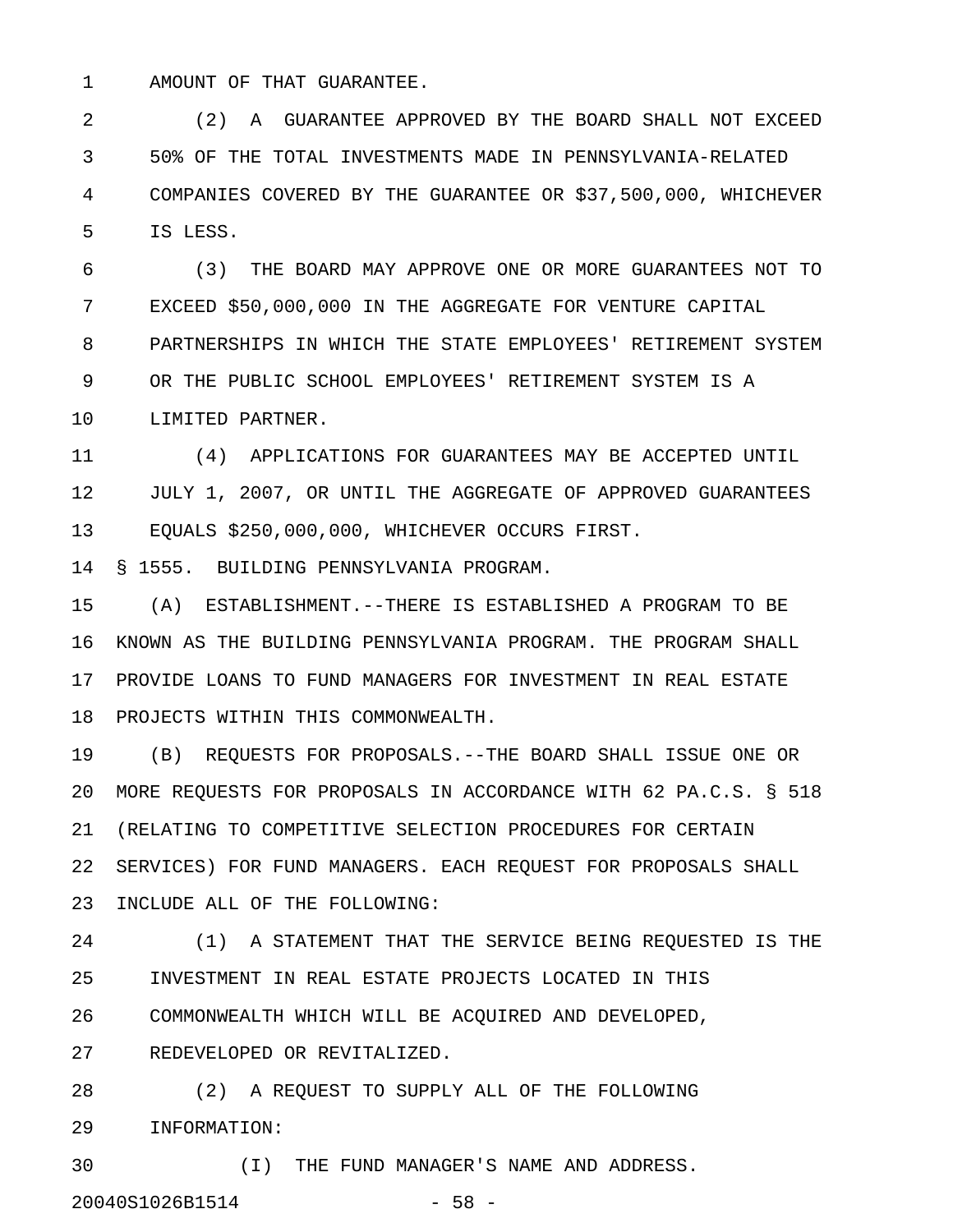AMOUNT OF THAT GUARANTEE.

(2) A GUARANTEE APPROVED BY THE BOARD SHALL NOT EXCEED 50% OF THE TOTAL INVESTMENTS MADE IN PENNSYLVANIA-RELATED COMPANIES COVERED BY THE GUARANTEE OR $37,500,000, WHICHEVER IS LESS.

(3) THE BOARD MAY APPROVE ONE OR MORE GUARANTEES NOT TO EXCEED $50,000,000 IN THE AGGREGATE FOR VENTURE CAPITAL PARTNERSHIPS IN WHICH THE STATE EMPLOYEES' RETIREMENT SYSTEM OR THE PUBLIC SCHOOL EMPLOYEES' RETIREMENT SYSTEM IS A LIMITED PARTNER.

(4) APPLICATIONS FOR GUARANTEES MAY BE ACCEPTED UNTIL JULY 1, 2007, OR UNTIL THE AGGREGATE OF APPROVED GUARANTEES EQUALS $250,000,000, WHICHEVER OCCURS FIRST.

§ 1555. BUILDING PENNSYLVANIA PROGRAM.

(A) ESTABLISHMENT.--THERE IS ESTABLISHED A PROGRAM TO BE KNOWN AS THE BUILDING PENNSYLVANIA PROGRAM. THE PROGRAM SHALL PROVIDE LOANS TO FUND MANAGERS FOR INVESTMENT IN REAL ESTATE PROJECTS WITHIN THIS COMMONWEALTH.

(B) REQUESTS FOR PROPOSALS.--THE BOARD SHALL ISSUE ONE OR MORE REQUESTS FOR PROPOSALS IN ACCORDANCE WITH 62 PA.C.S. § 518 (RELATING TO COMPETITIVE SELECTION PROCEDURES FOR CERTAIN SERVICES) FOR FUND MANAGERS. EACH REQUEST FOR PROPOSALS SHALL INCLUDE ALL OF THE FOLLOWING:

(1) A STATEMENT THAT THE SERVICE BEING REQUESTED IS THE INVESTMENT IN REAL ESTATE PROJECTS LOCATED IN THIS COMMONWEALTH WHICH WILL BE ACQUIRED AND DEVELOPED, REDEVELOPED OR REVITALIZED.

(2) A REQUEST TO SUPPLY ALL OF THE FOLLOWING INFORMATION:

(I) THE FUND MANAGER'S NAME AND ADDRESS.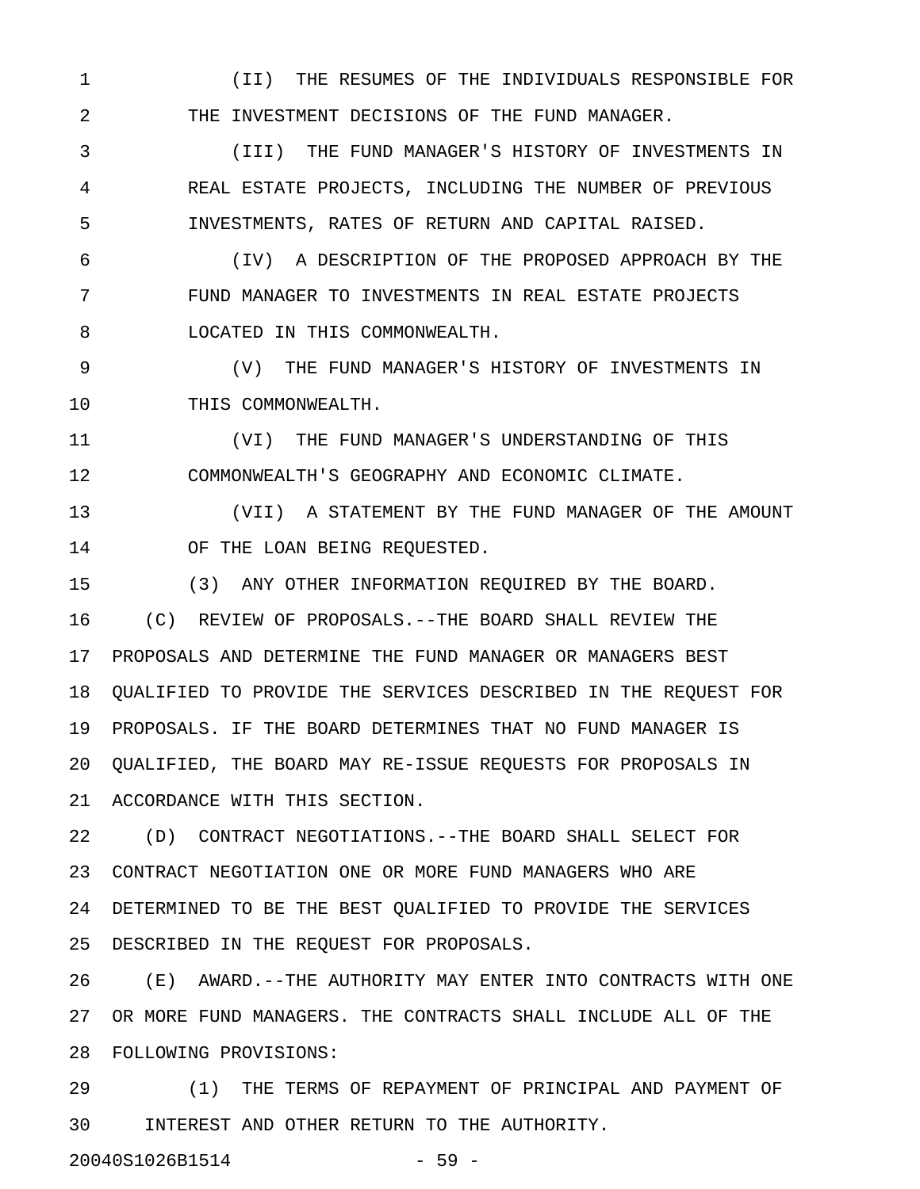(II) THE RESUMES OF THE INDIVIDUALS RESPONSIBLE FOR THE INVESTMENT DECISIONS OF THE FUND MANAGER.

(III) THE FUND MANAGER'S HISTORY OF INVESTMENTS IN REAL ESTATE PROJECTS, INCLUDING THE NUMBER OF PREVIOUS INVESTMENTS, RATES OF RETURN AND CAPITAL RAISED.

(IV) A DESCRIPTION OF THE PROPOSED APPROACH BY THE FUND MANAGER TO INVESTMENTS IN REAL ESTATE PROJECTS LOCATED IN THIS COMMONWEALTH.

(V) THE FUND MANAGER'S HISTORY OF INVESTMENTS IN THIS COMMONWEALTH.

(VI) THE FUND MANAGER'S UNDERSTANDING OF THIS COMMONWEALTH'S GEOGRAPHY AND ECONOMIC CLIMATE.

(VII) A STATEMENT BY THE FUND MANAGER OF THE AMOUNT OF THE LOAN BEING REQUESTED.

(3) ANY OTHER INFORMATION REQUIRED BY THE BOARD.

(C) REVIEW OF PROPOSALS.--THE BOARD SHALL REVIEW THE PROPOSALS AND DETERMINE THE FUND MANAGER OR MANAGERS BEST QUALIFIED TO PROVIDE THE SERVICES DESCRIBED IN THE REQUEST FOR PROPOSALS. IF THE BOARD DETERMINES THAT NO FUND MANAGER IS QUALIFIED, THE BOARD MAY RE-ISSUE REQUESTS FOR PROPOSALS IN ACCORDANCE WITH THIS SECTION.

(D) CONTRACT NEGOTIATIONS.--THE BOARD SHALL SELECT FOR CONTRACT NEGOTIATION ONE OR MORE FUND MANAGERS WHO ARE DETERMINED TO BE THE BEST QUALIFIED TO PROVIDE THE SERVICES DESCRIBED IN THE REQUEST FOR PROPOSALS.

(E) AWARD.--THE AUTHORITY MAY ENTER INTO CONTRACTS WITH ONE OR MORE FUND MANAGERS. THE CONTRACTS SHALL INCLUDE ALL OF THE FOLLOWING PROVISIONS:

(1) THE TERMS OF REPAYMENT OF PRINCIPAL AND PAYMENT OF INTEREST AND OTHER RETURN TO THE AUTHORITY.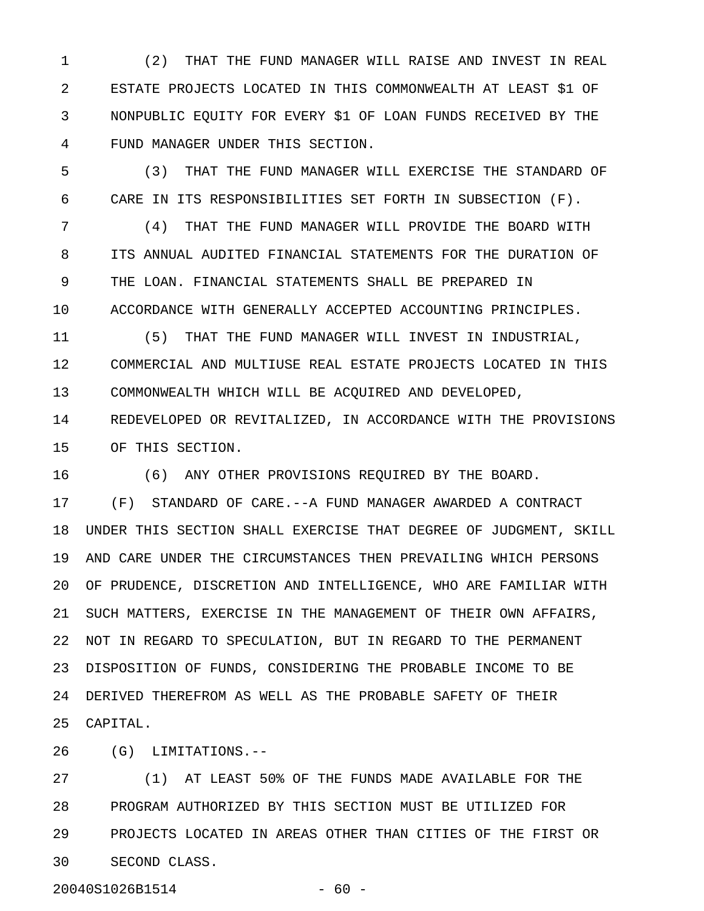(2) THAT THE FUND MANAGER WILL RAISE AND INVEST IN REAL ESTATE PROJECTS LOCATED IN THIS COMMONWEALTH AT LEAST $1 OF NONPUBLIC EQUITY FOR EVERY $1 OF LOAN FUNDS RECEIVED BY THE FUND MANAGER UNDER THIS SECTION.

(3) THAT THE FUND MANAGER WILL EXERCISE THE STANDARD OF CARE IN ITS RESPONSIBILITIES SET FORTH IN SUBSECTION (F).

(4) THAT THE FUND MANAGER WILL PROVIDE THE BOARD WITH ITS ANNUAL AUDITED FINANCIAL STATEMENTS FOR THE DURATION OF THE LOAN. FINANCIAL STATEMENTS SHALL BE PREPARED IN ACCORDANCE WITH GENERALLY ACCEPTED ACCOUNTING PRINCIPLES.

(5) THAT THE FUND MANAGER WILL INVEST IN INDUSTRIAL, COMMERCIAL AND MULTIUSE REAL ESTATE PROJECTS LOCATED IN THIS COMMONWEALTH WHICH WILL BE ACQUIRED AND DEVELOPED, REDEVELOPED OR REVITALIZED, IN ACCORDANCE WITH THE PROVISIONS OF THIS SECTION.

(6) ANY OTHER PROVISIONS REQUIRED BY THE BOARD.

(F) STANDARD OF CARE.--A FUND MANAGER AWARDED A CONTRACT UNDER THIS SECTION SHALL EXERCISE THAT DEGREE OF JUDGMENT, SKILL AND CARE UNDER THE CIRCUMSTANCES THEN PREVAILING WHICH PERSONS OF PRUDENCE, DISCRETION AND INTELLIGENCE, WHO ARE FAMILIAR WITH SUCH MATTERS, EXERCISE IN THE MANAGEMENT OF THEIR OWN AFFAIRS, NOT IN REGARD TO SPECULATION, BUT IN REGARD TO THE PERMANENT DISPOSITION OF FUNDS, CONSIDERING THE PROBABLE INCOME TO BE DERIVED THEREFROM AS WELL AS THE PROBABLE SAFETY OF THEIR CAPITAL.

(G) LIMITATIONS.--

(1) AT LEAST 50% OF THE FUNDS MADE AVAILABLE FOR THE PROGRAM AUTHORIZED BY THIS SECTION MUST BE UTILIZED FOR PROJECTS LOCATED IN AREAS OTHER THAN CITIES OF THE FIRST OR SECOND CLASS.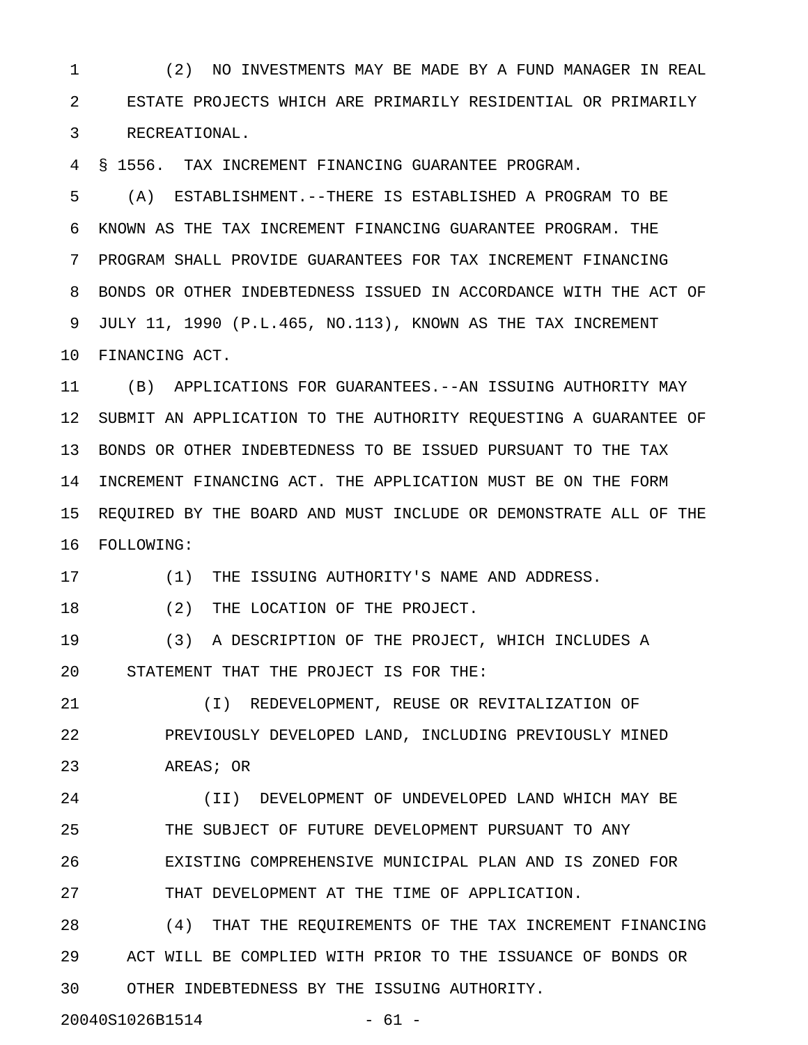(2) NO INVESTMENTS MAY BE MADE BY A FUND MANAGER IN REAL ESTATE PROJECTS WHICH ARE PRIMARILY RESIDENTIAL OR PRIMARILY RECREATIONAL.

§ 1556. TAX INCREMENT FINANCING GUARANTEE PROGRAM.

(A) ESTABLISHMENT.--THERE IS ESTABLISHED A PROGRAM TO BE KNOWN AS THE TAX INCREMENT FINANCING GUARANTEE PROGRAM. THE PROGRAM SHALL PROVIDE GUARANTEES FOR TAX INCREMENT FINANCING BONDS OR OTHER INDEBTEDNESS ISSUED IN ACCORDANCE WITH THE ACT OF JULY 11, 1990 (P.L.465, NO.113), KNOWN AS THE TAX INCREMENT FINANCING ACT.

(B) APPLICATIONS FOR GUARANTEES.--AN ISSUING AUTHORITY MAY SUBMIT AN APPLICATION TO THE AUTHORITY REQUESTING A GUARANTEE OF BONDS OR OTHER INDEBTEDNESS TO BE ISSUED PURSUANT TO THE TAX INCREMENT FINANCING ACT. THE APPLICATION MUST BE ON THE FORM REQUIRED BY THE BOARD AND MUST INCLUDE OR DEMONSTRATE ALL OF THE FOLLOWING:

(1) THE ISSUING AUTHORITY'S NAME AND ADDRESS.

(2) THE LOCATION OF THE PROJECT.

(3) A DESCRIPTION OF THE PROJECT, WHICH INCLUDES A STATEMENT THAT THE PROJECT IS FOR THE:

(I) REDEVELOPMENT, REUSE OR REVITALIZATION OF PREVIOUSLY DEVELOPED LAND, INCLUDING PREVIOUSLY MINED AREAS; OR

(II) DEVELOPMENT OF UNDEVELOPED LAND WHICH MAY BE THE SUBJECT OF FUTURE DEVELOPMENT PURSUANT TO ANY EXISTING COMPREHENSIVE MUNICIPAL PLAN AND IS ZONED FOR THAT DEVELOPMENT AT THE TIME OF APPLICATION.

(4) THAT THE REQUIREMENTS OF THE TAX INCREMENT FINANCING ACT WILL BE COMPLIED WITH PRIOR TO THE ISSUANCE OF BONDS OR OTHER INDEBTEDNESS BY THE ISSUING AUTHORITY.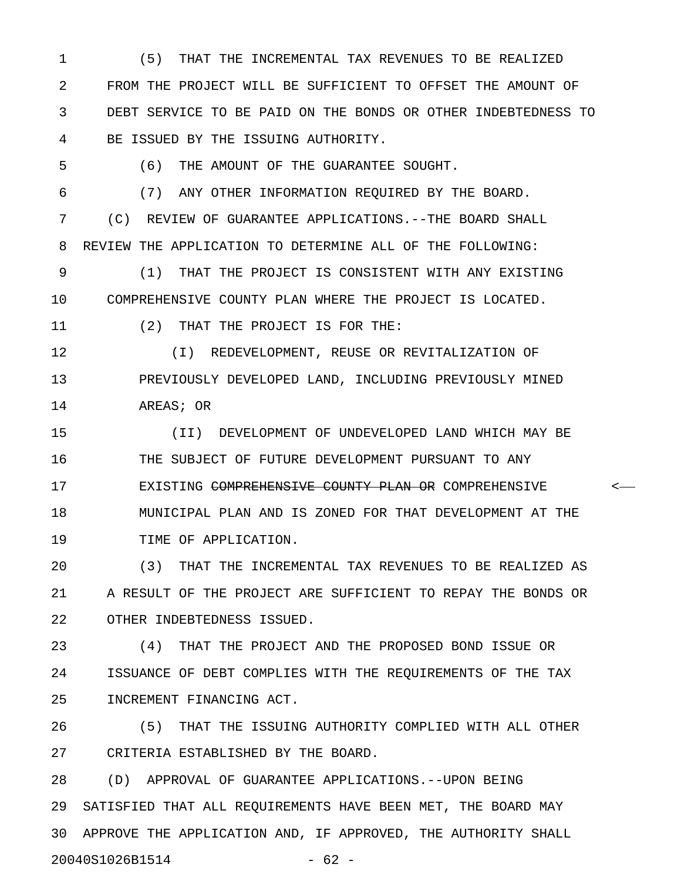(5) THAT THE INCREMENTAL TAX REVENUES TO BE REALIZED FROM THE PROJECT WILL BE SUFFICIENT TO OFFSET THE AMOUNT OF DEBT SERVICE TO BE PAID ON THE BONDS OR OTHER INDEBTEDNESS TO BE ISSUED BY THE ISSUING AUTHORITY.

(6) THE AMOUNT OF THE GUARANTEE SOUGHT.

(7) ANY OTHER INFORMATION REQUIRED BY THE BOARD.

(C) REVIEW OF GUARANTEE APPLICATIONS.--THE BOARD SHALL REVIEW THE APPLICATION TO DETERMINE ALL OF THE FOLLOWING:

(1) THAT THE PROJECT IS CONSISTENT WITH ANY EXISTING COMPREHENSIVE COUNTY PLAN WHERE THE PROJECT IS LOCATED.

(2) THAT THE PROJECT IS FOR THE:

(I) REDEVELOPMENT, REUSE OR REVITALIZATION OF PREVIOUSLY DEVELOPED LAND, INCLUDING PREVIOUSLY MINED AREAS; OR

(II) DEVELOPMENT OF UNDEVELOPED LAND WHICH MAY BE THE SUBJECT OF FUTURE DEVELOPMENT PURSUANT TO ANY EXISTING ~~COMPREHENSIVE COUNTY PLAN OR~~ COMPREHENSIVE MUNICIPAL PLAN AND IS ZONED FOR THAT DEVELOPMENT AT THE TIME OF APPLICATION.

(3) THAT THE INCREMENTAL TAX REVENUES TO BE REALIZED AS A RESULT OF THE PROJECT ARE SUFFICIENT TO REPAY THE BONDS OR OTHER INDEBTEDNESS ISSUED.

(4) THAT THE PROJECT AND THE PROPOSED BOND ISSUE OR ISSUANCE OF DEBT COMPLIES WITH THE REQUIREMENTS OF THE TAX INCREMENT FINANCING ACT.

(5) THAT THE ISSUING AUTHORITY COMPLIED WITH ALL OTHER CRITERIA ESTABLISHED BY THE BOARD.

(D) APPROVAL OF GUARANTEE APPLICATIONS.--UPON BEING SATISFIED THAT ALL REQUIREMENTS HAVE BEEN MET, THE BOARD MAY APPROVE THE APPLICATION AND, IF APPROVED, THE AUTHORITY SHALL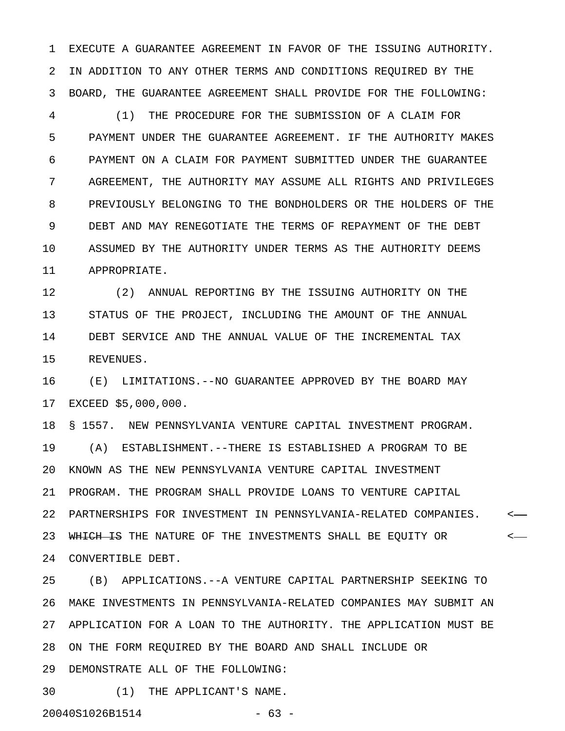EXECUTE A GUARANTEE AGREEMENT IN FAVOR OF THE ISSUING AUTHORITY. IN ADDITION TO ANY OTHER TERMS AND CONDITIONS REQUIRED BY THE BOARD, THE GUARANTEE AGREEMENT SHALL PROVIDE FOR THE FOLLOWING:

(1) THE PROCEDURE FOR THE SUBMISSION OF A CLAIM FOR PAYMENT UNDER THE GUARANTEE AGREEMENT. IF THE AUTHORITY MAKES PAYMENT ON A CLAIM FOR PAYMENT SUBMITTED UNDER THE GUARANTEE AGREEMENT, THE AUTHORITY MAY ASSUME ALL RIGHTS AND PRIVILEGES PREVIOUSLY BELONGING TO THE BONDHOLDERS OR THE HOLDERS OF THE DEBT AND MAY RENEGOTIATE THE TERMS OF REPAYMENT OF THE DEBT ASSUMED BY THE AUTHORITY UNDER TERMS AS THE AUTHORITY DEEMS APPROPRIATE.

(2) ANNUAL REPORTING BY THE ISSUING AUTHORITY ON THE STATUS OF THE PROJECT, INCLUDING THE AMOUNT OF THE ANNUAL DEBT SERVICE AND THE ANNUAL VALUE OF THE INCREMENTAL TAX REVENUES.

(E) LIMITATIONS.--NO GUARANTEE APPROVED BY THE BOARD MAY EXCEED $5,000,000.

§ 1557. NEW PENNSYLVANIA VENTURE CAPITAL INVESTMENT PROGRAM.

(A) ESTABLISHMENT.--THERE IS ESTABLISHED A PROGRAM TO BE KNOWN AS THE NEW PENNSYLVANIA VENTURE CAPITAL INVESTMENT PROGRAM. THE PROGRAM SHALL PROVIDE LOANS TO VENTURE CAPITAL PARTNERSHIPS FOR INVESTMENT IN PENNSYLVANIA-RELATED COMPANIES. ~~WHICH IS~~ THE NATURE OF THE INVESTMENTS SHALL BE EQUITY OR CONVERTIBLE DEBT.

(B) APPLICATIONS.--A VENTURE CAPITAL PARTNERSHIP SEEKING TO MAKE INVESTMENTS IN PENNSYLVANIA-RELATED COMPANIES MAY SUBMIT AN APPLICATION FOR A LOAN TO THE AUTHORITY. THE APPLICATION MUST BE ON THE FORM REQUIRED BY THE BOARD AND SHALL INCLUDE OR DEMONSTRATE ALL OF THE FOLLOWING:

(1) THE APPLICANT'S NAME.

20040S1026B1514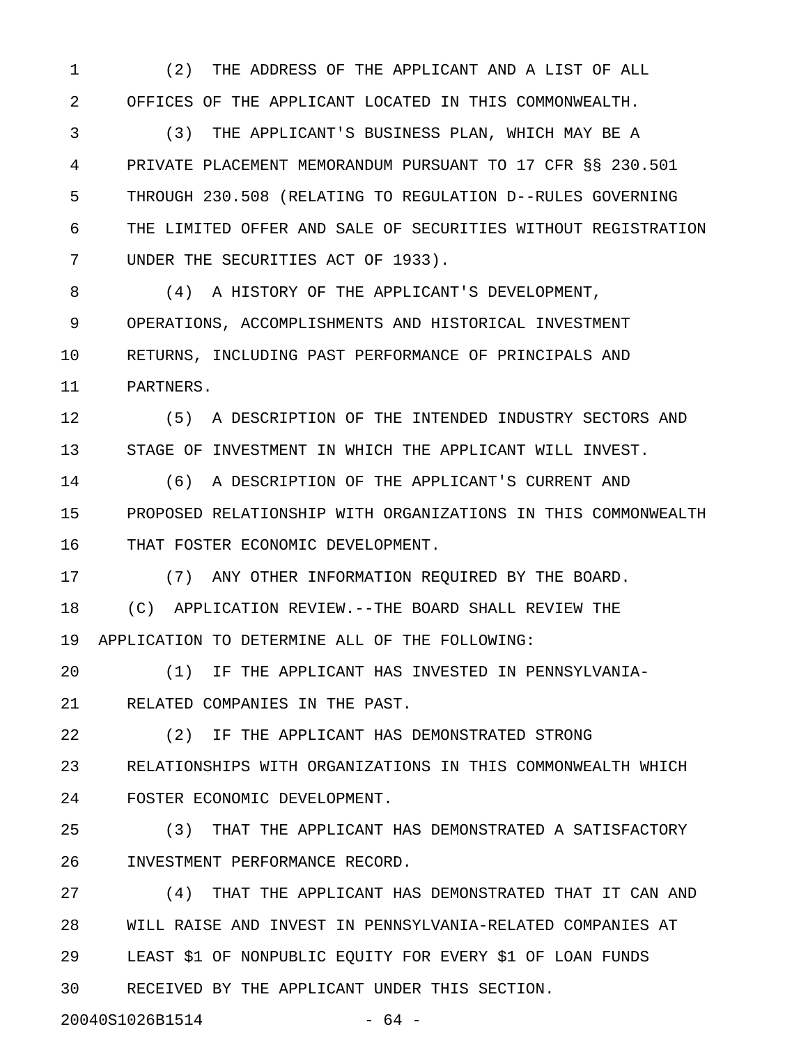(2) THE ADDRESS OF THE APPLICANT AND A LIST OF ALL OFFICES OF THE APPLICANT LOCATED IN THIS COMMONWEALTH.

(3) THE APPLICANT'S BUSINESS PLAN, WHICH MAY BE A PRIVATE PLACEMENT MEMORANDUM PURSUANT TO 17 CFR §§ 230.501 THROUGH 230.508 (RELATING TO REGULATION D--RULES GOVERNING THE LIMITED OFFER AND SALE OF SECURITIES WITHOUT REGISTRATION UNDER THE SECURITIES ACT OF 1933).

(4) A HISTORY OF THE APPLICANT'S DEVELOPMENT, OPERATIONS, ACCOMPLISHMENTS AND HISTORICAL INVESTMENT RETURNS, INCLUDING PAST PERFORMANCE OF PRINCIPALS AND PARTNERS.

(5) A DESCRIPTION OF THE INTENDED INDUSTRY SECTORS AND STAGE OF INVESTMENT IN WHICH THE APPLICANT WILL INVEST.

(6) A DESCRIPTION OF THE APPLICANT'S CURRENT AND PROPOSED RELATIONSHIP WITH ORGANIZATIONS IN THIS COMMONWEALTH THAT FOSTER ECONOMIC DEVELOPMENT.

(7) ANY OTHER INFORMATION REQUIRED BY THE BOARD.

(C) APPLICATION REVIEW.--THE BOARD SHALL REVIEW THE APPLICATION TO DETERMINE ALL OF THE FOLLOWING:

(1) IF THE APPLICANT HAS INVESTED IN PENNSYLVANIA-RELATED COMPANIES IN THE PAST.

(2) IF THE APPLICANT HAS DEMONSTRATED STRONG RELATIONSHIPS WITH ORGANIZATIONS IN THIS COMMONWEALTH WHICH FOSTER ECONOMIC DEVELOPMENT.

(3) THAT THE APPLICANT HAS DEMONSTRATED A SATISFACTORY INVESTMENT PERFORMANCE RECORD.

(4) THAT THE APPLICANT HAS DEMONSTRATED THAT IT CAN AND WILL RAISE AND INVEST IN PENNSYLVANIA-RELATED COMPANIES AT LEAST $1 OF NONPUBLIC EQUITY FOR EVERY $1 OF LOAN FUNDS RECEIVED BY THE APPLICANT UNDER THIS SECTION.

20040S1026B1514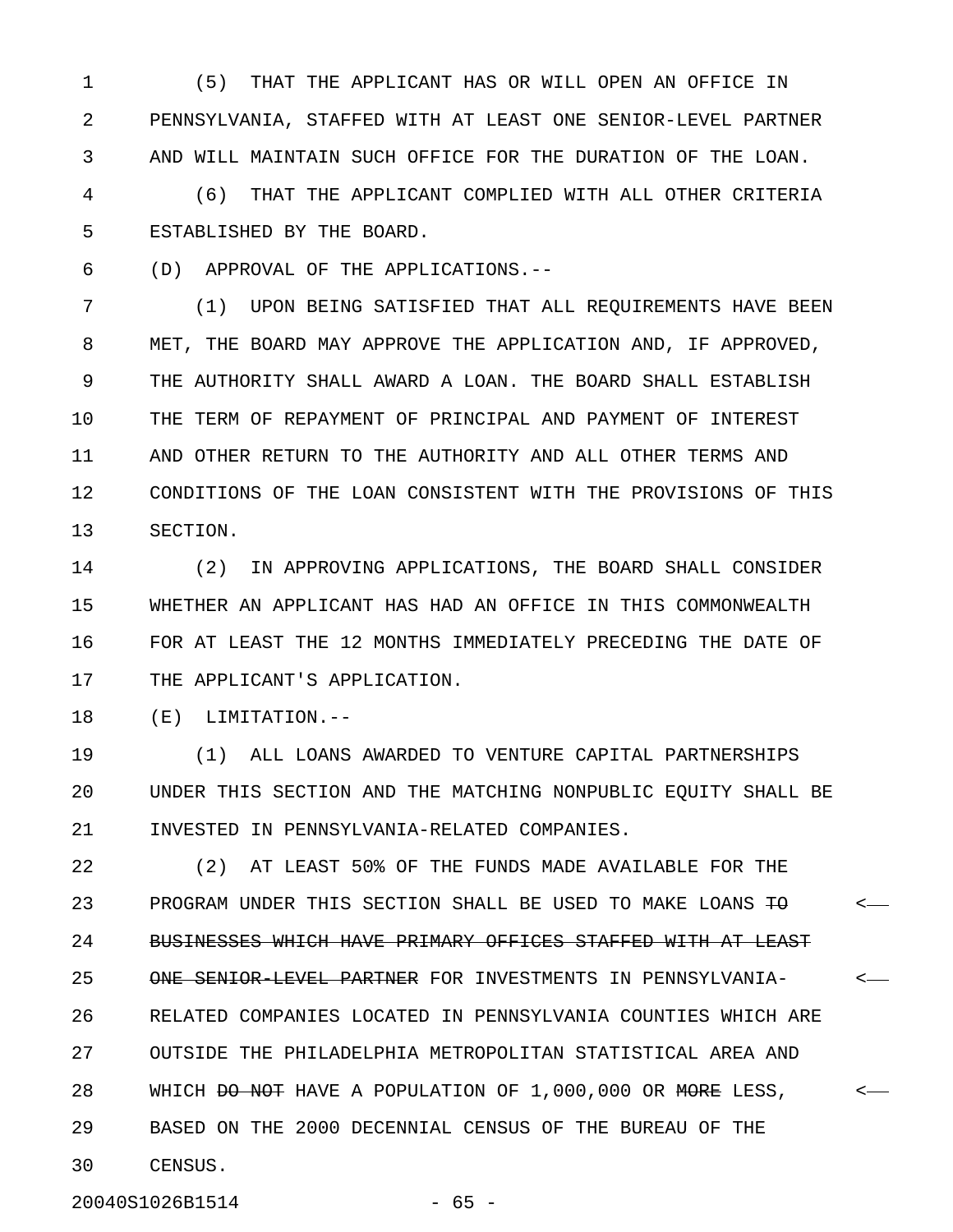(5) THAT THE APPLICANT HAS OR WILL OPEN AN OFFICE IN PENNSYLVANIA, STAFFED WITH AT LEAST ONE SENIOR-LEVEL PARTNER AND WILL MAINTAIN SUCH OFFICE FOR THE DURATION OF THE LOAN.

(6) THAT THE APPLICANT COMPLIED WITH ALL OTHER CRITERIA ESTABLISHED BY THE BOARD.

(D) APPROVAL OF THE APPLICATIONS.--

(1) UPON BEING SATISFIED THAT ALL REQUIREMENTS HAVE BEEN MET, THE BOARD MAY APPROVE THE APPLICATION AND, IF APPROVED, THE AUTHORITY SHALL AWARD A LOAN. THE BOARD SHALL ESTABLISH THE TERM OF REPAYMENT OF PRINCIPAL AND PAYMENT OF INTEREST AND OTHER RETURN TO THE AUTHORITY AND ALL OTHER TERMS AND CONDITIONS OF THE LOAN CONSISTENT WITH THE PROVISIONS OF THIS SECTION.

(2) IN APPROVING APPLICATIONS, THE BOARD SHALL CONSIDER WHETHER AN APPLICANT HAS HAD AN OFFICE IN THIS COMMONWEALTH FOR AT LEAST THE 12 MONTHS IMMEDIATELY PRECEDING THE DATE OF THE APPLICANT'S APPLICATION.

(E) LIMITATION.--

(1) ALL LOANS AWARDED TO VENTURE CAPITAL PARTNERSHIPS UNDER THIS SECTION AND THE MATCHING NONPUBLIC EQUITY SHALL BE INVESTED IN PENNSYLVANIA-RELATED COMPANIES.

(2) AT LEAST 50% OF THE FUNDS MADE AVAILABLE FOR THE PROGRAM UNDER THIS SECTION SHALL BE USED TO MAKE LOANS ~~TO BUSINESSES WHICH HAVE PRIMARY OFFICES STAFFED WITH AT LEAST ONE SENIOR-LEVEL PARTNER~~ FOR INVESTMENTS IN PENNSYLVANIA-RELATED COMPANIES LOCATED IN PENNSYLVANIA COUNTIES WHICH ARE OUTSIDE THE PHILADELPHIA METROPOLITAN STATISTICAL AREA AND WHICH ~~DO NOT~~ HAVE A POPULATION OF 1,000,000 OR ~~MORE~~ LESS, BASED ON THE 2000 DECENNIAL CENSUS OF THE BUREAU OF THE CENSUS.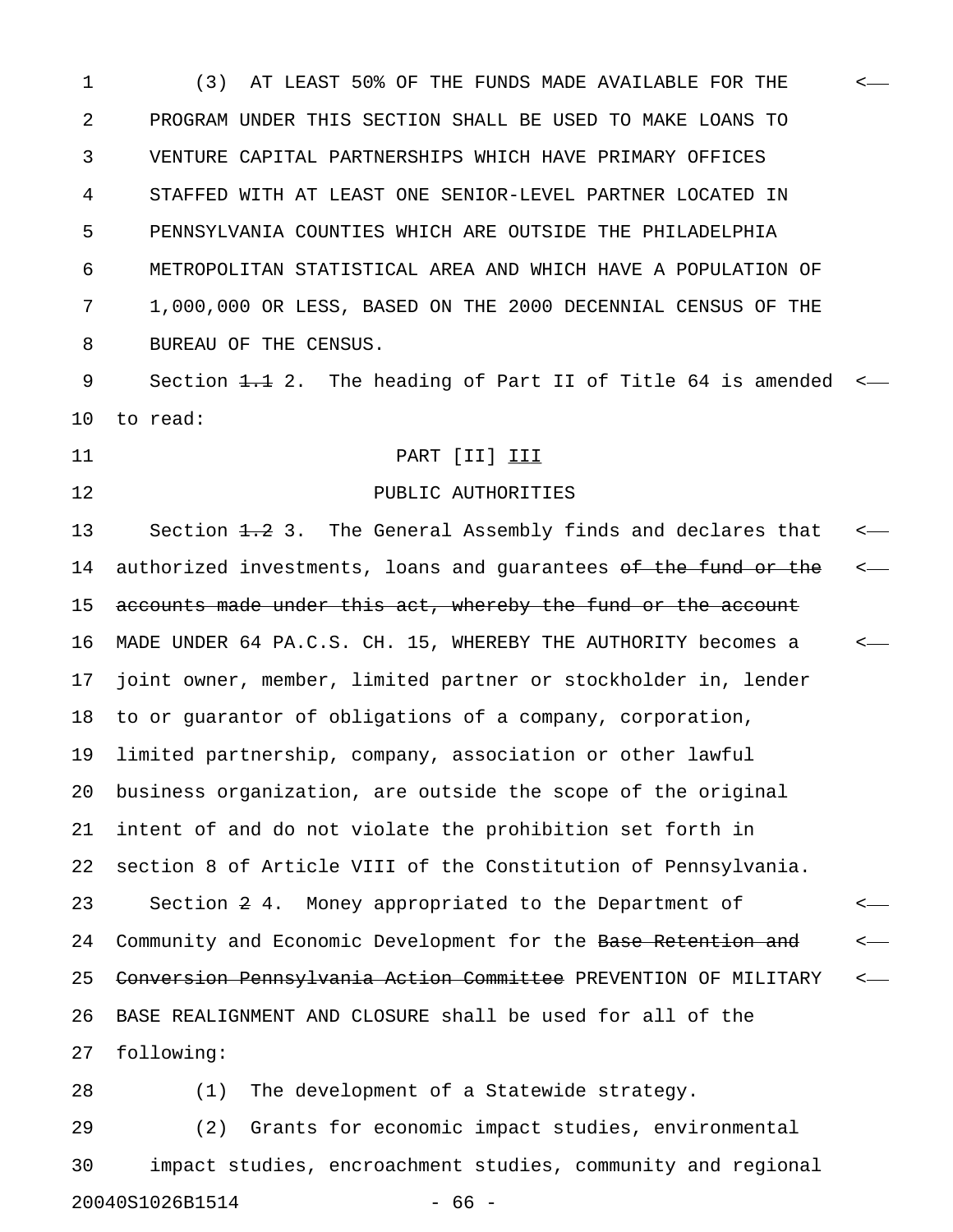(3) AT LEAST 50% OF THE FUNDS MADE AVAILABLE FOR THE PROGRAM UNDER THIS SECTION SHALL BE USED TO MAKE LOANS TO VENTURE CAPITAL PARTNERSHIPS WHICH HAVE PRIMARY OFFICES STAFFED WITH AT LEAST ONE SENIOR-LEVEL PARTNER LOCATED IN PENNSYLVANIA COUNTIES WHICH ARE OUTSIDE THE PHILADELPHIA METROPOLITAN STATISTICAL AREA AND WHICH HAVE A POPULATION OF 1,000,000 OR LESS, BASED ON THE 2000 DECENNIAL CENSUS OF THE BUREAU OF THE CENSUS.

Section ~~1.1~~ 2. The heading of Part II of Title 64 is amended to read:

PART [II] III

PUBLIC AUTHORITIES

Section ~~1.2~~ 3. The General Assembly finds and declares that authorized investments, loans and guarantees ~~of the fund or the accounts made under this act, whereby the fund or the account~~ MADE UNDER 64 PA.C.S. CH. 15, WHEREBY THE AUTHORITY becomes a joint owner, member, limited partner or stockholder in, lender to or guarantor of obligations of a company, corporation, limited partnership, company, association or other lawful business organization, are outside the scope of the original intent of and do not violate the prohibition set forth in section 8 of Article VIII of the Constitution of Pennsylvania.

Section ~~2~~ 4. Money appropriated to the Department of Community and Economic Development for the ~~Base Retention and Conversion Pennsylvania Action Committee~~ PREVENTION OF MILITARY BASE REALIGNMENT AND CLOSURE shall be used for all of the following:

(1) The development of a Statewide strategy.

(2) Grants for economic impact studies, environmental impact studies, encroachment studies, community and regional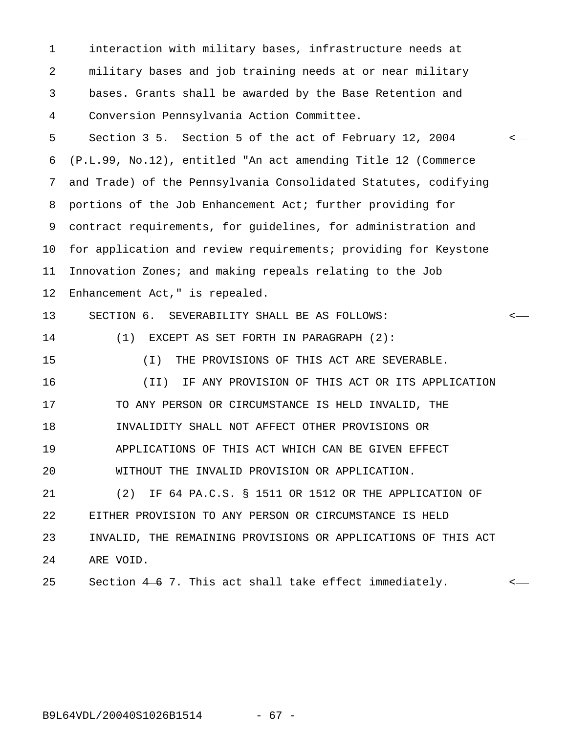interaction with military bases, infrastructure needs at military bases and job training needs at or near military bases. Grants shall be awarded by the Base Retention and Conversion Pennsylvania Action Committee.

Section ~~3~~ 5. Section 5 of the act of February 12, 2004 (P.L.99, No.12), entitled "An act amending Title 12 (Commerce and Trade) of the Pennsylvania Consolidated Statutes, codifying portions of the Job Enhancement Act; further providing for contract requirements, for guidelines, for administration and for application and review requirements; providing for Keystone Innovation Zones; and making repeals relating to the Job Enhancement Act," is repealed.

SECTION 6. SEVERABILITY SHALL BE AS FOLLOWS:

(1) EXCEPT AS SET FORTH IN PARAGRAPH (2):

(I) THE PROVISIONS OF THIS ACT ARE SEVERABLE.

(II) IF ANY PROVISION OF THIS ACT OR ITS APPLICATION TO ANY PERSON OR CIRCUMSTANCE IS HELD INVALID, THE INVALIDITY SHALL NOT AFFECT OTHER PROVISIONS OR APPLICATIONS OF THIS ACT WHICH CAN BE GIVEN EFFECT WITHOUT THE INVALID PROVISION OR APPLICATION.

(2) IF 64 PA.C.S. § 1511 OR 1512 OR THE APPLICATION OF EITHER PROVISION TO ANY PERSON OR CIRCUMSTANCE IS HELD INVALID, THE REMAINING PROVISIONS OR APPLICATIONS OF THIS ACT ARE VOID.

Section ~~4~~ ~~6~~ 7. This act shall take effect immediately.